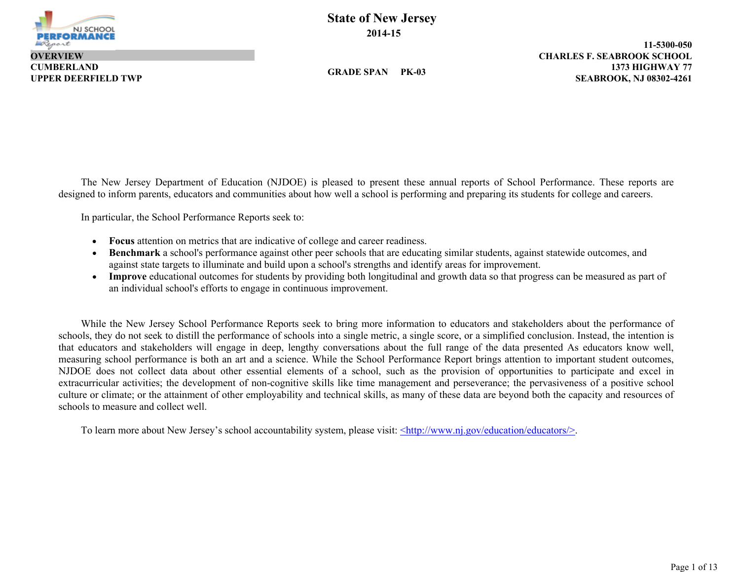# State of New Jersey

**2014-15**

**OVERVIEW**
**CUMBERLAND**
**UPPER DEERFIELD TWP**

**GRADE SPAN PK-03**

**11-5300-050**
**CHARLES F. SEABROOK SCHOOL**
**1373 HIGHWAY 77**
**SEABROOK, NJ 08302-4261**

The New Jersey Department of Education (NJDOE) is pleased to present these annual reports of School Performance. These reports are designed to inform parents, educators and communities about how well a school is performing and preparing its students for college and careers.

In particular, the School Performance Reports seek to:

- **Focus** attention on metrics that are indicative of college and career readiness.
- **Benchmark** a school's performance against other peer schools that are educating similar students, against statewide outcomes, and against state targets to illuminate and build upon a school's strengths and identify areas for improvement.
- **Improve** educational outcomes for students by providing both longitudinal and growth data so that progress can be measured as part of an individual school's efforts to engage in continuous improvement.

While the New Jersey School Performance Reports seek to bring more information to educators and stakeholders about the performance of schools, they do not seek to distill the performance of schools into a single metric, a single score, or a simplified conclusion. Instead, the intention is that educators and stakeholders will engage in deep, lengthy conversations about the full range of the data presented As educators know well, measuring school performance is both an art and a science. While the School Performance Report brings attention to important student outcomes, NJDOE does not collect data about other essential elements of a school, such as the provision of opportunities to participate and excel in extracurricular activities; the development of non-cognitive skills like time management and perseverance; the pervasiveness of a positive school culture or climate; or the attainment of other employability and technical skills, as many of these data are beyond both the capacity and resources of schools to measure and collect well.

To learn more about New Jersey's school accountability system, please visit: <http://www.nj.gov/education/educators/>.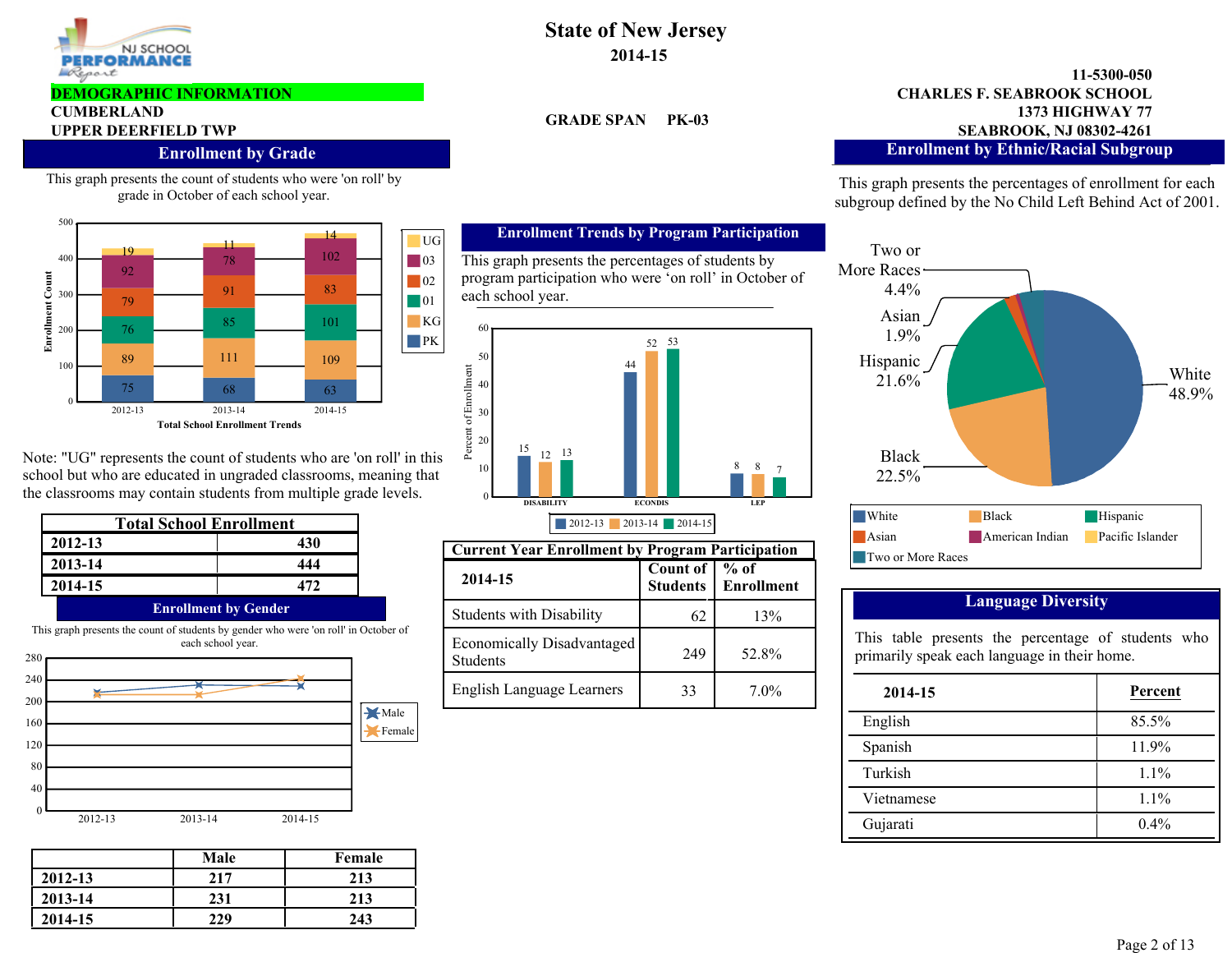# State of New Jersey

**2014-15**

**DEMOGRAPHIC INFORMATION**

**CUMBERLAND**

**UPPER DEERFIELD TWP**

**GRADE SPAN PK-03**

**11-5300-050**

**CHARLES F. SEABROOK SCHOOL**

**1373 HIGHWAY 77**

**SEABROOK, NJ 08302-4261**

## Enrollment by Grade

This graph presents the count of students who were 'on roll' by grade in October of each school year.

**Total School Enrollment Trends**

| Grade | 2012-13 | 2013-14 | 2014-15 |
|---|---|---|---|
| PK | 75 | 68 | 63 |
| KG | 89 | 111 | 109 |
| 01 | 76 | 85 | 101 |
| 02 | 79 | 91 | 83 |
| 03 | 92 | 78 | 102 |
| UG | 19 | 11 | 14 |

Note: "UG" represents the count of students who are 'on roll' in this school but who are educated in ungraded classrooms, meaning that the classrooms may contain students from multiple grade levels.

| Total School Enrollment | |
|---|---|
| 2012-13 | 430 |
| 2013-14 | 444 |
| 2014-15 | 472 |

## Enrollment by Gender

This graph presents the count of students by gender who were 'on roll' in October of each school year.

| | Male | Female |
|---|---|---|
| 2012-13 | 217 | 213 |
| 2013-14 | 231 | 213 |
| 2014-15 | 229 | 243 |

## Enrollment Trends by Program Participation

This graph presents the percentages of students by program participation who were 'on roll' in October of each school year.

| | 2012-13 | 2013-14 | 2014-15 |
|---|---|---|---|
| DISABILITY | 15 | 12 | 13 |
| ECONDIS | 44 | 52 | 53 |
| LEP | 8 | 8 | 7 |

| Current Year Enrollment by Program Participation | | |
|---|---|---|
| **2014-15** | **Count of Students** | **% of Enrollment** |
| Students with Disability | 62 | 13% |
| Economically Disadvantaged Students | 249 | 52.8% |
| English Language Learners | 33 | 7.0% |

## Enrollment by Ethnic/Racial Subgroup

This graph presents the percentages of enrollment for each subgroup defined by the No Child Left Behind Act of 2001.

| Subgroup | Percent |
|---|---|
| White | 48.9% |
| Black | 22.5% |
| Hispanic | 21.6% |
| Asian | 1.9% |
| Two or More Races | 4.4% |

## Language Diversity

This table presents the percentage of students who primarily speak each language in their home.

| 2014-15 | Percent |
|---|---|
| English | 85.5% |
| Spanish | 11.9% |
| Turkish | 1.1% |
| Vietnamese | 1.1% |
| Gujarati | 0.4% |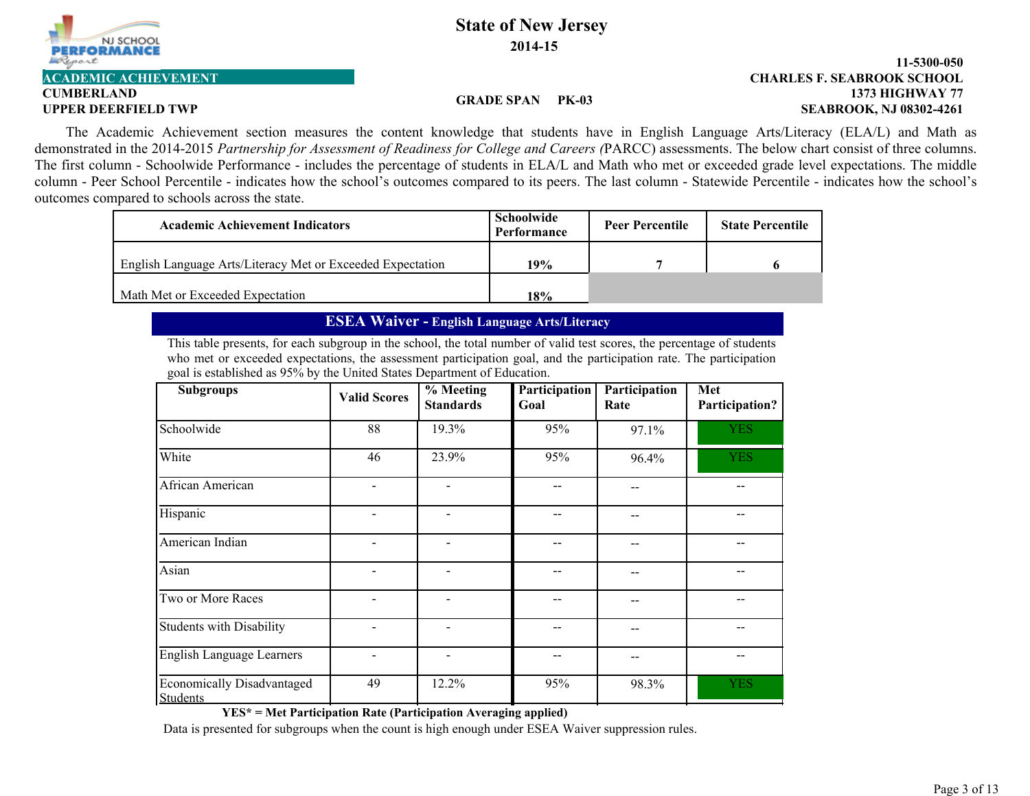# State of New Jersey

**2014-15**

**ACADEMIC ACHIEVEMENT**

**CUMBERLAND**
**UPPER DEERFIELD TWP**

**GRADE SPAN PK-03**

**11-5300-050**
**CHARLES F. SEABROOK SCHOOL**
**1373 HIGHWAY 77**
**SEABROOK, NJ 08302-4261**

The Academic Achievement section measures the content knowledge that students have in English Language Arts/Literacy (ELA/L) and Math as demonstrated in the 2014-2015 *Partnership for Assessment of Readiness for College and Careers (*PARCC) assessments. The below chart consist of three columns. The first column - Schoolwide Performance - includes the percentage of students in ELA/L and Math who met or exceeded grade level expectations. The middle column - Peer School Percentile - indicates how the school's outcomes compared to its peers. The last column - Statewide Percentile - indicates how the school's outcomes compared to schools across the state.

| Academic Achievement Indicators | Schoolwide Performance | Peer Percentile | State Percentile |
|---|---|---|---|
| English Language Arts/Literacy Met or Exceeded Expectation | 19% | 7 | 6 |
| Math Met or Exceeded Expectation | 18% | | |

## ESEA Waiver - English Language Arts/Literacy

This table presents, for each subgroup in the school, the total number of valid test scores, the percentage of students who met or exceeded expectations, the assessment participation goal, and the participation rate. The participation goal is established as 95% by the United States Department of Education.

| Subgroups | Valid Scores | % Meeting Standards | Participation Goal | Participation Rate | Met Participation? |
|---|---|---|---|---|---|
| Schoolwide | 88 | 19.3% | 95% | 97.1% | YES |
| White | 46 | 23.9% | 95% | 96.4% | YES |
| African American | - | - | -- | -- | -- |
| Hispanic | - | - | -- | -- | -- |
| American Indian | - | - | -- | -- | -- |
| Asian | - | - | -- | -- | -- |
| Two or More Races | - | - | -- | -- | -- |
| Students with Disability | - | - | -- | -- | -- |
| English Language Learners | - | - | -- | -- | -- |
| Economically Disadvantaged Students | 49 | 12.2% | 95% | 98.3% | YES |

**YES* = Met Participation Rate (Participation Averaging applied)**

Data is presented for subgroups when the count is high enough under ESEA Waiver suppression rules.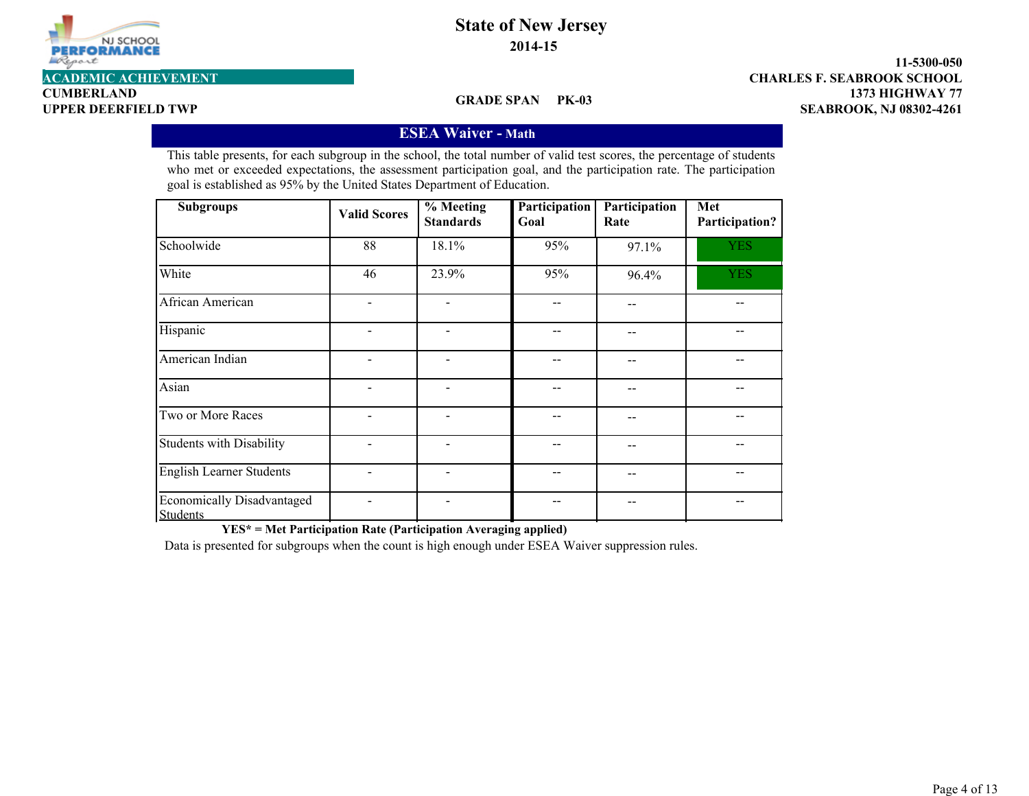# State of New Jersey

**2014-15**

**ACADEMIC ACHIEVEMENT**

**CUMBERLAND**
**UPPER DEERFIELD TWP**

**GRADE SPAN PK-03**

**11-5300-050**
**CHARLES F. SEABROOK SCHOOL**
**1373 HIGHWAY 77**
**SEABROOK, NJ 08302-4261**

## ESEA Waiver - Math

This table presents, for each subgroup in the school, the total number of valid test scores, the percentage of students who met or exceeded expectations, the assessment participation goal, and the participation rate. The participation goal is established as 95% by the United States Department of Education.

| Subgroups | Valid Scores | % Meeting Standards | Participation Goal | Participation Rate | Met Participation? |
|---|---|---|---|---|---|
| Schoolwide | 88 | 18.1% | 95% | 97.1% | YES |
| White | 46 | 23.9% | 95% | 96.4% | YES |
| African American | - | - | -- | -- | -- |
| Hispanic | - | - | -- | -- | -- |
| American Indian | - | - | -- | -- | -- |
| Asian | - | - | -- | -- | -- |
| Two or More Races | - | - | -- | -- | -- |
| Students with Disability | - | - | -- | -- | -- |
| English Learner Students | - | - | -- | -- | -- |
| Economically Disadvantaged Students | - | - | -- | -- | -- |

**YES* = Met Participation Rate (Participation Averaging applied)**

Data is presented for subgroups when the count is high enough under ESEA Waiver suppression rules.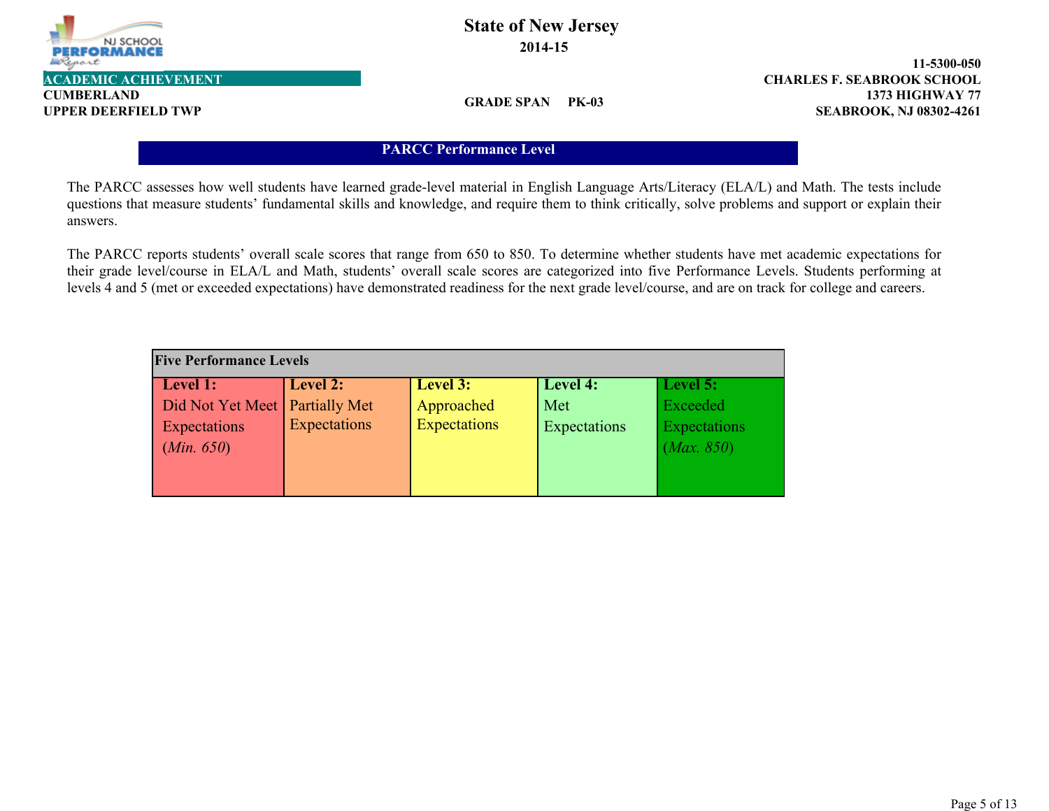# State of New Jersey

**2014-15**

**ACADEMIC ACHIEVEMENT**

**CUMBERLAND**

**UPPER DEERFIELD TWP**

**GRADE SPAN PK-03**

**11-5300-050**
**CHARLES F. SEABROOK SCHOOL**
**1373 HIGHWAY 77**
**SEABROOK, NJ 08302-4261**

## PARCC Performance Level

The PARCC assesses how well students have learned grade-level material in English Language Arts/Literacy (ELA/L) and Math. The tests include questions that measure students' fundamental skills and knowledge, and require them to think critically, solve problems and support or explain their answers.

The PARCC reports students' overall scale scores that range from 650 to 850. To determine whether students have met academic expectations for their grade level/course in ELA/L and Math, students' overall scale scores are categorized into five Performance Levels. Students performing at levels 4 and 5 (met or exceeded expectations) have demonstrated readiness for the next grade level/course, and are on track for college and careers.

| **Five Performance Levels** | | | | |
|---|---|---|---|---|
| **Level 1:** Did Not Yet Meet Expectations (*Min. 650*) | **Level 2:** Partially Met Expectations | **Level 3:** Approached Expectations | **Level 4:** Met Expectations | **Level 5:** Exceeded Expectations (*Max. 850*) |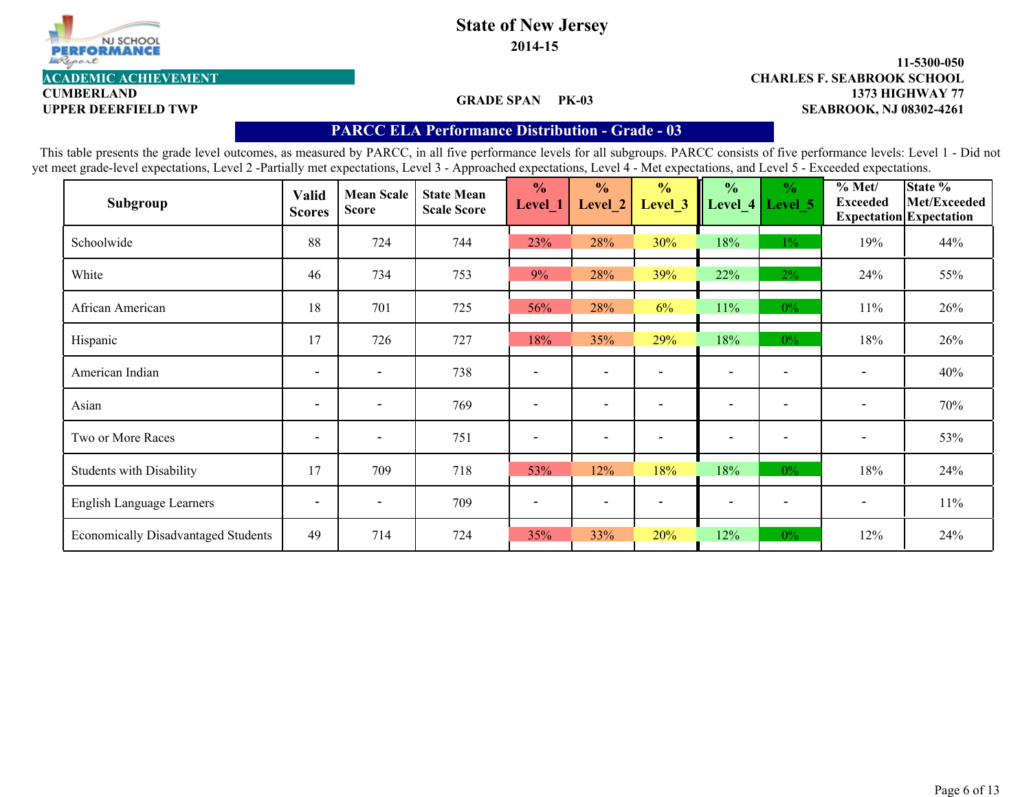NJ SCHOOL PERFORMANCE Report

# State of New Jersey

**2014-15**

**ACADEMIC ACHIEVEMENT**

**CUMBERLAND**
**UPPER DEERFIELD TWP**

**GRADE SPAN PK-03**

**11-5300-050**
**CHARLES F. SEABROOK SCHOOL**
**1373 HIGHWAY 77**
**SEABROOK, NJ 08302-4261**

## PARCC ELA Performance Distribution - Grade - 03

This table presents the grade level outcomes, as measured by PARCC, in all five performance levels for all subgroups. PARCC consists of five performance levels: Level 1 - Did not yet meet grade-level expectations, Level 2 -Partially met expectations, Level 3 - Approached expectations, Level 4 - Met expectations, and Level 5 - Exceeded expectations.

| Subgroup | Valid Scores | Mean Scale Score | State Mean Scale Score | % Level_1 | % Level_2 | % Level_3 | % Level_4 | % Level_5 | % Met/ Exceeded Expectation | State % Met/Exceeded Expectation |
|---|---|---|---|---|---|---|---|---|---|---|
| Schoolwide | 88 | 724 | 744 | 23% | 28% | 30% | 18% | 1% | 19% | 44% |
| White | 46 | 734 | 753 | 9% | 28% | 39% | 22% | 2% | 24% | 55% |
| African American | 18 | 701 | 725 | 56% | 28% | 6% | 11% | 0% | 11% | 26% |
| Hispanic | 17 | 726 | 727 | 18% | 35% | 29% | 18% | 0% | 18% | 26% |
| American Indian | - | - | 738 | - | - | - | - | - | - | 40% |
| Asian | - | - | 769 | - | - | - | - | - | - | 70% |
| Two or More Races | - | - | 751 | - | - | - | - | - | - | 53% |
| Students with Disability | 17 | 709 | 718 | 53% | 12% | 18% | 18% | 0% | 18% | 24% |
| English Language Learners | - | - | 709 | - | - | - | - | - | - | 11% |
| Economically Disadvantaged Students | 49 | 714 | 724 | 35% | 33% | 20% | 12% | 0% | 12% | 24% |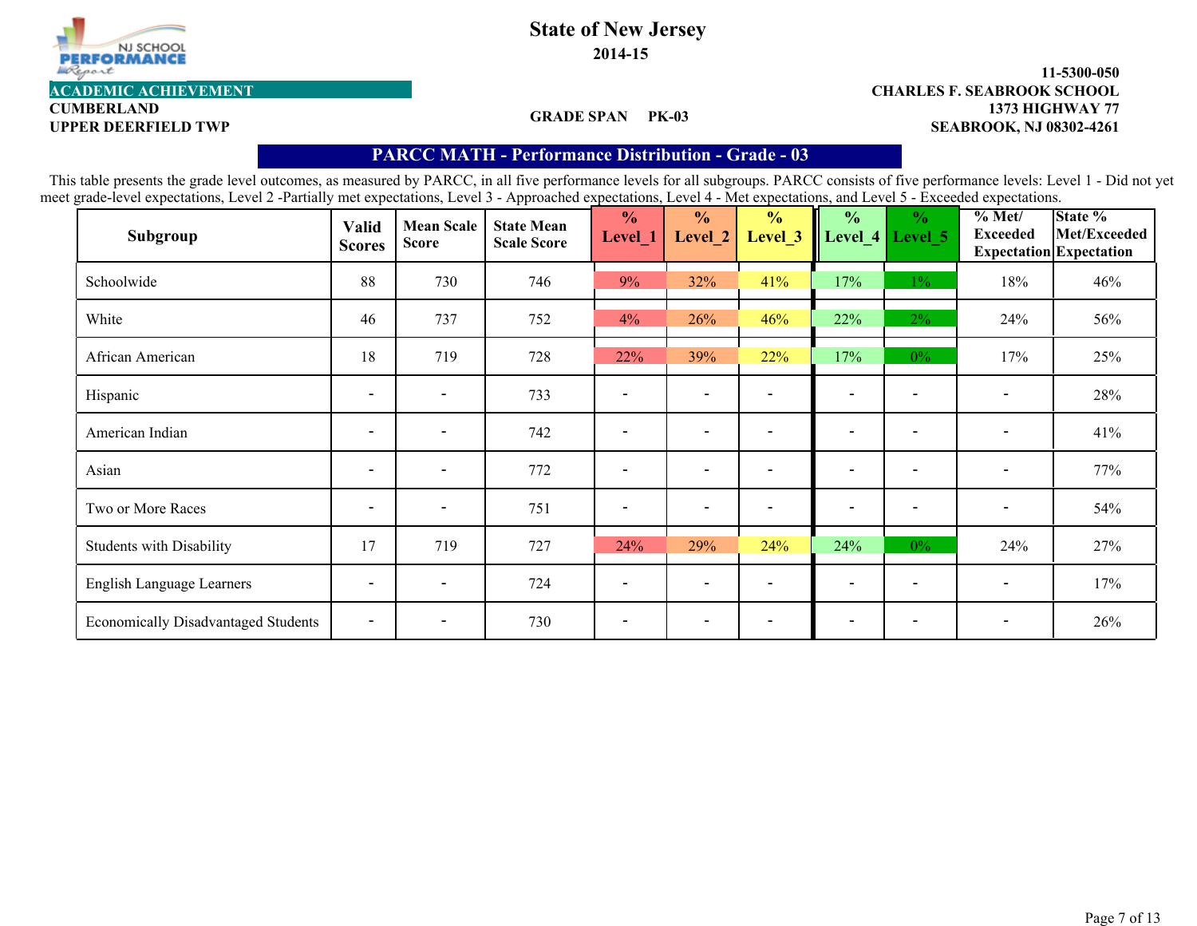NJ SCHOOL PERFORMANCE Report

**ACADEMIC ACHIEVEMENT**
**CUMBERLAND**
**UPPER DEERFIELD TWP**

# State of New Jersey

**2014-15**

**GRADE SPAN PK-03**

**11-5300-050**
**CHARLES F. SEABROOK SCHOOL**
**1373 HIGHWAY 77**
**SEABROOK, NJ 08302-4261**

## PARCC MATH - Performance Distribution - Grade - 03

This table presents the grade level outcomes, as measured by PARCC, in all five performance levels for all subgroups. PARCC consists of five performance levels: Level 1 - Did not yet meet grade-level expectations, Level 2 -Partially met expectations, Level 3 - Approached expectations, Level 4 - Met expectations, and Level 5 - Exceeded expectations.

| Subgroup | Valid Scores | Mean Scale Score | State Mean Scale Score | % Level_1 | % Level_2 | % Level_3 | % Level_4 | % Level_5 | % Met/ Exceeded Expectation | State % Met/Exceeded Expectation |
|---|---|---|---|---|---|---|---|---|---|---|
| Schoolwide | 88 | 730 | 746 | 9% | 32% | 41% | 17% | 1% | 18% | 46% |
| White | 46 | 737 | 752 | 4% | 26% | 46% | 22% | 2% | 24% | 56% |
| African American | 18 | 719 | 728 | 22% | 39% | 22% | 17% | 0% | 17% | 25% |
| Hispanic | - | - | 733 | - | - | - | - | - | - | 28% |
| American Indian | - | - | 742 | - | - | - | - | - | - | 41% |
| Asian | - | - | 772 | - | - | - | - | - | - | 77% |
| Two or More Races | - | - | 751 | - | - | - | - | - | - | 54% |
| Students with Disability | 17 | 719 | 727 | 24% | 29% | 24% | 24% | 0% | 24% | 27% |
| English Language Learners | - | - | 724 | - | - | - | - | - | - | 17% |
| Economically Disadvantaged Students | - | - | 730 | - | - | - | - | - | - | 26% |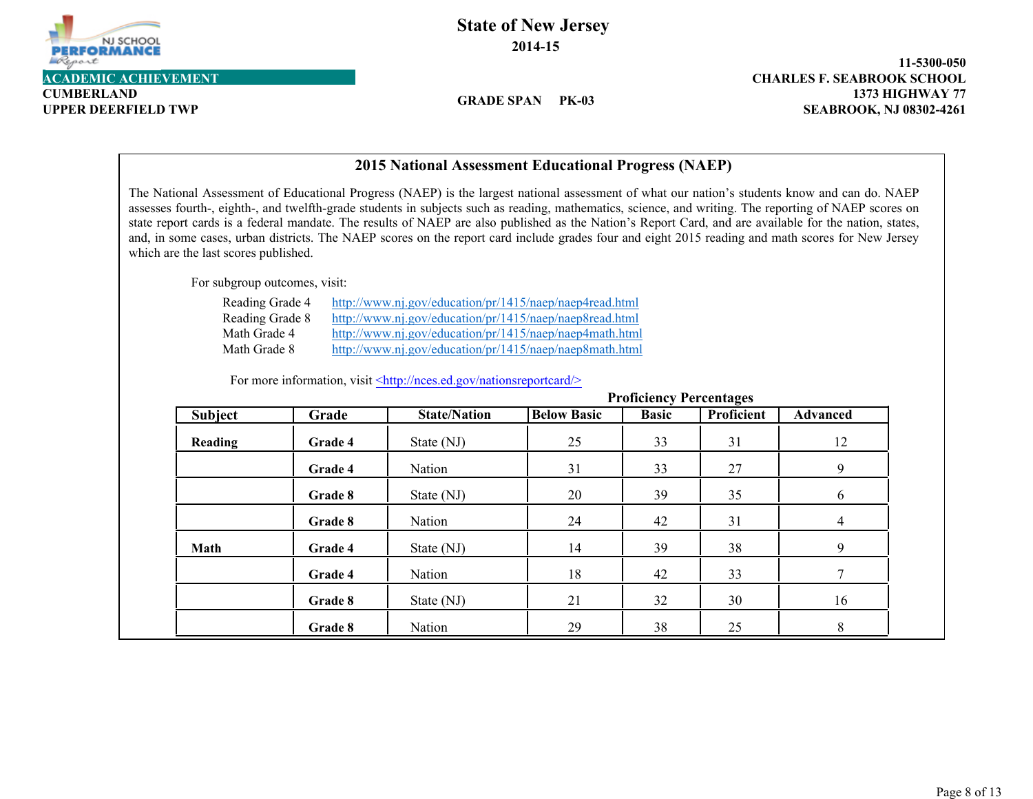**State of New Jersey**
**2014-15**

**ACADEMIC ACHIEVEMENT**
**CUMBERLAND**
**UPPER DEERFIELD TWP**

**GRADE SPAN PK-03**

**11-5300-050**
**CHARLES F. SEABROOK SCHOOL**
**1373 HIGHWAY 77**
**SEABROOK, NJ 08302-4261**

## 2015 National Assessment Educational Progress (NAEP)

The National Assessment of Educational Progress (NAEP) is the largest national assessment of what our nation's students know and can do. NAEP assesses fourth-, eighth-, and twelfth-grade students in subjects such as reading, mathematics, science, and writing. The reporting of NAEP scores on state report cards is a federal mandate. The results of NAEP are also published as the Nation's Report Card, and are available for the nation, states, and, in some cases, urban districts. The NAEP scores on the report card include grades four and eight 2015 reading and math scores for New Jersey which are the last scores published.

For subgroup outcomes, visit:

- Reading Grade 4 http://www.nj.gov/education/pr/1415/naep/naep4read.html
- Reading Grade 8 http://www.nj.gov/education/pr/1415/naep/naep8read.html
- Math Grade 4 http://www.nj.gov/education/pr/1415/naep/naep4math.html
- Math Grade 8 http://www.nj.gov/education/pr/1415/naep/naep8math.html

For more information, visit <http://nces.ed.gov/nationsreportcard/>

| | | | Proficiency Percentages | | | |
|---|---|---|---|---|---|---|
| **Subject** | **Grade** | **State/Nation** | **Below Basic** | **Basic** | **Proficient** | **Advanced** |
| **Reading** | **Grade 4** | State (NJ) | 25 | 33 | 31 | 12 |
| | **Grade 4** | Nation | 31 | 33 | 27 | 9 |
| | **Grade 8** | State (NJ) | 20 | 39 | 35 | 6 |
| | **Grade 8** | Nation | 24 | 42 | 31 | 4 |
| **Math** | **Grade 4** | State (NJ) | 14 | 39 | 38 | 9 |
| | **Grade 4** | Nation | 18 | 42 | 33 | 7 |
| | **Grade 8** | State (NJ) | 21 | 32 | 30 | 16 |
| | **Grade 8** | Nation | 29 | 38 | 25 | 8 |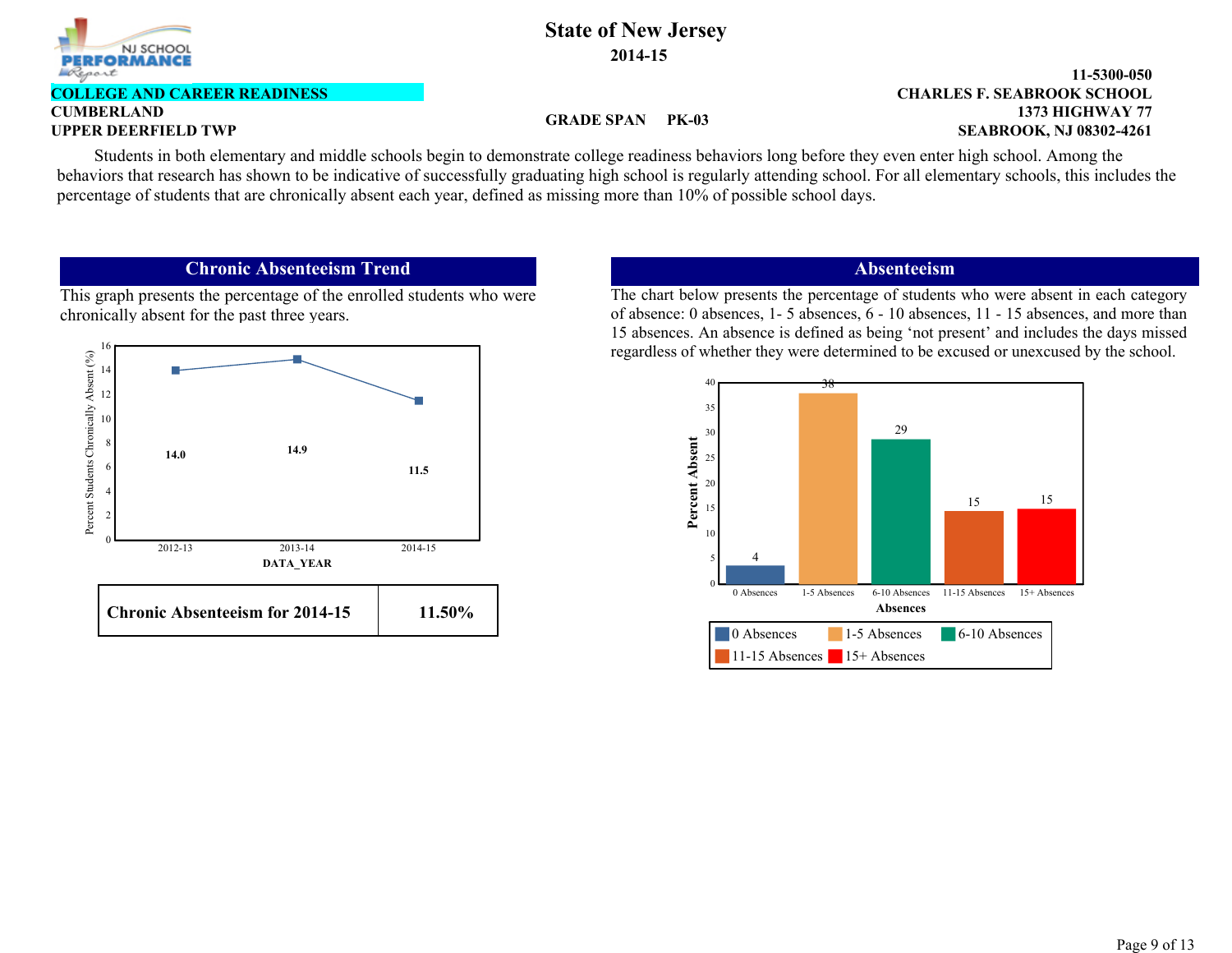# State of New Jersey

**2014-15**

**COLLEGE AND CAREER READINESS**

**CUMBERLAND**
**UPPER DEERFIELD TWP**

**GRADE SPAN PK-03**

**11-5300-050**
**CHARLES F. SEABROOK SCHOOL**
**1373 HIGHWAY 77**
**SEABROOK, NJ 08302-4261**

Students in both elementary and middle schools begin to demonstrate college readiness behaviors long before they even enter high school. Among the behaviors that research has shown to be indicative of successfully graduating high school is regularly attending school. For all elementary schools, this includes the percentage of students that are chronically absent each year, defined as missing more than 10% of possible school days.

## Chronic Absenteeism Trend

This graph presents the percentage of the enrolled students who were chronically absent for the past three years.

| DATA_YEAR | Percent Students Chronically Absent (%) |
|---|---|
| 2012-13 | 14.0 |
| 2013-14 | 14.9 |
| 2014-15 | 11.5 |

| Chronic Absenteeism for 2014-15 | 11.50% |
|---|---|

## Absenteeism

The chart below presents the percentage of students who were absent in each category of absence: 0 absences, 1- 5 absences, 6 - 10 absences, 11 - 15 absences, and more than 15 absences. An absence is defined as being 'not present' and includes the days missed regardless of whether they were determined to be excused or unexcused by the school.

| Absences | Percent Absent |
|---|---|
| 0 Absences | 4 |
| 1-5 Absences | 38 |
| 6-10 Absences | 29 |
| 11-15 Absences | 15 |
| 15+ Absences | 15 |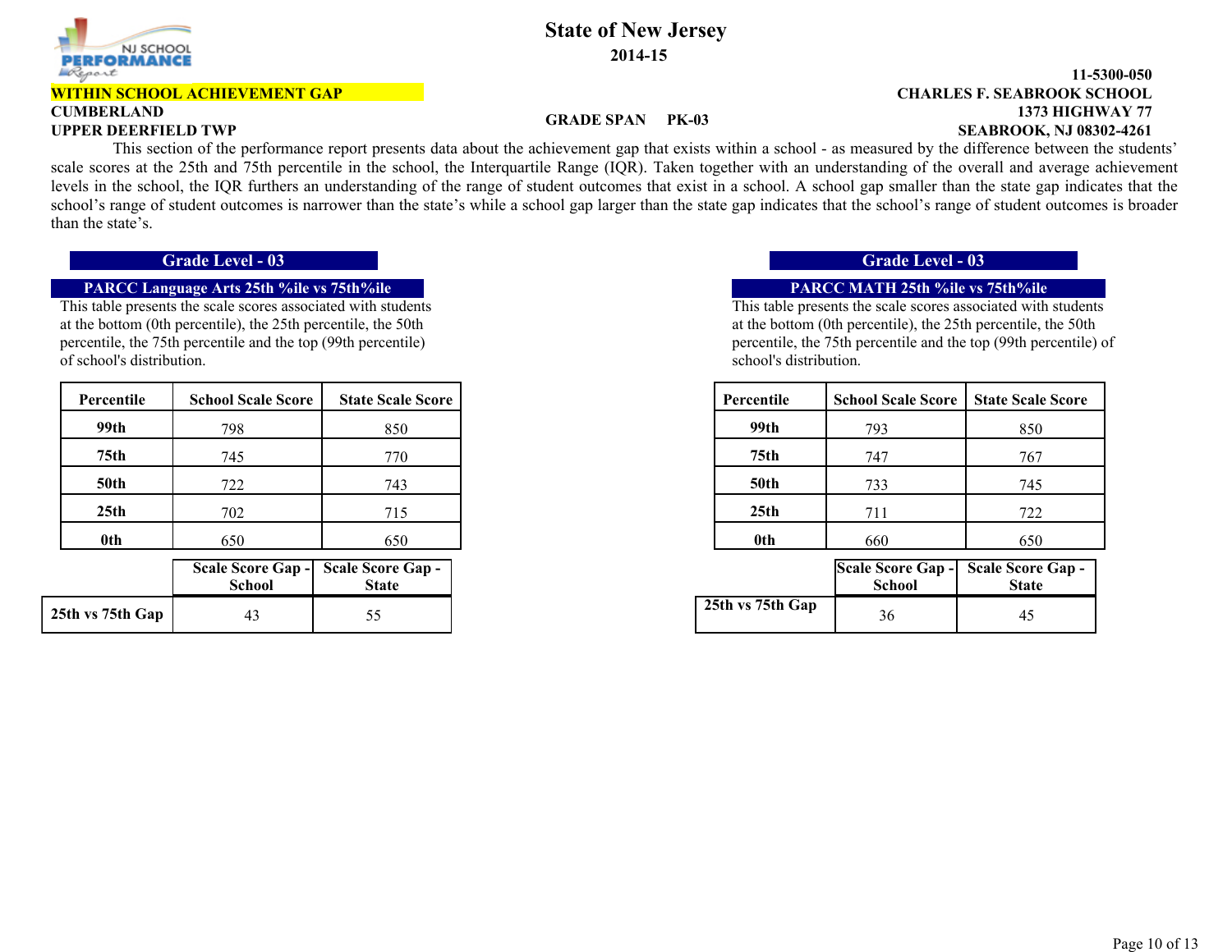# State of New Jersey

**2014-15**

**11-5300-050**

**WITHIN SCHOOL ACHIEVEMENT GAP**

**CHARLES F. SEABROOK SCHOOL**

**CUMBERLAND**

**1373 HIGHWAY 77**

**GRADE SPAN PK-03**

**UPPER DEERFIELD TWP**

**SEABROOK, NJ 08302-4261**

This section of the performance report presents data about the achievement gap that exists within a school - as measured by the difference between the students' scale scores at the 25th and 75th percentile in the school, the Interquartile Range (IQR). Taken together with an understanding of the overall and average achievement levels in the school, the IQR furthers an understanding of the range of student outcomes that exist in a school. A school gap smaller than the state gap indicates that the school's range of student outcomes is narrower than the state's while a school gap larger than the state gap indicates that the school's range of student outcomes is broader than the state's.

## Grade Level - 03

### PARCC Language Arts 25th %ile vs 75th%ile

This table presents the scale scores associated with students at the bottom (0th percentile), the 25th percentile, the 50th percentile, the 75th percentile and the top (99th percentile) of school's distribution.

| Percentile | School Scale Score | State Scale Score |
|---|---|---|
| 99th | 798 | 850 |
| 75th | 745 | 770 |
| 50th | 722 | 743 |
| 25th | 702 | 715 |
| 0th | 650 | 650 |

| | Scale Score Gap - School | Scale Score Gap - State |
|---|---|---|
| 25th vs 75th Gap | 43 | 55 |

## Grade Level - 03

### PARCC MATH 25th %ile vs 75th%ile

This table presents the scale scores associated with students at the bottom (0th percentile), the 25th percentile, the 50th percentile, the 75th percentile and the top (99th percentile) of school's distribution.

| Percentile | School Scale Score | State Scale Score |
|---|---|---|
| 99th | 793 | 850 |
| 75th | 747 | 767 |
| 50th | 733 | 745 |
| 25th | 711 | 722 |
| 0th | 660 | 650 |

| | Scale Score Gap - School | Scale Score Gap - State |
|---|---|---|
| 25th vs 75th Gap | 36 | 45 |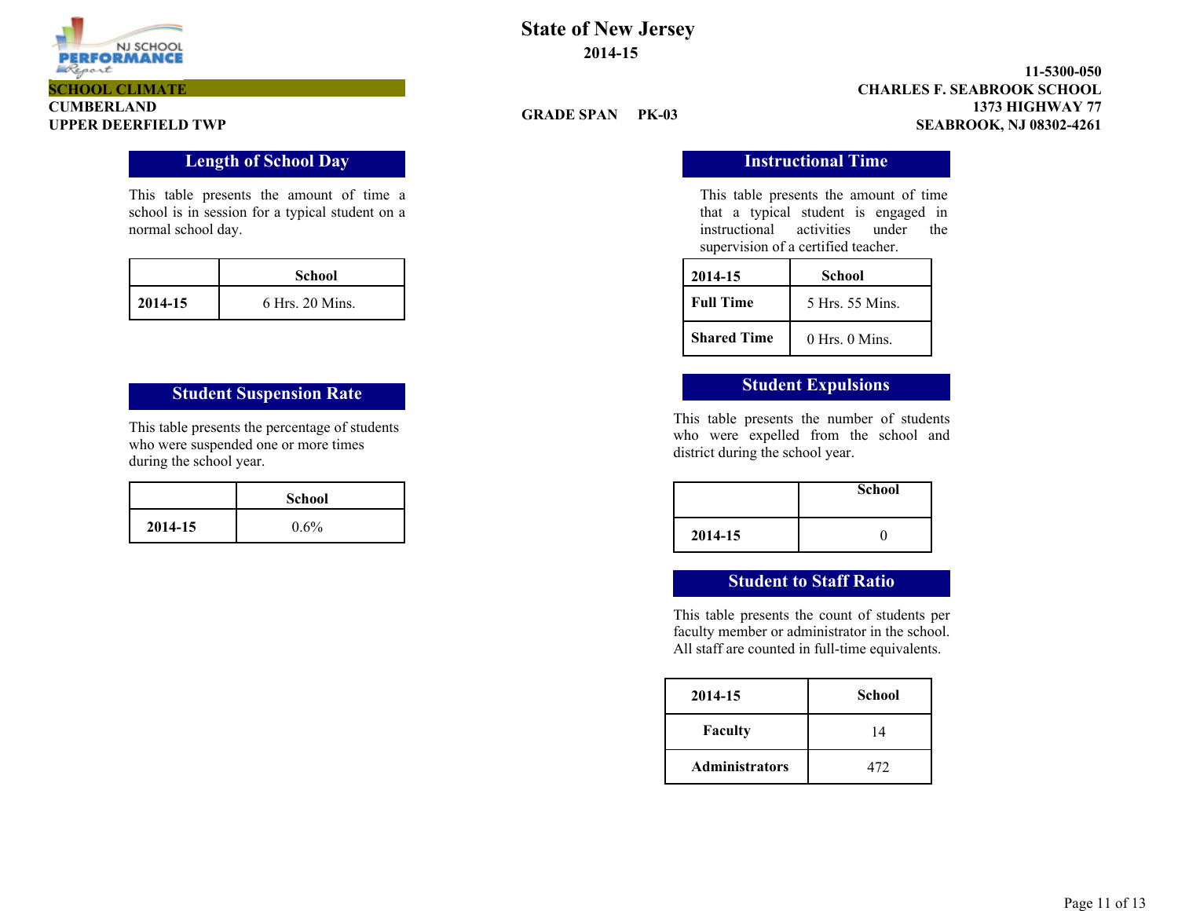**State of New Jersey**

**2014-15**

**SCHOOL CLIMATE**
**CUMBERLAND**
**UPPER DEERFIELD TWP**

**GRADE SPAN PK-03**

**11-5300-050**
**CHARLES F. SEABROOK SCHOOL**
**1373 HIGHWAY 77**
**SEABROOK, NJ 08302-4261**

## Length of School Day

This table presents the amount of time a school is in session for a typical student on a normal school day.

| | School |
|---|---|
| **2014-15** | 6 Hrs. 20 Mins. |

## Student Suspension Rate

This table presents the percentage of students who were suspended one or more times during the school year.

| | School |
|---|---|
| **2014-15** | 0.6% |

## Instructional Time

This table presents the amount of time that a typical student is engaged in instructional activities under the supervision of a certified teacher.

| 2014-15 | School |
|---|---|
| **Full Time** | 5 Hrs. 55 Mins. |
| **Shared Time** | 0 Hrs. 0 Mins. |

## Student Expulsions

This table presents the number of students who were expelled from the school and district during the school year.

| | School |
|---|---|
| **2014-15** | 0 |

## Student to Staff Ratio

This table presents the count of students per faculty member or administrator in the school. All staff are counted in full-time equivalents.

| 2014-15 | School |
|---|---|
| **Faculty** | 14 |
| **Administrators** | 472 |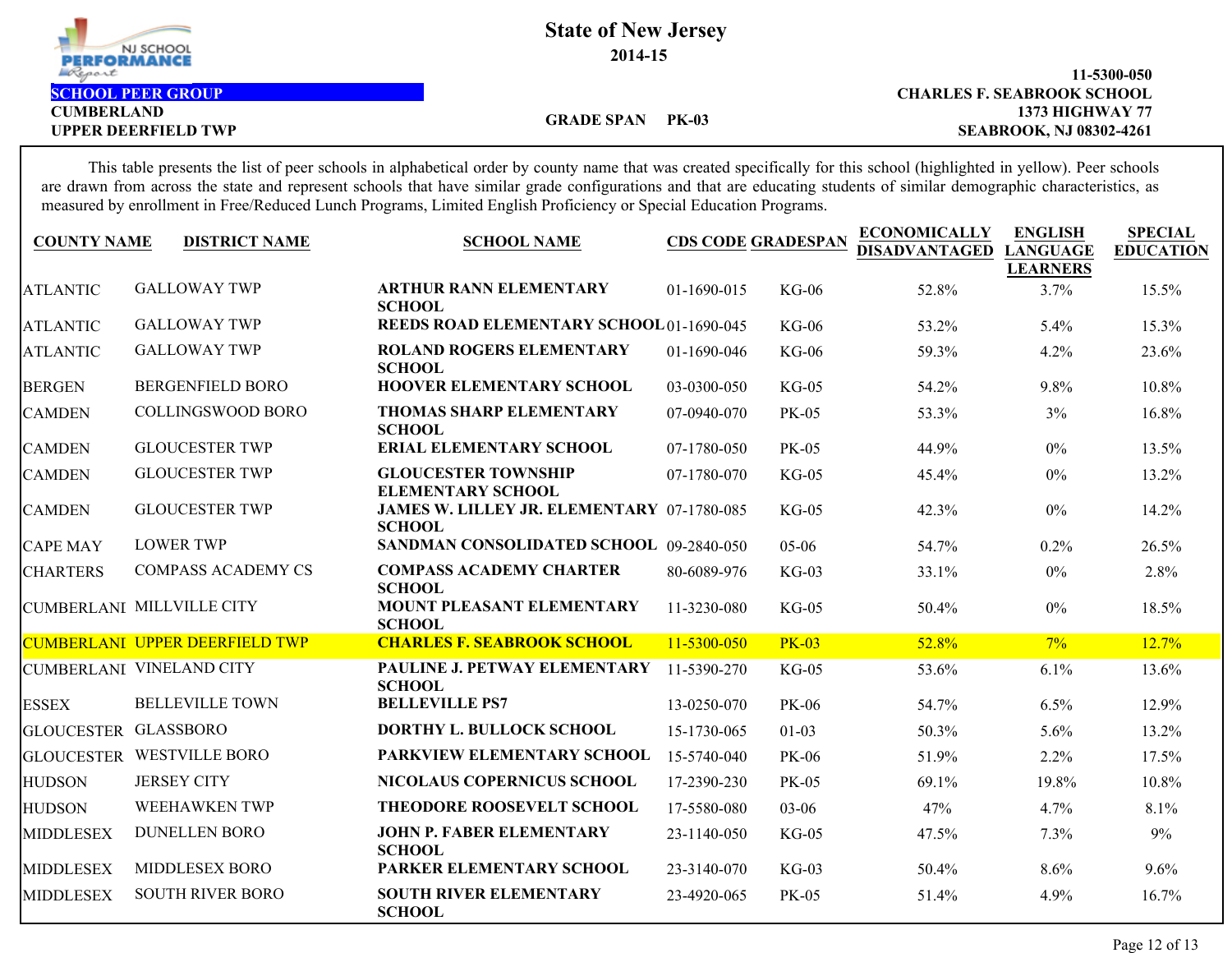NJ SCHOOL PERFORMANCE Report

# State of New Jersey

## 2014-15

**SCHOOL PEER GROUP**
**CUMBERLAND**
**UPPER DEERFIELD TWP**

**GRADE SPAN PK-03**

**11-5300-050**
**CHARLES F. SEABROOK SCHOOL**
**1373 HIGHWAY 77**
**SEABROOK, NJ 08302-4261**

This table presents the list of peer schools in alphabetical order by county name that was created specifically for this school (highlighted in yellow). Peer schools are drawn from across the state and represent schools that have similar grade configurations and that are educating students of similar demographic characteristics, as measured by enrollment in Free/Reduced Lunch Programs, Limited English Proficiency or Special Education Programs.

| COUNTY NAME | DISTRICT NAME | SCHOOL NAME | CDS CODE | GRADESPAN | ECONOMICALLY DISADVANTAGED | ENGLISH LANGUAGE LEARNERS | SPECIAL EDUCATION |
|---|---|---|---|---|---|---|---|
| ATLANTIC | GALLOWAY TWP | ARTHUR RANN ELEMENTARY SCHOOL | 01-1690-015 | KG-06 | 52.8% | 3.7% | 15.5% |
| ATLANTIC | GALLOWAY TWP | REEDS ROAD ELEMENTARY SCHOOL | 01-1690-045 | KG-06 | 53.2% | 5.4% | 15.3% |
| ATLANTIC | GALLOWAY TWP | ROLAND ROGERS ELEMENTARY SCHOOL | 01-1690-046 | KG-06 | 59.3% | 4.2% | 23.6% |
| BERGEN | BERGENFIELD BORO | HOOVER ELEMENTARY SCHOOL | 03-0300-050 | KG-05 | 54.2% | 9.8% | 10.8% |
| CAMDEN | COLLINGSWOOD BORO | THOMAS SHARP ELEMENTARY SCHOOL | 07-0940-070 | PK-05 | 53.3% | 3% | 16.8% |
| CAMDEN | GLOUCESTER TWP | ERIAL ELEMENTARY SCHOOL | 07-1780-050 | PK-05 | 44.9% | 0% | 13.5% |
| CAMDEN | GLOUCESTER TWP | GLOUCESTER TOWNSHIP ELEMENTARY SCHOOL | 07-1780-070 | KG-05 | 45.4% | 0% | 13.2% |
| CAMDEN | GLOUCESTER TWP | JAMES W. LILLEY JR. ELEMENTARY SCHOOL | 07-1780-085 | KG-05 | 42.3% | 0% | 14.2% |
| CAPE MAY | LOWER TWP | SANDMAN CONSOLIDATED SCHOOL | 09-2840-050 | 05-06 | 54.7% | 0.2% | 26.5% |
| CHARTERS | COMPASS ACADEMY CS | COMPASS ACADEMY CHARTER SCHOOL | 80-6089-976 | KG-03 | 33.1% | 0% | 2.8% |
| CUMBERLAND | MILLVILLE CITY | MOUNT PLEASANT ELEMENTARY SCHOOL | 11-3230-080 | KG-05 | 50.4% | 0% | 18.5% |
| CUMBERLAND | UPPER DEERFIELD TWP | CHARLES F. SEABROOK SCHOOL | 11-5300-050 | PK-03 | 52.8% | 7% | 12.7% |
| CUMBERLAND | VINELAND CITY | PAULINE J. PETWAY ELEMENTARY SCHOOL | 11-5390-270 | KG-05 | 53.6% | 6.1% | 13.6% |
| ESSEX | BELLEVILLE TOWN | BELLEVILLE PS7 | 13-0250-070 | PK-06 | 54.7% | 6.5% | 12.9% |
| GLOUCESTER | GLASSBORO | DORTHY L. BULLOCK SCHOOL | 15-1730-065 | 01-03 | 50.3% | 5.6% | 13.2% |
| GLOUCESTER | WESTVILLE BORO | PARKVIEW ELEMENTARY SCHOOL | 15-5740-040 | PK-06 | 51.9% | 2.2% | 17.5% |
| HUDSON | JERSEY CITY | NICOLAUS COPERNICUS SCHOOL | 17-2390-230 | PK-05 | 69.1% | 19.8% | 10.8% |
| HUDSON | WEEHAWKEN TWP | THEODORE ROOSEVELT SCHOOL | 17-5580-080 | 03-06 | 47% | 4.7% | 8.1% |
| MIDDLESEX | DUNELLEN BORO | JOHN P. FABER ELEMENTARY SCHOOL | 23-1140-050 | KG-05 | 47.5% | 7.3% | 9% |
| MIDDLESEX | MIDDLESEX BORO | PARKER ELEMENTARY SCHOOL | 23-3140-070 | KG-03 | 50.4% | 8.6% | 9.6% |
| MIDDLESEX | SOUTH RIVER BORO | SOUTH RIVER ELEMENTARY SCHOOL | 23-4920-065 | PK-05 | 51.4% | 4.9% | 16.7% |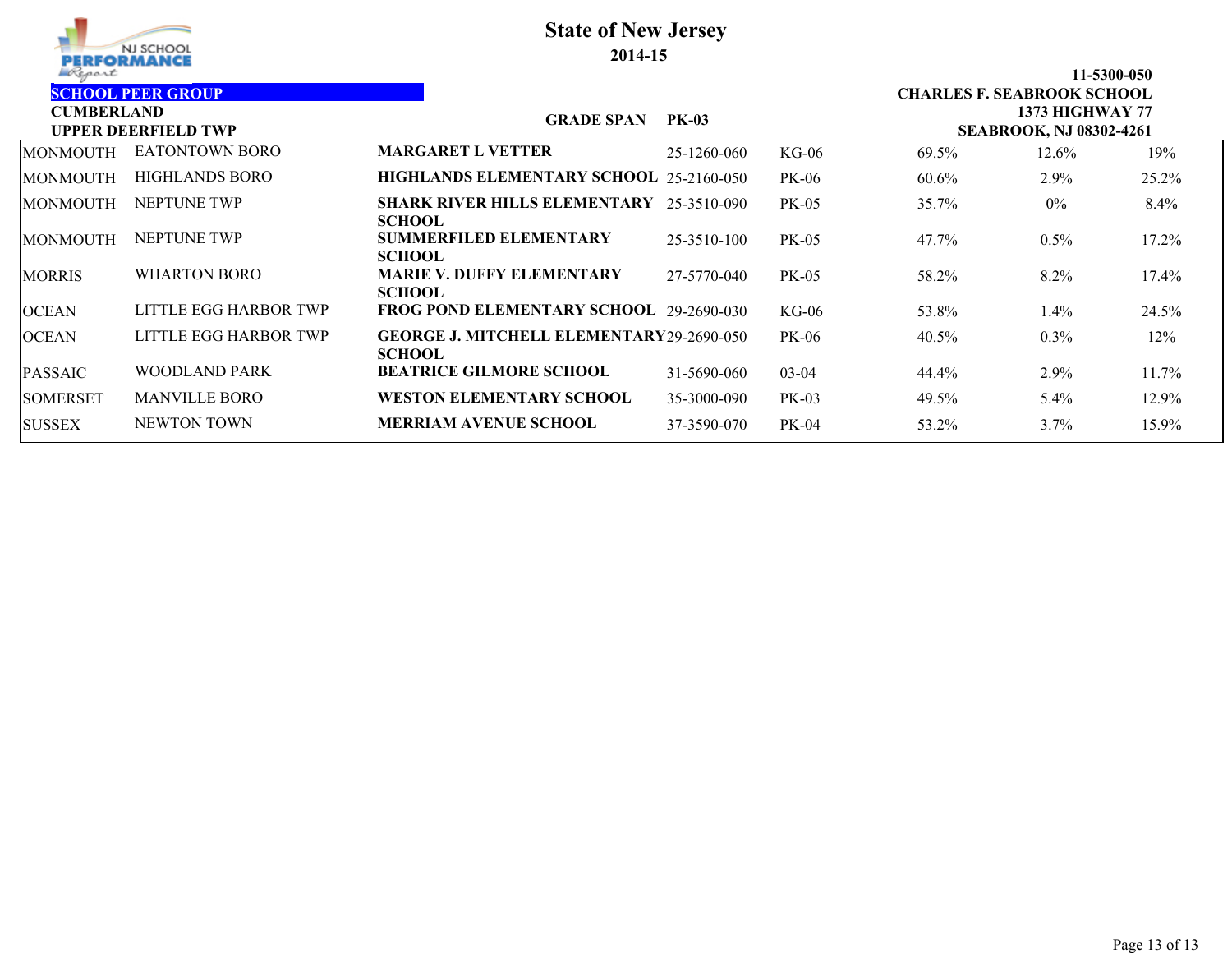# State of New Jersey

## 2014-15

**SCHOOL PEER GROUP**

**CUMBERLAND**
**UPPER DEERFIELD TWP**

**GRADE SPAN PK-03**

**11-5300-050**
**CHARLES F. SEABROOK SCHOOL**
**1373 HIGHWAY 77**
**SEABROOK, NJ 08302-4261**

| | | | | | | | |
|---|---|---|---|---|---|---|---|
| MONMOUTH | EATONTOWN BORO | **MARGARET L VETTER** | 25-1260-060 | KG-06 | 69.5% | 12.6% | 19% |
| MONMOUTH | HIGHLANDS BORO | **HIGHLANDS ELEMENTARY SCHOOL** | 25-2160-050 | PK-06 | 60.6% | 2.9% | 25.2% |
| MONMOUTH | NEPTUNE TWP | **SHARK RIVER HILLS ELEMENTARY SCHOOL** | 25-3510-090 | PK-05 | 35.7% | 0% | 8.4% |
| MONMOUTH | NEPTUNE TWP | **SUMMERFILED ELEMENTARY SCHOOL** | 25-3510-100 | PK-05 | 47.7% | 0.5% | 17.2% |
| MORRIS | WHARTON BORO | **MARIE V. DUFFY ELEMENTARY SCHOOL** | 27-5770-040 | PK-05 | 58.2% | 8.2% | 17.4% |
| OCEAN | LITTLE EGG HARBOR TWP | **FROG POND ELEMENTARY SCHOOL** | 29-2690-030 | KG-06 | 53.8% | 1.4% | 24.5% |
| OCEAN | LITTLE EGG HARBOR TWP | **GEORGE J. MITCHELL ELEMENTARY SCHOOL** | 29-2690-050 | PK-06 | 40.5% | 0.3% | 12% |
| PASSAIC | WOODLAND PARK | **BEATRICE GILMORE SCHOOL** | 31-5690-060 | 03-04 | 44.4% | 2.9% | 11.7% |
| SOMERSET | MANVILLE BORO | **WESTON ELEMENTARY SCHOOL** | 35-3000-090 | PK-03 | 49.5% | 5.4% | 12.9% |
| SUSSEX | NEWTON TOWN | **MERRIAM AVENUE SCHOOL** | 37-3590-070 | PK-04 | 53.2% | 3.7% | 15.9% |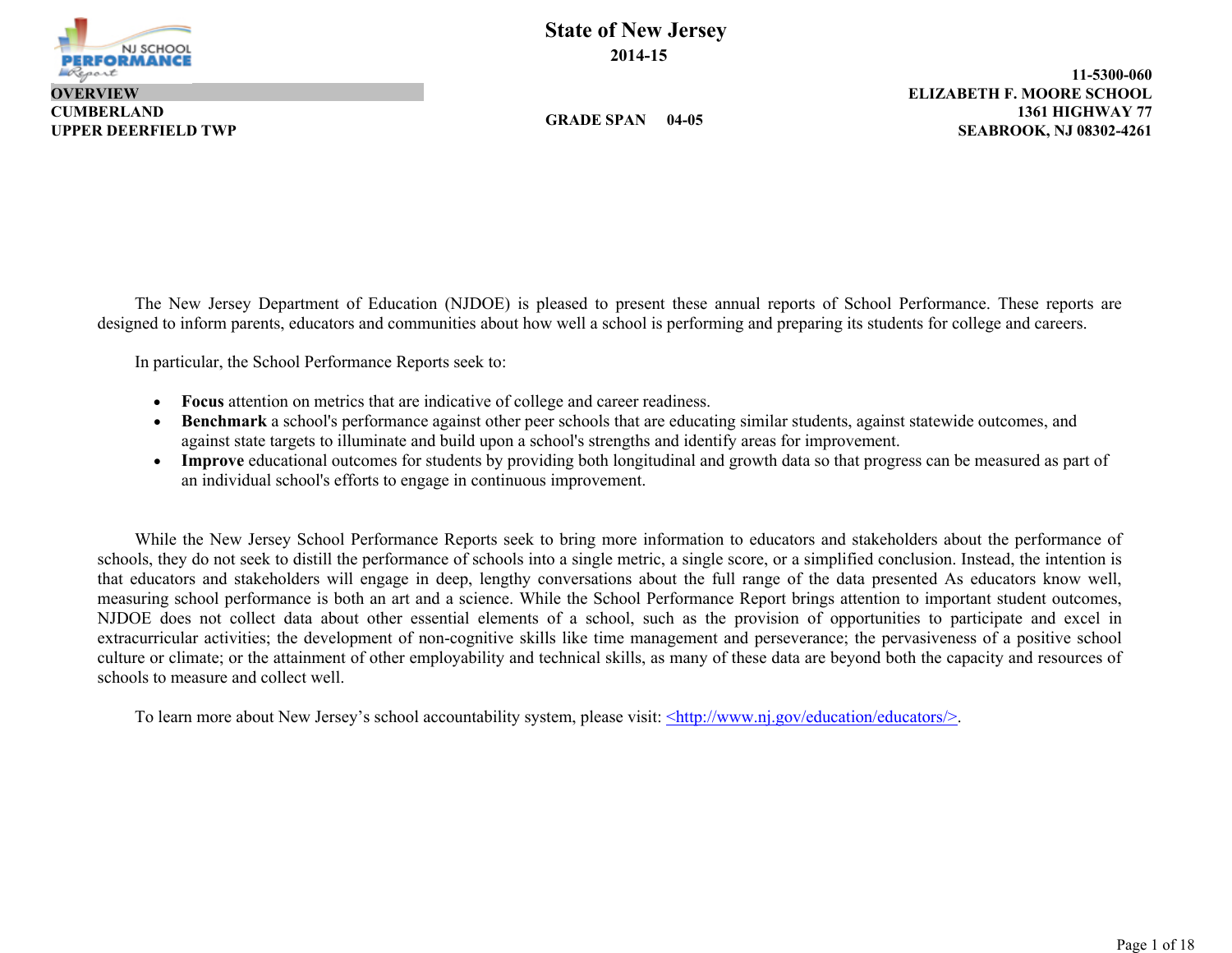# State of New Jersey

**2014-15**

**OVERVIEW**
**CUMBERLAND**
**UPPER DEERFIELD TWP**

**GRADE SPAN 04-05**

**11-5300-060**
**ELIZABETH F. MOORE SCHOOL**
**1361 HIGHWAY 77**
**SEABROOK, NJ 08302-4261**

The New Jersey Department of Education (NJDOE) is pleased to present these annual reports of School Performance. These reports are designed to inform parents, educators and communities about how well a school is performing and preparing its students for college and careers.

In particular, the School Performance Reports seek to:

- **Focus** attention on metrics that are indicative of college and career readiness.
- **Benchmark** a school's performance against other peer schools that are educating similar students, against statewide outcomes, and against state targets to illuminate and build upon a school's strengths and identify areas for improvement.
- **Improve** educational outcomes for students by providing both longitudinal and growth data so that progress can be measured as part of an individual school's efforts to engage in continuous improvement.

While the New Jersey School Performance Reports seek to bring more information to educators and stakeholders about the performance of schools, they do not seek to distill the performance of schools into a single metric, a single score, or a simplified conclusion. Instead, the intention is that educators and stakeholders will engage in deep, lengthy conversations about the full range of the data presented As educators know well, measuring school performance is both an art and a science. While the School Performance Report brings attention to important student outcomes, NJDOE does not collect data about other essential elements of a school, such as the provision of opportunities to participate and excel in extracurricular activities; the development of non-cognitive skills like time management and perseverance; the pervasiveness of a positive school culture or climate; or the attainment of other employability and technical skills, as many of these data are beyond both the capacity and resources of schools to measure and collect well.

To learn more about New Jersey's school accountability system, please visit: <http://www.nj.gov/education/educators/>.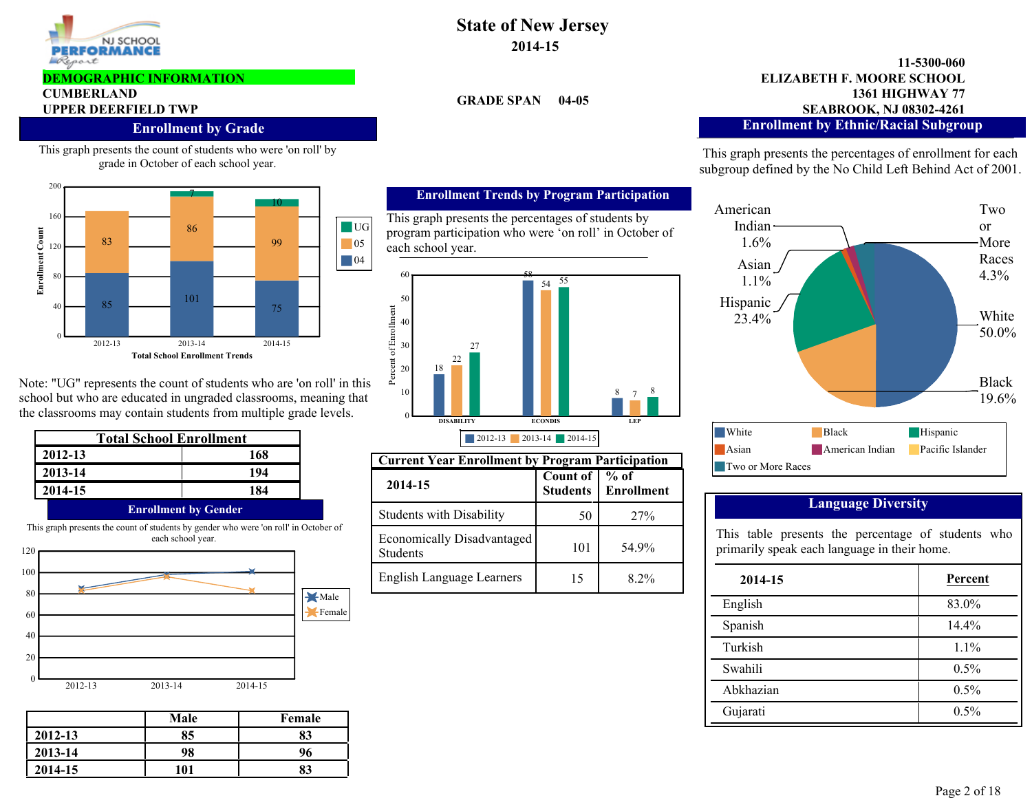# State of New Jersey

## 2014-15

**DEMOGRAPHIC INFORMATION**

**CUMBERLAND**

**UPPER DEERFIELD TWP**

**GRADE SPAN 04-05**

**11-5300-060**
**ELIZABETH F. MOORE SCHOOL**
**1361 HIGHWAY 77**
**SEABROOK, NJ 08302-4261**

## Enrollment by Grade

This graph presents the count of students who were 'on roll' by grade in October of each school year.

Total School Enrollment Trends

| Year | 04 | 05 | UG |
|---|---|---|---|
| 2012-13 | 85 | 83 | |
| 2013-14 | 101 | 86 | 7 |
| 2014-15 | 75 | 99 | 10 |

Note: "UG" represents the count of students who are 'on roll' in this school but who are educated in ungraded classrooms, meaning that the classrooms may contain students from multiple grade levels.

| Total School Enrollment | |
|---|---|
| 2012-13 | 168 |
| 2013-14 | 194 |
| 2014-15 | 184 |

## Enrollment by Gender

This graph presents the count of students by gender who were 'on roll' in October of each school year.

| | Male | Female |
|---|---|---|
| 2012-13 | 85 | 83 |
| 2013-14 | 98 | 96 |
| 2014-15 | 101 | 83 |

## Enrollment Trends by Program Participation

This graph presents the percentages of students by program participation who were 'on roll' in October of each school year.

| | 2012-13 | 2013-14 | 2014-15 |
|---|---|---|---|
| DISABILITY | 18 | 22 | 27 |
| ECONDIS | 58 | 54 | 55 |
| LEP | 8 | 7 | 8 |

### Current Year Enrollment by Program Participation

| 2014-15 | Count of Students | % of Enrollment |
|---|---|---|
| Students with Disability | 50 | 27% |
| Economically Disadvantaged Students | 101 | 54.9% |
| English Language Learners | 15 | 8.2% |

## Enrollment by Ethnic/Racial Subgroup

This graph presents the percentages of enrollment for each subgroup defined by the No Child Left Behind Act of 2001.

| Subgroup | Percent |
|---|---|
| White | 50.0% |
| Black | 19.6% |
| Hispanic | 23.4% |
| Asian | 1.1% |
| American Indian | 1.6% |
| Two or More Races | 4.3% |

## Language Diversity

This table presents the percentage of students who primarily speak each language in their home.

| 2014-15 | Percent |
|---|---|
| English | 83.0% |
| Spanish | 14.4% |
| Turkish | 1.1% |
| Swahili | 0.5% |
| Abkhazian | 0.5% |
| Gujarati | 0.5% |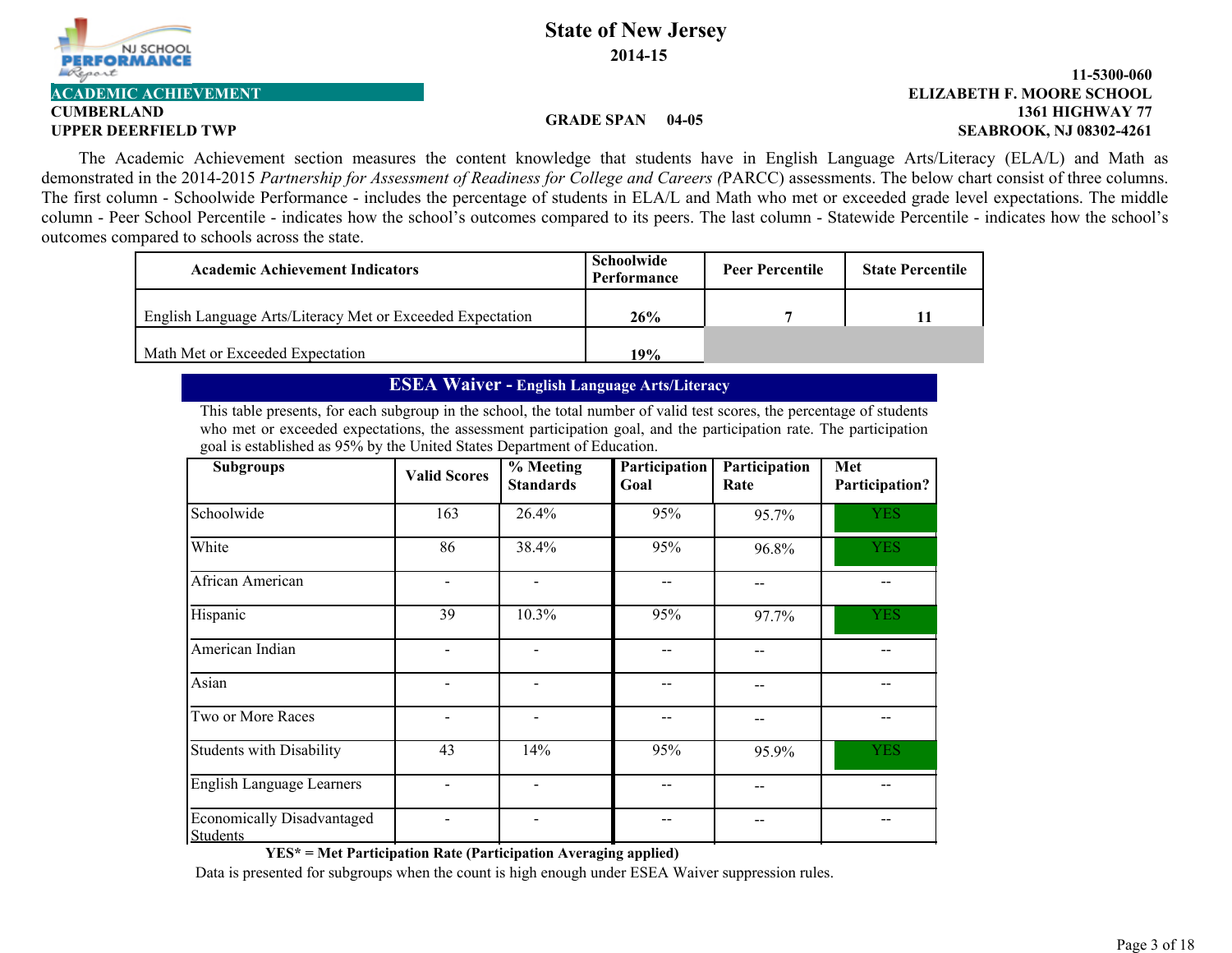**State of New Jersey**

**2014-15**

**ACADEMIC ACHIEVEMENT**

**CUMBERLAND**

**UPPER DEERFIELD TWP**

**GRADE SPAN 04-05**

**11-5300-060**

**ELIZABETH F. MOORE SCHOOL**

**1361 HIGHWAY 77**

**SEABROOK, NJ 08302-4261**

The Academic Achievement section measures the content knowledge that students have in English Language Arts/Literacy (ELA/L) and Math as demonstrated in the 2014-2015 *Partnership for Assessment of Readiness for College and Careers (*PARCC) assessments. The below chart consist of three columns. The first column - Schoolwide Performance - includes the percentage of students in ELA/L and Math who met or exceeded grade level expectations. The middle column - Peer School Percentile - indicates how the school's outcomes compared to its peers. The last column - Statewide Percentile - indicates how the school's outcomes compared to schools across the state.

| Academic Achievement Indicators | Schoolwide Performance | Peer Percentile | State Percentile |
|---|---|---|---|
| English Language Arts/Literacy Met or Exceeded Expectation | 26% | 7 | 11 |
| Math Met or Exceeded Expectation | 19% | | |

## ESEA Waiver - English Language Arts/Literacy

This table presents, for each subgroup in the school, the total number of valid test scores, the percentage of students who met or exceeded expectations, the assessment participation goal, and the participation rate. The participation goal is established as 95% by the United States Department of Education.

| Subgroups | Valid Scores | % Meeting Standards | Participation Goal | Participation Rate | Met Participation? |
|---|---|---|---|---|---|
| Schoolwide | 163 | 26.4% | 95% | 95.7% | YES |
| White | 86 | 38.4% | 95% | 96.8% | YES |
| African American | - | - | -- | -- | -- |
| Hispanic | 39 | 10.3% | 95% | 97.7% | YES |
| American Indian | - | - | -- | -- | -- |
| Asian | - | - | -- | -- | -- |
| Two or More Races | - | - | -- | -- | -- |
| Students with Disability | 43 | 14% | 95% | 95.9% | YES |
| English Language Learners | - | - | -- | -- | -- |
| Economically Disadvantaged Students | - | - | -- | -- | -- |

**YES* = Met Participation Rate (Participation Averaging applied)**

Data is presented for subgroups when the count is high enough under ESEA Waiver suppression rules.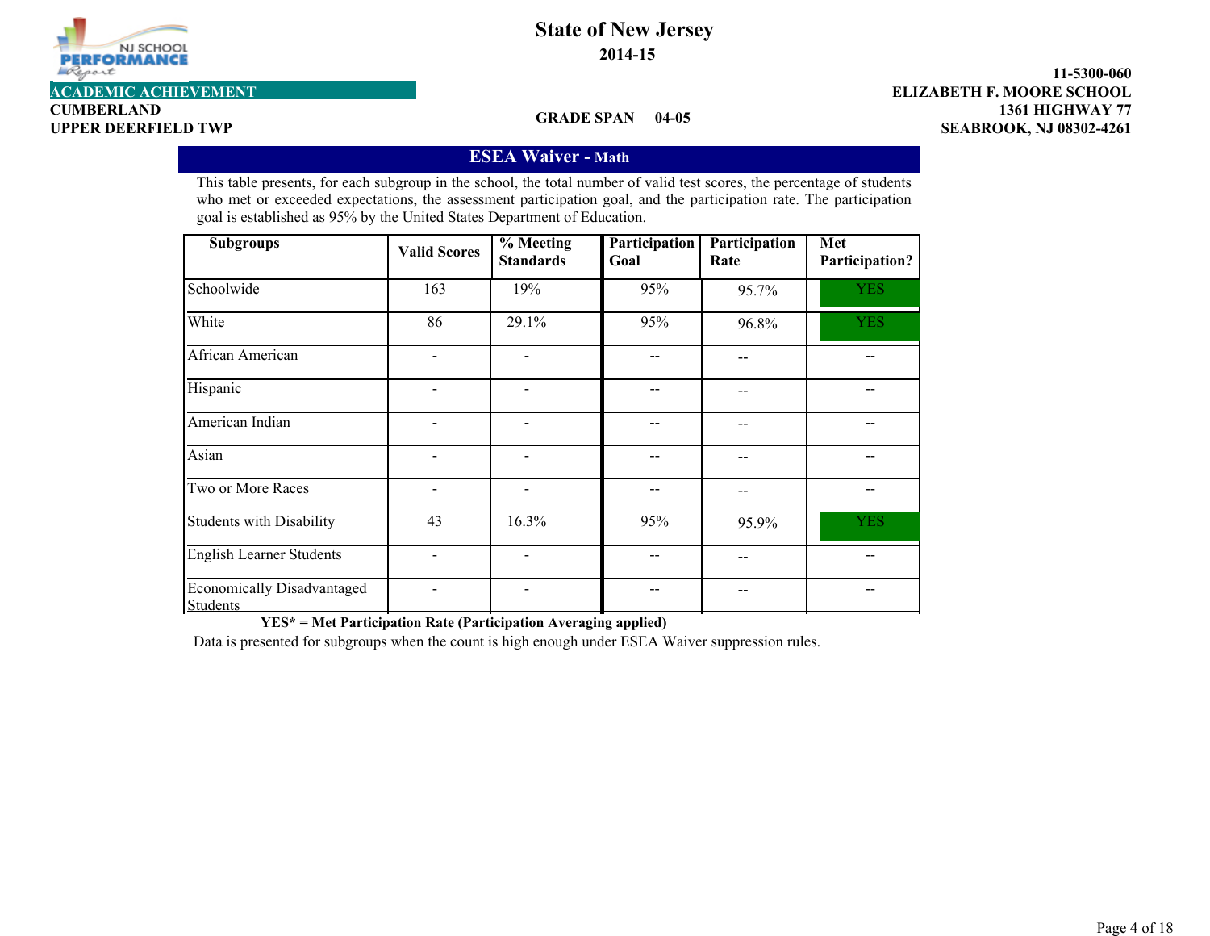State of New Jersey
2014-15

**ACADEMIC ACHIEVEMENT**

**CUMBERLAND**
**UPPER DEERFIELD TWP**

**GRADE SPAN 04-05**

**11-5300-060**
**ELIZABETH F. MOORE SCHOOL**
**1361 HIGHWAY 77**
**SEABROOK, NJ 08302-4261**

## ESEA Waiver - Math

This table presents, for each subgroup in the school, the total number of valid test scores, the percentage of students who met or exceeded expectations, the assessment participation goal, and the participation rate. The participation goal is established as 95% by the United States Department of Education.

| Subgroups | Valid Scores | % Meeting Standards | Participation Goal | Participation Rate | Met Participation? |
|---|---|---|---|---|---|
| Schoolwide | 163 | 19% | 95% | 95.7% | YES |
| White | 86 | 29.1% | 95% | 96.8% | YES |
| African American | - | - | -- | -- | -- |
| Hispanic | - | - | -- | -- | -- |
| American Indian | - | - | -- | -- | -- |
| Asian | - | - | -- | -- | -- |
| Two or More Races | - | - | -- | -- | -- |
| Students with Disability | 43 | 16.3% | 95% | 95.9% | YES |
| English Learner Students | - | - | -- | -- | -- |
| Economically Disadvantaged Students | - | - | -- | -- | -- |

**YES* = Met Participation Rate (Participation Averaging applied)**

Data is presented for subgroups when the count is high enough under ESEA Waiver suppression rules.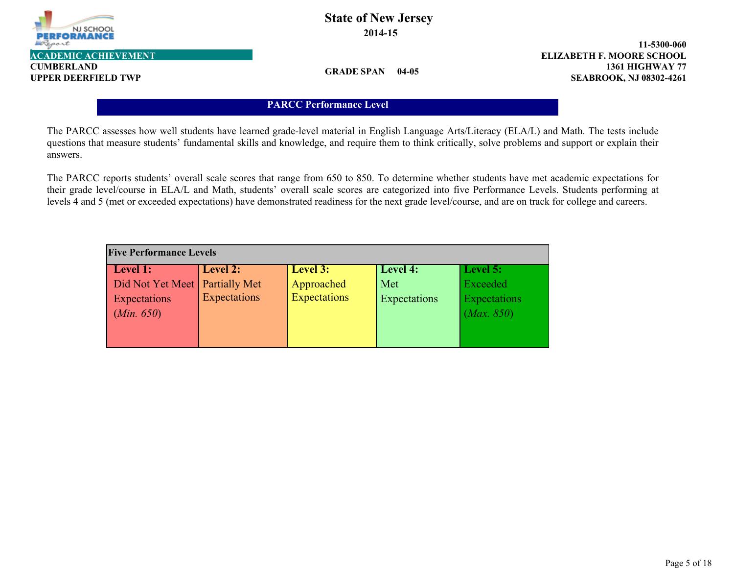**State of New Jersey**

**2014-15**

**ACADEMIC ACHIEVEMENT**

**CUMBERLAND**
**UPPER DEERFIELD TWP**

**GRADE SPAN 04-05**

**11-5300-060**
**ELIZABETH F. MOORE SCHOOL**
**1361 HIGHWAY 77**
**SEABROOK, NJ 08302-4261**

## PARCC Performance Level

The PARCC assesses how well students have learned grade-level material in English Language Arts/Literacy (ELA/L) and Math. The tests include questions that measure students' fundamental skills and knowledge, and require them to think critically, solve problems and support or explain their answers.

The PARCC reports students' overall scale scores that range from 650 to 850. To determine whether students have met academic expectations for their grade level/course in ELA/L and Math, students' overall scale scores are categorized into five Performance Levels. Students performing at levels 4 and 5 (met or exceeded expectations) have demonstrated readiness for the next grade level/course, and are on track for college and careers.

| **Five Performance Levels** | | | | |
|---|---|---|---|---|
| **Level 1:** Did Not Yet Meet Expectations (*Min. 650*) | **Level 2:** Partially Met Expectations | **Level 3:** Approached Expectations | **Level 4:** Met Expectations | **Level 5:** Exceeded Expectations (*Max. 850*) |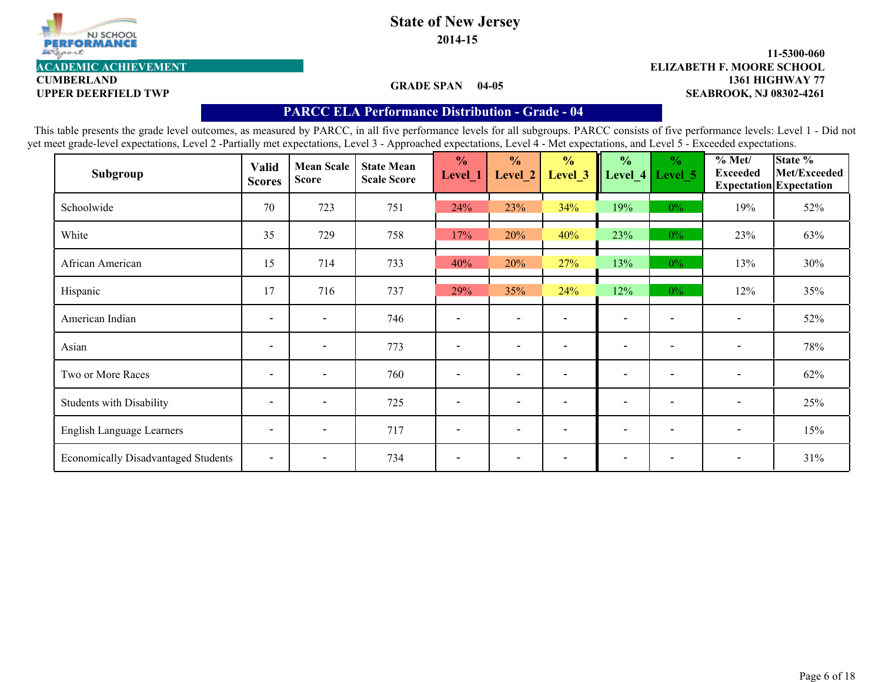# State of New Jersey

**2014-15**

**ACADEMIC ACHIEVEMENT**

**CUMBERLAND**
**UPPER DEERFIELD TWP**

**GRADE SPAN 04-05**

**11-5300-060**
**ELIZABETH F. MOORE SCHOOL**
**1361 HIGHWAY 77**
**SEABROOK, NJ 08302-4261**

## PARCC ELA Performance Distribution - Grade - 04

This table presents the grade level outcomes, as measured by PARCC, in all five performance levels for all subgroups. PARCC consists of five performance levels: Level 1 - Did not yet meet grade-level expectations, Level 2 -Partially met expectations, Level 3 - Approached expectations, Level 4 - Met expectations, and Level 5 - Exceeded expectations.

| Subgroup | Valid Scores | Mean Scale Score | State Mean Scale Score | % Level_1 | % Level_2 | % Level_3 | % Level_4 | % Level_5 | % Met/ Exceeded Expectation | State % Met/Exceeded Expectation |
|---|---|---|---|---|---|---|---|---|---|---|
| Schoolwide | 70 | 723 | 751 | 24% | 23% | 34% | 19% | 0% | 19% | 52% |
| White | 35 | 729 | 758 | 17% | 20% | 40% | 23% | 0% | 23% | 63% |
| African American | 15 | 714 | 733 | 40% | 20% | 27% | 13% | 0% | 13% | 30% |
| Hispanic | 17 | 716 | 737 | 29% | 35% | 24% | 12% | 0% | 12% | 35% |
| American Indian | - | - | 746 | - | - | - | - | - | - | 52% |
| Asian | - | - | 773 | - | - | - | - | - | - | 78% |
| Two or More Races | - | - | 760 | - | - | - | - | - | - | 62% |
| Students with Disability | - | - | 725 | - | - | - | - | - | - | 25% |
| English Language Learners | - | - | 717 | - | - | - | - | - | - | 15% |
| Economically Disadvantaged Students | - | - | 734 | - | - | - | - | - | - | 31% |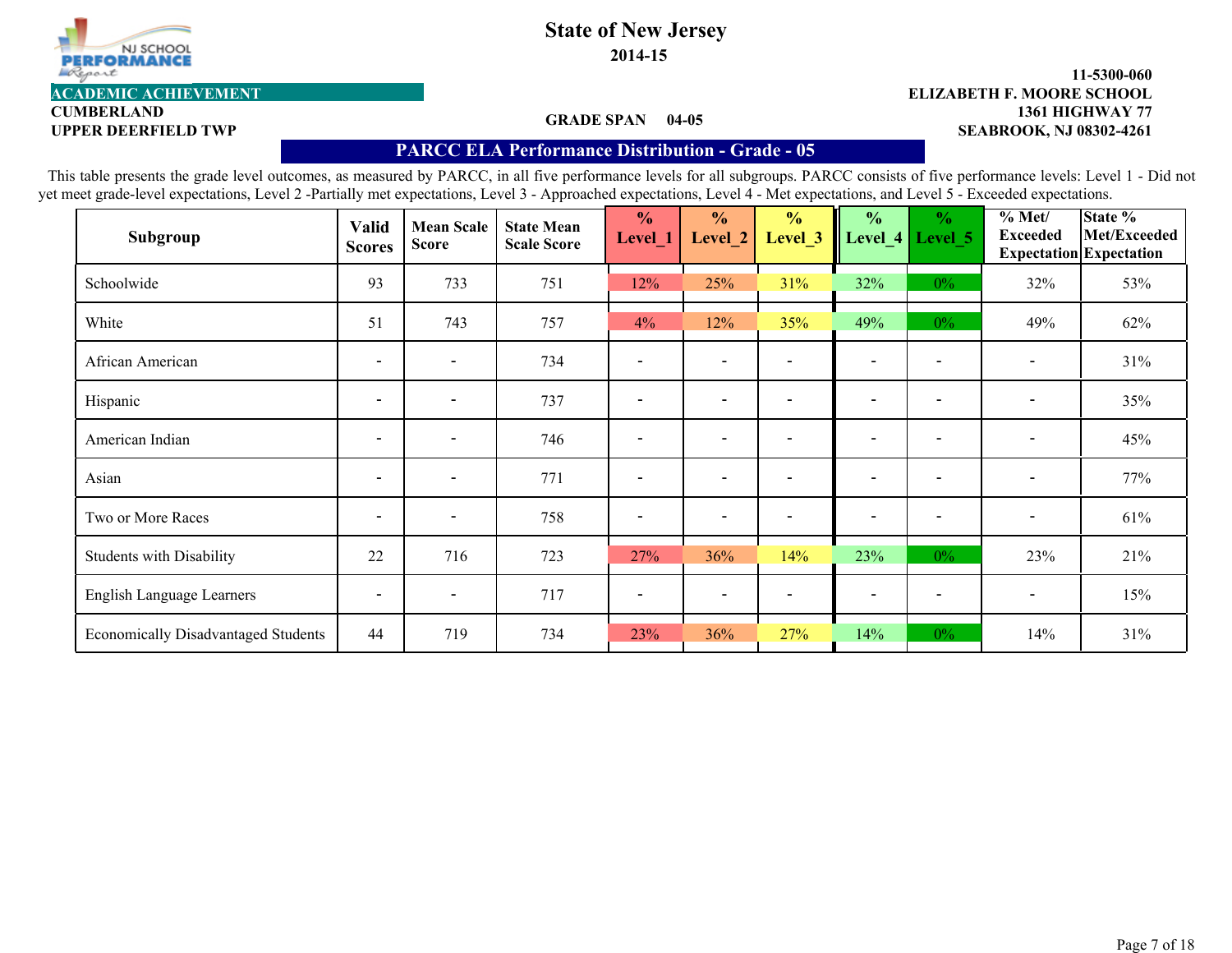# State of New Jersey

**2014-15**

**ACADEMIC ACHIEVEMENT**

**CUMBERLAND**

**UPPER DEERFIELD TWP**

**GRADE SPAN 04-05**

**11-5300-060**
**ELIZABETH F. MOORE SCHOOL**
**1361 HIGHWAY 77**
**SEABROOK, NJ 08302-4261**

## PARCC ELA Performance Distribution - Grade - 05

This table presents the grade level outcomes, as measured by PARCC, in all five performance levels for all subgroups. PARCC consists of five performance levels: Level 1 - Did not yet meet grade-level expectations, Level 2 -Partially met expectations, Level 3 - Approached expectations, Level 4 - Met expectations, and Level 5 - Exceeded expectations.

| Subgroup | Valid Scores | Mean Scale Score | State Mean Scale Score | % Level_1 | % Level_2 | % Level_3 | % Level_4 | % Level_5 | % Met/ Exceeded Expectation | State % Met/Exceeded Expectation |
|---|---|---|---|---|---|---|---|---|---|---|
| Schoolwide | 93 | 733 | 751 | 12% | 25% | 31% | 32% | 0% | 32% | 53% |
| White | 51 | 743 | 757 | 4% | 12% | 35% | 49% | 0% | 49% | 62% |
| African American | - | - | 734 | - | - | - | - | - | - | 31% |
| Hispanic | - | - | 737 | - | - | - | - | - | - | 35% |
| American Indian | - | - | 746 | - | - | - | - | - | - | 45% |
| Asian | - | - | 771 | - | - | - | - | - | - | 77% |
| Two or More Races | - | - | 758 | - | - | - | - | - | - | 61% |
| Students with Disability | 22 | 716 | 723 | 27% | 36% | 14% | 23% | 0% | 23% | 21% |
| English Language Learners | - | - | 717 | - | - | - | - | - | - | 15% |
| Economically Disadvantaged Students | 44 | 719 | 734 | 23% | 36% | 27% | 14% | 0% | 14% | 31% |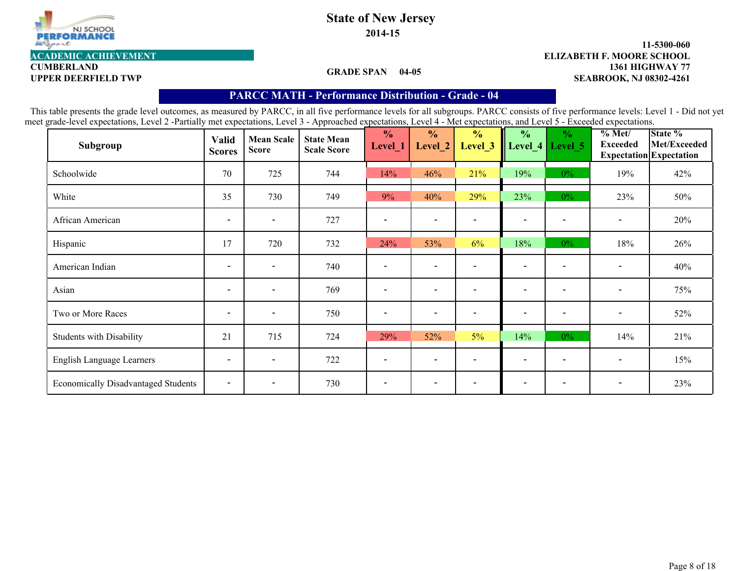ACADEMIC ACHIEVEMENT

CUMBERLAND

UPPER DEERFIELD TWP

# State of New Jersey

**2014-15**

GRADE SPAN 04-05

11-5300-060

ELIZABETH F. MOORE SCHOOL

1361 HIGHWAY 77

SEABROOK, NJ 08302-4261

## PARCC MATH - Performance Distribution - Grade - 04

This table presents the grade level outcomes, as measured by PARCC, in all five performance levels for all subgroups. PARCC consists of five performance levels: Level 1 - Did not yet meet grade-level expectations, Level 2 -Partially met expectations, Level 3 - Approached expectations, Level 4 - Met expectations, and Level 5 - Exceeded expectations.

| Subgroup | Valid Scores | Mean Scale Score | State Mean Scale Score | % Level_1 | % Level_2 | % Level_3 | % Level_4 | % Level_5 | % Met/ Exceeded Expectation | State % Met/Exceed Expectation |
|---|---|---|---|---|---|---|---|---|---|---|
| Schoolwide | 70 | 725 | 744 | 14% | 46% | 21% | 19% | 0% | 19% | 42% |
| White | 35 | 730 | 749 | 9% | 40% | 29% | 23% | 0% | 23% | 50% |
| African American | - | - | 727 | - | - | - | - | - | - | 20% |
| Hispanic | 17 | 720 | 732 | 24% | 53% | 6% | 18% | 0% | 18% | 26% |
| American Indian | - | - | 740 | - | - | - | - | - | - | 40% |
| Asian | - | - | 769 | - | - | - | - | - | - | 75% |
| Two or More Races | - | - | 750 | - | - | - | - | - | - | 52% |
| Students with Disability | 21 | 715 | 724 | 29% | 52% | 5% | 14% | 0% | 14% | 21% |
| English Language Learners | - | - | 722 | - | - | - | - | - | - | 15% |
| Economically Disadvantaged Students | - | - | 730 | - | - | - | - | - | - | 23% |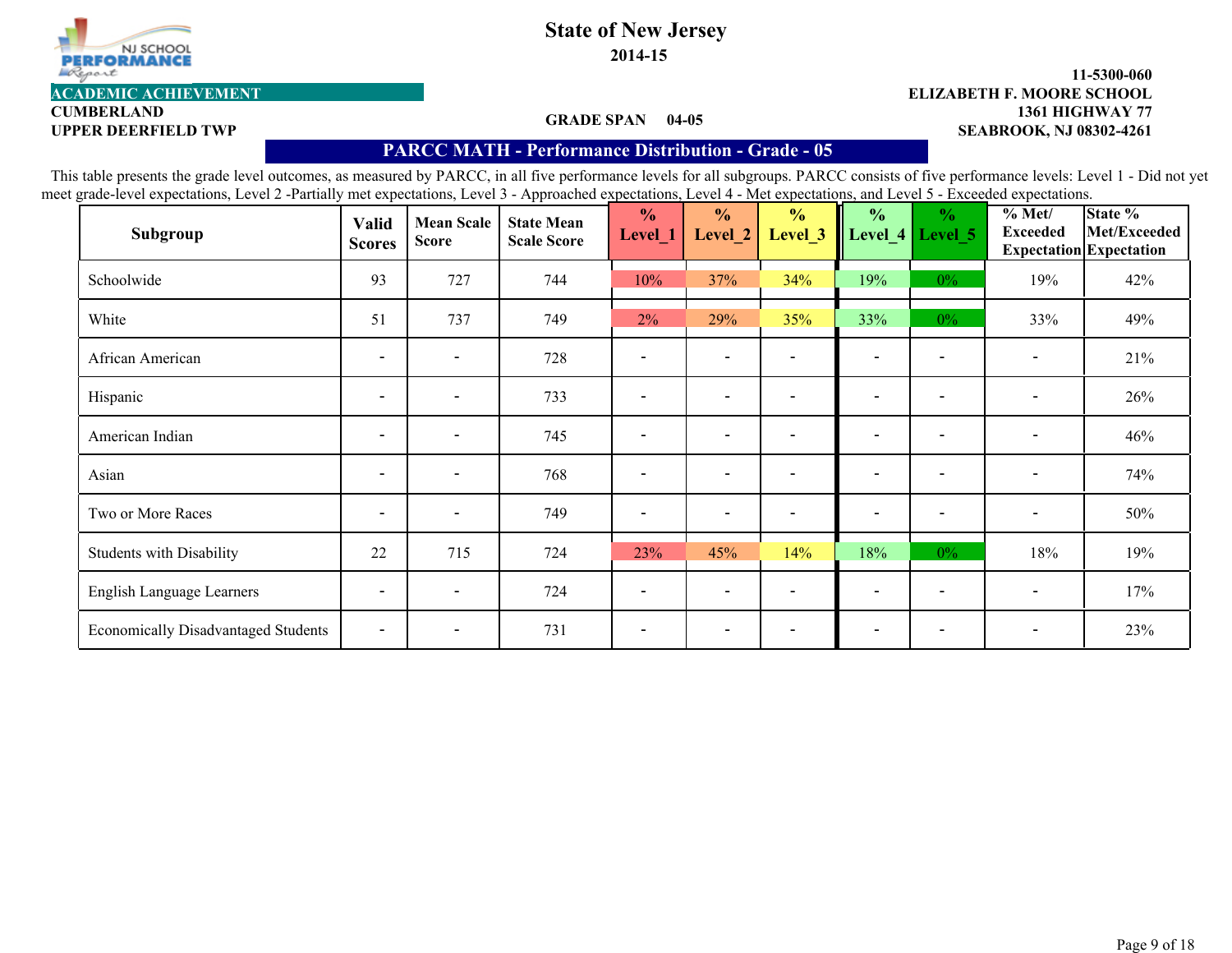NJ SCHOOL PERFORMANCE Report

# State of New Jersey

**2014-15**

**ACADEMIC ACHIEVEMENT**

**CUMBERLAND**
**UPPER DEERFIELD TWP**

**GRADE SPAN 04-05**

**11-5300-060**
**ELIZABETH F. MOORE SCHOOL**
**1361 HIGHWAY 77**
**SEABROOK, NJ 08302-4261**

## PARCC MATH - Performance Distribution - Grade - 05

This table presents the grade level outcomes, as measured by PARCC, in all five performance levels for all subgroups. PARCC consists of five performance levels: Level 1 - Did not yet meet grade-level expectations, Level 2 -Partially met expectations, Level 3 - Approached expectations, Level 4 - Met expectations, and Level 5 - Exceeded expectations.

| Subgroup | Valid Scores | Mean Scale Score | State Mean Scale Score | % Level_1 | % Level_2 | % Level_3 | % Level_4 | % Level_5 | % Met/ Exceeded Expectation | State % Met/Exceeded Expectation |
|---|---|---|---|---|---|---|---|---|---|---|
| Schoolwide | 93 | 727 | 744 | 10% | 37% | 34% | 19% | 0% | 19% | 42% |
| White | 51 | 737 | 749 | 2% | 29% | 35% | 33% | 0% | 33% | 49% |
| African American | - | - | 728 | - | - | - | - | - | - | 21% |
| Hispanic | - | - | 733 | - | - | - | - | - | - | 26% |
| American Indian | - | - | 745 | - | - | - | - | - | - | 46% |
| Asian | - | - | 768 | - | - | - | - | - | - | 74% |
| Two or More Races | - | - | 749 | - | - | - | - | - | - | 50% |
| Students with Disability | 22 | 715 | 724 | 23% | 45% | 14% | 18% | 0% | 18% | 19% |
| English Language Learners | - | - | 724 | - | - | - | - | - | - | 17% |
| Economically Disadvantaged Students | - | - | 731 | - | - | - | - | - | - | 23% |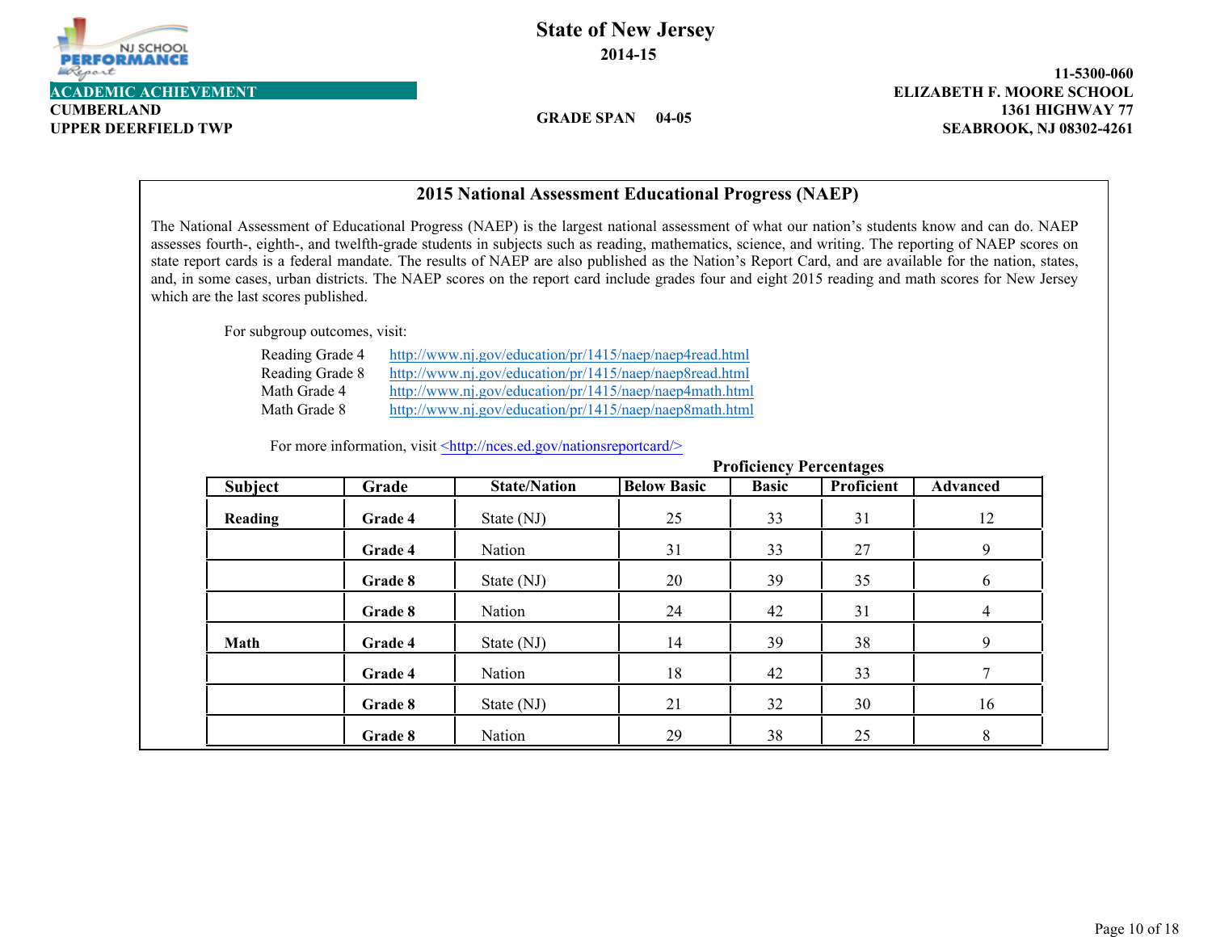# State of New Jersey

**2014-15**

**ACADEMIC ACHIEVEMENT**

**CUMBERLAND**
**UPPER DEERFIELD TWP**

**GRADE SPAN 04-05**

**11-5300-060**
**ELIZABETH F. MOORE SCHOOL**
**1361 HIGHWAY 77**
**SEABROOK, NJ 08302-4261**

## 2015 National Assessment Educational Progress (NAEP)

The National Assessment of Educational Progress (NAEP) is the largest national assessment of what our nation's students know and can do. NAEP assesses fourth-, eighth-, and twelfth-grade students in subjects such as reading, mathematics, science, and writing. The reporting of NAEP scores on state report cards is a federal mandate. The results of NAEP are also published as the Nation's Report Card, and are available for the nation, states, and, in some cases, urban districts. The NAEP scores on the report card include grades four and eight 2015 reading and math scores for New Jersey which are the last scores published.

For subgroup outcomes, visit:

- Reading Grade 4 http://www.nj.gov/education/pr/1415/naep/naep4read.html
- Reading Grade 8 http://www.nj.gov/education/pr/1415/naep/naep8read.html
- Math Grade 4 http://www.nj.gov/education/pr/1415/naep/naep4math.html
- Math Grade 8 http://www.nj.gov/education/pr/1415/naep/naep8math.html

For more information, visit <http://nces.ed.gov/nationsreportcard/>

| Subject | Grade | State/Nation | Below Basic | Basic | Proficient | Advanced |
|---|---|---|---|---|---|---|
| | | | **Proficiency Percentages** | | | |
| **Reading** | **Grade 4** | State (NJ) | 25 | 33 | 31 | 12 |
| | **Grade 4** | Nation | 31 | 33 | 27 | 9 |
| | **Grade 8** | State (NJ) | 20 | 39 | 35 | 6 |
| | **Grade 8** | Nation | 24 | 42 | 31 | 4 |
| **Math** | **Grade 4** | State (NJ) | 14 | 39 | 38 | 9 |
| | **Grade 4** | Nation | 18 | 42 | 33 | 7 |
| | **Grade 8** | State (NJ) | 21 | 32 | 30 | 16 |
| | **Grade 8** | Nation | 29 | 38 | 25 | 8 |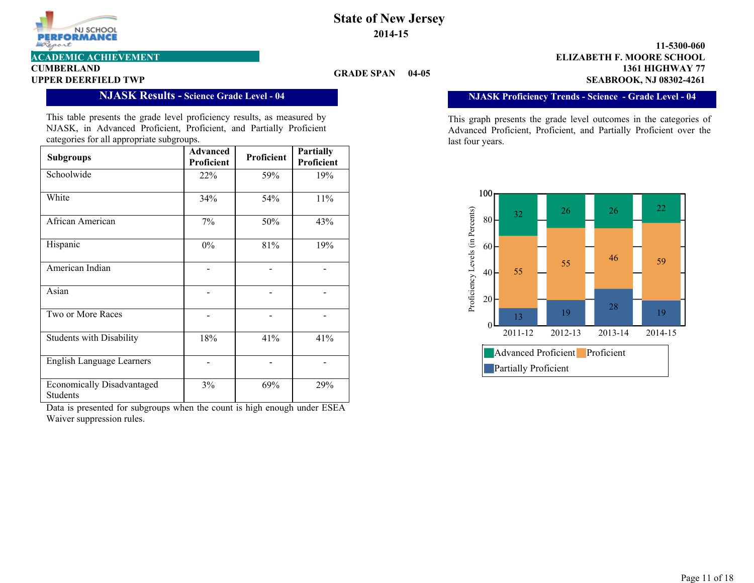# State of New Jersey

**2014-15**

**ACADEMIC ACHIEVEMENT**

**CUMBERLAND**
**UPPER DEERFIELD TWP**

**GRADE SPAN 04-05**

**11-5300-060**
**ELIZABETH F. MOORE SCHOOL**
**1361 HIGHWAY 77**
**SEABROOK, NJ 08302-4261**

## NJASK Results - Science Grade Level - 04

This table presents the grade level proficiency results, as measured by NJASK, in Advanced Proficient, Proficient, and Partially Proficient categories for all appropriate subgroups.

| Subgroups | Advanced Proficient | Proficient | Partially Proficient |
|---|---|---|---|
| Schoolwide | 22% | 59% | 19% |
| White | 34% | 54% | 11% |
| African American | 7% | 50% | 43% |
| Hispanic | 0% | 81% | 19% |
| American Indian | - | - | - |
| Asian | - | - | - |
| Two or More Races | - | - | - |
| Students with Disability | 18% | 41% | 41% |
| English Language Learners | - | - | - |
| Economically Disadvantaged Students | 3% | 69% | 29% |

Data is presented for subgroups when the count is high enough under ESEA Waiver suppression rules.

## NJASK Proficiency Trends - Science - Grade Level - 04

This graph presents the grade level outcomes in the categories of Advanced Proficient, Proficient, and Partially Proficient over the last four years.

| Year | Advanced Proficient | Proficient | Partially Proficient |
|---|---|---|---|
| 2011-12 | 32 | 55 | 13 |
| 2012-13 | 26 | 55 | 19 |
| 2013-14 | 26 | 46 | 28 |
| 2014-15 | 22 | 59 | 19 |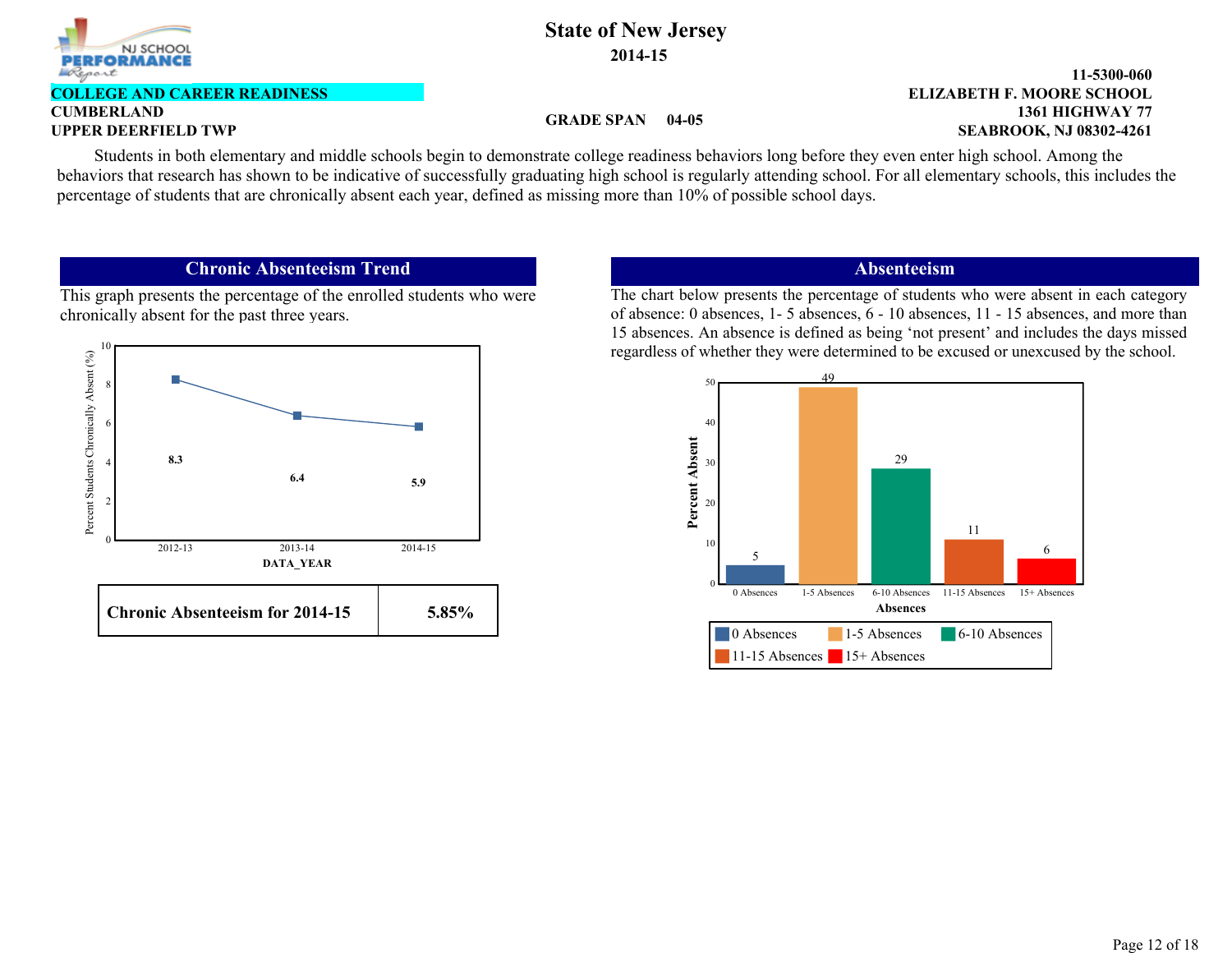# State of New Jersey

**2014-15**

**COLLEGE AND CAREER READINESS**

**CUMBERLAND**
**UPPER DEERFIELD TWP**

**GRADE SPAN 04-05**

**11-5300-060**
**ELIZABETH F. MOORE SCHOOL**
**1361 HIGHWAY 77**
**SEABROOK, NJ 08302-4261**

Students in both elementary and middle schools begin to demonstrate college readiness behaviors long before they even enter high school. Among the behaviors that research has shown to be indicative of successfully graduating high school is regularly attending school. For all elementary schools, this includes the percentage of students that are chronically absent each year, defined as missing more than 10% of possible school days.

## Chronic Absenteeism Trend

This graph presents the percentage of the enrolled students who were chronically absent for the past three years.

| DATA_YEAR | Percent Students Chronically Absent (%) |
|---|---|
| 2012-13 | 8.3 |
| 2013-14 | 6.4 |
| 2014-15 | 5.9 |

| Chronic Absenteeism for 2014-15 | 5.85% |
|---|---|

## Absenteeism

The chart below presents the percentage of students who were absent in each category of absence: 0 absences, 1- 5 absences, 6 - 10 absences, 11 - 15 absences, and more than 15 absences. An absence is defined as being 'not present' and includes the days missed regardless of whether they were determined to be excused or unexcused by the school.

| Absences | Percent Absent |
|---|---|
| 0 Absences | 5 |
| 1-5 Absences | 49 |
| 6-10 Absences | 29 |
| 11-15 Absences | 11 |
| 15+ Absences | 6 |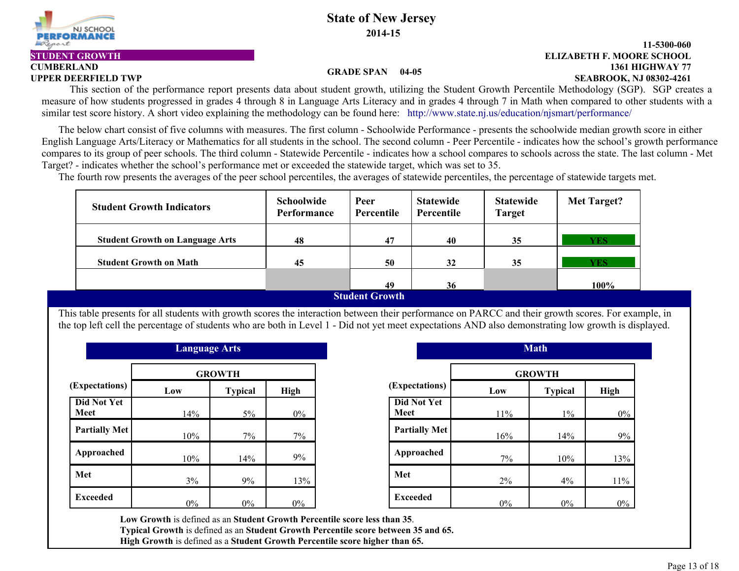# State of New Jersey

**2014-15**

**STUDENT GROWTH**

**CUMBERLAND**
**UPPER DEERFIELD TWP**

**GRADE SPAN 04-05**

**11-5300-060**
**ELIZABETH F. MOORE SCHOOL**
**1361 HIGHWAY 77**
**SEABROOK, NJ 08302-4261**

This section of the performance report presents data about student growth, utilizing the Student Growth Percentile Methodology (SGP). SGP creates a measure of how students progressed in grades 4 through 8 in Language Arts Literacy and in grades 4 through 7 in Math when compared to other students with a similar test score history. A short video explaining the methodology can be found here: http://www.state.nj.us/education/njsmart/performance/

The below chart consist of five columns with measures. The first column - Schoolwide Performance - presents the schoolwide median growth score in either English Language Arts/Literacy or Mathematics for all students in the school. The second column - Peer Percentile - indicates how the school's growth performance compares to its group of peer schools. The third column - Statewide Percentile - indicates how a school compares to schools across the state. The last column - Met Target? - indicates whether the school's performance met or exceeded the statewide target, which was set to 35.

The fourth row presents the averages of the peer school percentiles, the averages of statewide percentiles, the percentage of statewide targets met.

| Student Growth Indicators | Schoolwide Performance | Peer Percentile | Statewide Percentile | Statewide Target | Met Target? |
|---|---|---|---|---|---|
| Student Growth on Language Arts | 48 | 47 | 40 | 35 | YES |
| Student Growth on Math | 45 | 50 | 32 | 35 | YES |
| | | 49 | 36 | | 100% |

## Student Growth

This table presents for all students with growth scores the interaction between their performance on PARCC and their growth scores. For example, in the top left cell the percentage of students who are both in Level 1 - Did not yet meet expectations AND also demonstrating low growth is displayed.

### Language Arts

| (Expectations) | GROWTH | | |
|---|---|---|---|
| | Low | Typical | High |
| Did Not Yet Meet | 14% | 5% | 0% |
| Partially Met | 10% | 7% | 7% |
| Approached | 10% | 14% | 9% |
| Met | 3% | 9% | 13% |
| Exceeded | 0% | 0% | 0% |

### Math

| (Expectations) | GROWTH | | |
|---|---|---|---|
| | Low | Typical | High |
| Did Not Yet Meet | 11% | 1% | 0% |
| Partially Met | 16% | 14% | 9% |
| Approached | 7% | 10% | 13% |
| Met | 2% | 4% | 11% |
| Exceeded | 0% | 0% | 0% |

**Low Growth** is defined as an **Student Growth Percentile score less than 35**.
**Typical Growth** is defined as an **Student Growth Percentile score between 35 and 65.**
**High Growth** is defined as a **Student Growth Percentile score higher than 65.**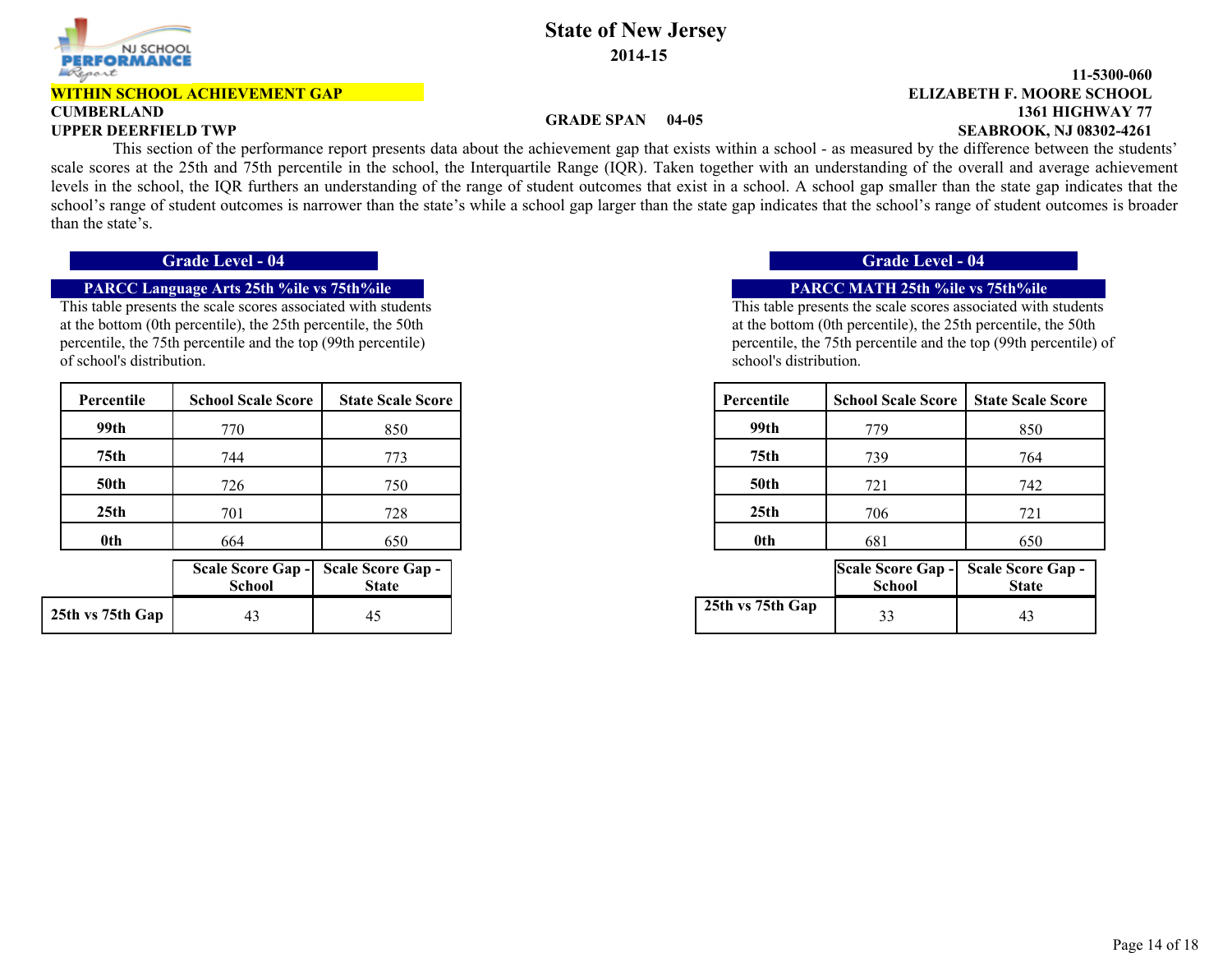# State of New Jersey

**2014-15**

**11-5300-060**

**WITHIN SCHOOL ACHIEVEMENT GAP**

**ELIZABETH F. MOORE SCHOOL**

**CUMBERLAND**

**1361 HIGHWAY 77**

**GRADE SPAN 04-05**

**UPPER DEERFIELD TWP**

**SEABROOK, NJ 08302-4261**

This section of the performance report presents data about the achievement gap that exists within a school - as measured by the difference between the students' scale scores at the 25th and 75th percentile in the school, the Interquartile Range (IQR). Taken together with an understanding of the overall and average achievement levels in the school, the IQR furthers an understanding of the range of student outcomes that exist in a school. A school gap smaller than the state gap indicates that the school's range of student outcomes is narrower than the state's while a school gap larger than the state gap indicates that the school's range of student outcomes is broader than the state's.

## Grade Level - 04

### PARCC Language Arts 25th %ile vs 75th%ile

This table presents the scale scores associated with students at the bottom (0th percentile), the 25th percentile, the 50th percentile, the 75th percentile and the top (99th percentile) of school's distribution.

| Percentile | School Scale Score | State Scale Score |
|---|---|---|
| 99th | 770 | 850 |
| 75th | 744 | 773 |
| 50th | 726 | 750 |
| 25th | 701 | 728 |
| 0th | 664 | 650 |

| | Scale Score Gap - School | Scale Score Gap - State |
|---|---|---|
| 25th vs 75th Gap | 43 | 45 |

## Grade Level - 04

### PARCC MATH 25th %ile vs 75th%ile

This table presents the scale scores associated with students at the bottom (0th percentile), the 25th percentile, the 50th percentile, the 75th percentile and the top (99th percentile) of school's distribution.

| Percentile | School Scale Score | State Scale Score |
|---|---|---|
| 99th | 779 | 850 |
| 75th | 739 | 764 |
| 50th | 721 | 742 |
| 25th | 706 | 721 |
| 0th | 681 | 650 |

| | Scale Score Gap - School | Scale Score Gap - State |
|---|---|---|
| 25th vs 75th Gap | 33 | 43 |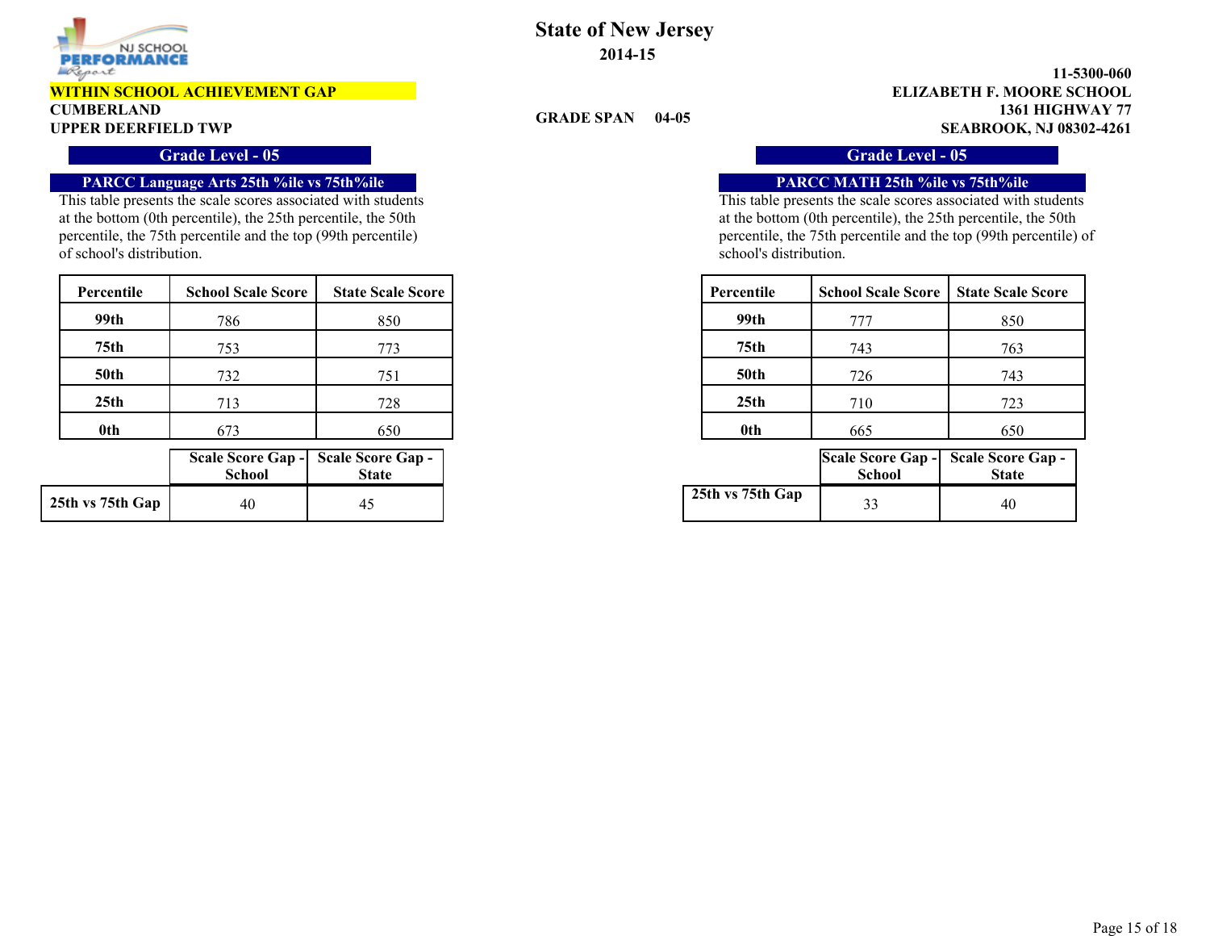# State of New Jersey

**2014-15**

**WITHIN SCHOOL ACHIEVEMENT GAP**

**CUMBERLAND**

**UPPER DEERFIELD TWP**

**GRADE SPAN 04-05**

**11-5300-060**

**ELIZABETH F. MOORE SCHOOL**

**1361 HIGHWAY 77**

**SEABROOK, NJ 08302-4261**

## Grade Level - 05

### PARCC Language Arts 25th %ile vs 75th%ile

This table presents the scale scores associated with students at the bottom (0th percentile), the 25th percentile, the 50th percentile, the 75th percentile and the top (99th percentile) of school's distribution.

| Percentile | School Scale Score | State Scale Score |
|---|---|---|
| 99th | 786 | 850 |
| 75th | 753 | 773 |
| 50th | 732 | 751 |
| 25th | 713 | 728 |
| 0th | 673 | 650 |

| | Scale Score Gap - School | Scale Score Gap - State |
|---|---|---|
| 25th vs 75th Gap | 40 | 45 |

## Grade Level - 05

### PARCC MATH 25th %ile vs 75th%ile

This table presents the scale scores associated with students at the bottom (0th percentile), the 25th percentile, the 50th percentile, the 75th percentile and the top (99th percentile) of school's distribution.

| Percentile | School Scale Score | State Scale Score |
|---|---|---|
| 99th | 777 | 850 |
| 75th | 743 | 763 |
| 50th | 726 | 743 |
| 25th | 710 | 723 |
| 0th | 665 | 650 |

| | Scale Score Gap - School | Scale Score Gap - State |
|---|---|---|
| 25th vs 75th Gap | 33 | 40 |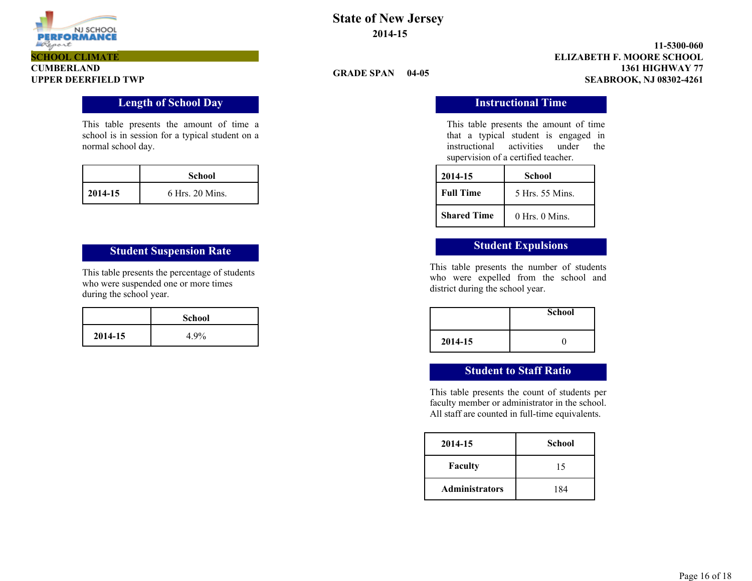# State of New Jersey

**2014-15**

**SCHOOL CLIMATE**

**CUMBERLAND**
**UPPER DEERFIELD TWP**

**GRADE SPAN 04-05**

**11-5300-060**
**ELIZABETH F. MOORE SCHOOL**
**1361 HIGHWAY 77**
**SEABROOK, NJ 08302-4261**

## Length of School Day

This table presents the amount of time a school is in session for a typical student on a normal school day.

| | School |
|---|---|
| **2014-15** | 6 Hrs. 20 Mins. |

## Student Suspension Rate

This table presents the percentage of students who were suspended one or more times during the school year.

| | School |
|---|---|
| **2014-15** | 4.9% |

## Instructional Time

This table presents the amount of time that a typical student is engaged in instructional activities under the supervision of a certified teacher.

| 2014-15 | School |
|---|---|
| **Full Time** | 5 Hrs. 55 Mins. |
| **Shared Time** | 0 Hrs. 0 Mins. |

## Student Expulsions

This table presents the number of students who were expelled from the school and district during the school year.

| | School |
|---|---|
| **2014-15** | 0 |

## Student to Staff Ratio

This table presents the count of students per faculty member or administrator in the school. All staff are counted in full-time equivalents.

| 2014-15 | School |
|---|---|
| **Faculty** | 15 |
| **Administrators** | 184 |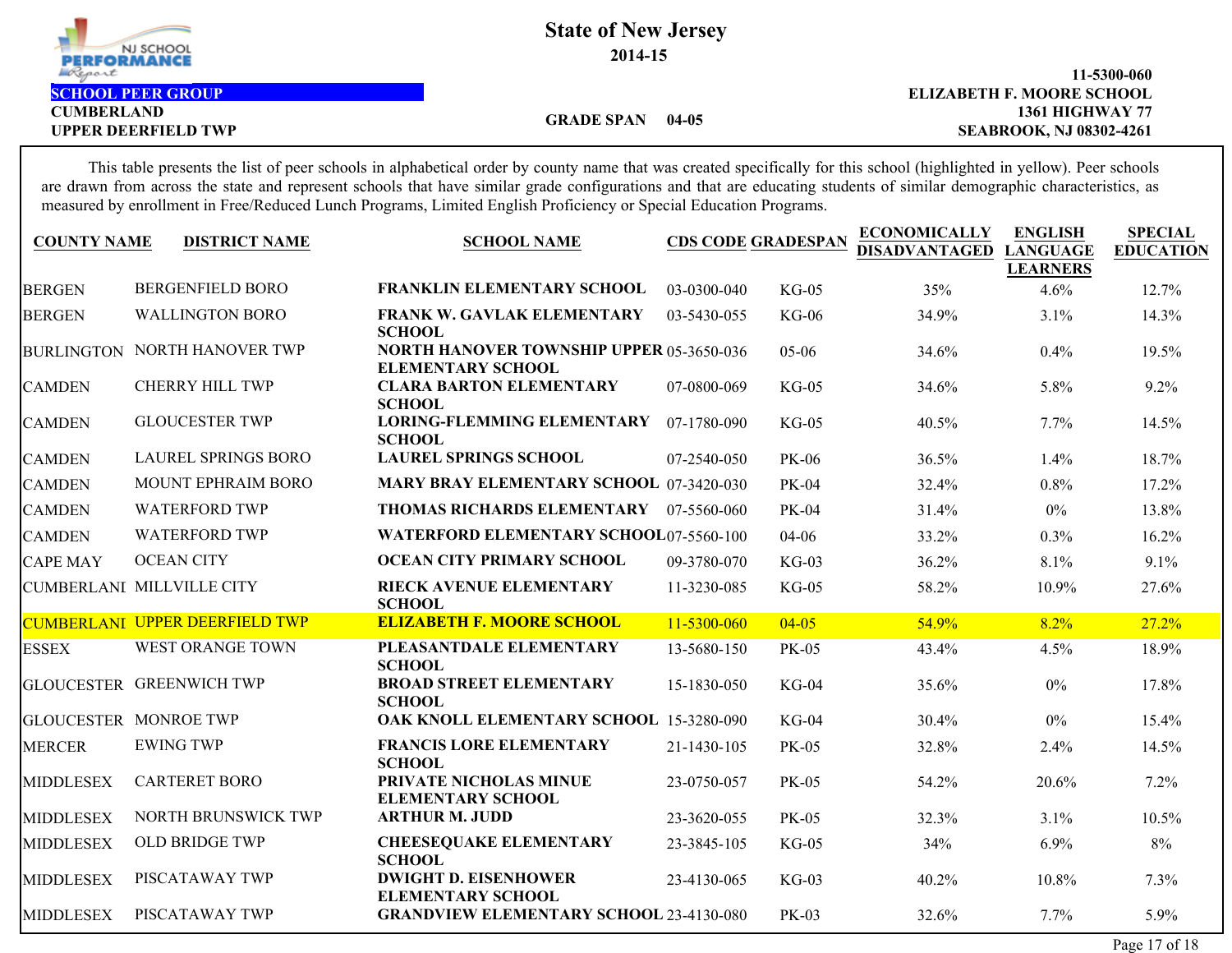# State of New Jersey

## 2014-15

**SCHOOL PEER GROUP**
**CUMBERLAND**
**UPPER DEERFIELD TWP**

**GRADE SPAN 04-05**

**11-5300-060**
**ELIZABETH F. MOORE SCHOOL**
**1361 HIGHWAY 77**
**SEABROOK, NJ 08302-4261**

This table presents the list of peer schools in alphabetical order by county name that was created specifically for this school (highlighted in yellow). Peer schools are drawn from across the state and represent schools that have similar grade configurations and that are educating students of similar demographic characteristics, as measured by enrollment in Free/Reduced Lunch Programs, Limited English Proficiency or Special Education Programs.

| COUNTY NAME | DISTRICT NAME | SCHOOL NAME | CDS CODE | GRADESPAN | ECONOMICALLY DISADVANTAGED | ENGLISH LANGUAGE LEARNERS | SPECIAL EDUCATION |
|---|---|---|---|---|---|---|---|
| BERGEN | BERGENFIELD BORO | **FRANKLIN ELEMENTARY SCHOOL** | 03-0300-040 | KG-05 | 35% | 4.6% | 12.7% |
| BERGEN | WALLINGTON BORO | **FRANK W. GAVLAK ELEMENTARY SCHOOL** | 03-5430-055 | KG-06 | 34.9% | 3.1% | 14.3% |
| BURLINGTON | NORTH HANOVER TWP | **NORTH HANOVER TOWNSHIP UPPER ELEMENTARY SCHOOL** | 05-3650-036 | 05-06 | 34.6% | 0.4% | 19.5% |
| CAMDEN | CHERRY HILL TWP | **CLARA BARTON ELEMENTARY SCHOOL** | 07-0800-069 | KG-05 | 34.6% | 5.8% | 9.2% |
| CAMDEN | GLOUCESTER TWP | **LORING-FLEMMING ELEMENTARY SCHOOL** | 07-1780-090 | KG-05 | 40.5% | 7.7% | 14.5% |
| CAMDEN | LAUREL SPRINGS BORO | **LAUREL SPRINGS SCHOOL** | 07-2540-050 | PK-06 | 36.5% | 1.4% | 18.7% |
| CAMDEN | MOUNT EPHRAIM BORO | **MARY BRAY ELEMENTARY SCHOOL** | 07-3420-030 | PK-04 | 32.4% | 0.8% | 17.2% |
| CAMDEN | WATERFORD TWP | **THOMAS RICHARDS ELEMENTARY** | 07-5560-060 | PK-04 | 31.4% | 0% | 13.8% |
| CAMDEN | WATERFORD TWP | **WATERFORD ELEMENTARY SCHOOL** | 07-5560-100 | 04-06 | 33.2% | 0.3% | 16.2% |
| CAPE MAY | OCEAN CITY | **OCEAN CITY PRIMARY SCHOOL** | 09-3780-070 | KG-03 | 36.2% | 8.1% | 9.1% |
| CUMBERLANI | MILLVILLE CITY | **RIECK AVENUE ELEMENTARY SCHOOL** | 11-3230-085 | KG-05 | 58.2% | 10.9% | 27.6% |
| CUMBERLANI | UPPER DEERFIELD TWP | **ELIZABETH F. MOORE SCHOOL** | 11-5300-060 | 04-05 | 54.9% | 8.2% | 27.2% |
| ESSEX | WEST ORANGE TOWN | **PLEASANTDALE ELEMENTARY SCHOOL** | 13-5680-150 | PK-05 | 43.4% | 4.5% | 18.9% |
| GLOUCESTER | GREENWICH TWP | **BROAD STREET ELEMENTARY SCHOOL** | 15-1830-050 | KG-04 | 35.6% | 0% | 17.8% |
| GLOUCESTER | MONROE TWP | **OAK KNOLL ELEMENTARY SCHOOL** | 15-3280-090 | KG-04 | 30.4% | 0% | 15.4% |
| MERCER | EWING TWP | **FRANCIS LORE ELEMENTARY SCHOOL** | 21-1430-105 | PK-05 | 32.8% | 2.4% | 14.5% |
| MIDDLESEX | CARTERET BORO | **PRIVATE NICHOLAS MINUE ELEMENTARY SCHOOL** | 23-0750-057 | PK-05 | 54.2% | 20.6% | 7.2% |
| MIDDLESEX | NORTH BRUNSWICK TWP | **ARTHUR M. JUDD** | 23-3620-055 | PK-05 | 32.3% | 3.1% | 10.5% |
| MIDDLESEX | OLD BRIDGE TWP | **CHEESEQUAKE ELEMENTARY SCHOOL** | 23-3845-105 | KG-05 | 34% | 6.9% | 8% |
| MIDDLESEX | PISCATAWAY TWP | **DWIGHT D. EISENHOWER ELEMENTARY SCHOOL** | 23-4130-065 | KG-03 | 40.2% | 10.8% | 7.3% |
| MIDDLESEX | PISCATAWAY TWP | **GRANDVIEW ELEMENTARY SCHOOL** | 23-4130-080 | PK-03 | 32.6% | 7.7% | 5.9% |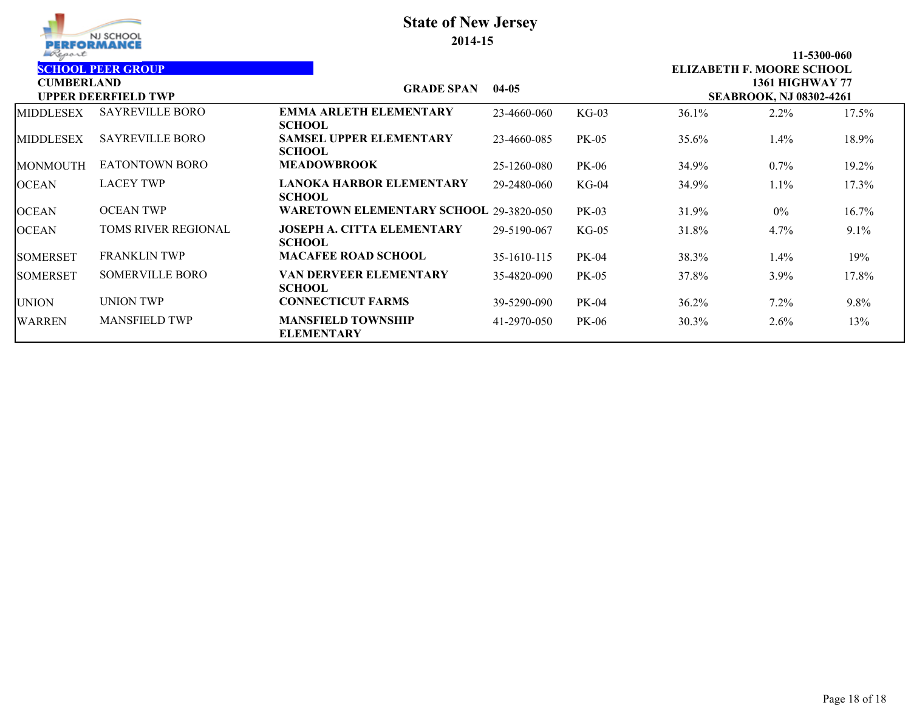**State of New Jersey**

**2014-15**

**SCHOOL PEER GROUP**

**CUMBERLAND**

**UPPER DEERFIELD TWP**

**GRADE SPAN 04-05**

**11-5300-060**
**ELIZABETH F. MOORE SCHOOL**
**1361 HIGHWAY 77**
**SEABROOK, NJ 08302-4261**

| | | | | | | | |
|---|---|---|---|---|---|---|---|
| MIDDLESEX | SAYREVILLE BORO | **EMMA ARLETH ELEMENTARY SCHOOL** | 23-4660-060 | KG-03 | 36.1% | 2.2% | 17.5% |
| MIDDLESEX | SAYREVILLE BORO | **SAMSEL UPPER ELEMENTARY SCHOOL** | 23-4660-085 | PK-05 | 35.6% | 1.4% | 18.9% |
| MONMOUTH | EATONTOWN BORO | **MEADOWBROOK** | 25-1260-080 | PK-06 | 34.9% | 0.7% | 19.2% |
| OCEAN | LACEY TWP | **LANOKA HARBOR ELEMENTARY SCHOOL** | 29-2480-060 | KG-04 | 34.9% | 1.1% | 17.3% |
| OCEAN | OCEAN TWP | **WARETOWN ELEMENTARY SCHOOL** | 29-3820-050 | PK-03 | 31.9% | 0% | 16.7% |
| OCEAN | TOMS RIVER REGIONAL | **JOSEPH A. CITTA ELEMENTARY SCHOOL** | 29-5190-067 | KG-05 | 31.8% | 4.7% | 9.1% |
| SOMERSET | FRANKLIN TWP | **MACAFEE ROAD SCHOOL** | 35-1610-115 | PK-04 | 38.3% | 1.4% | 19% |
| SOMERSET | SOMERVILLE BORO | **VAN DERVEER ELEMENTARY SCHOOL** | 35-4820-090 | PK-05 | 37.8% | 3.9% | 17.8% |
| UNION | UNION TWP | **CONNECTICUT FARMS** | 39-5290-090 | PK-04 | 36.2% | 7.2% | 9.8% |
| WARREN | MANSFIELD TWP | **MANSFIELD TOWNSHIP ELEMENTARY** | 41-2970-050 | PK-06 | 30.3% | 2.6% | 13% |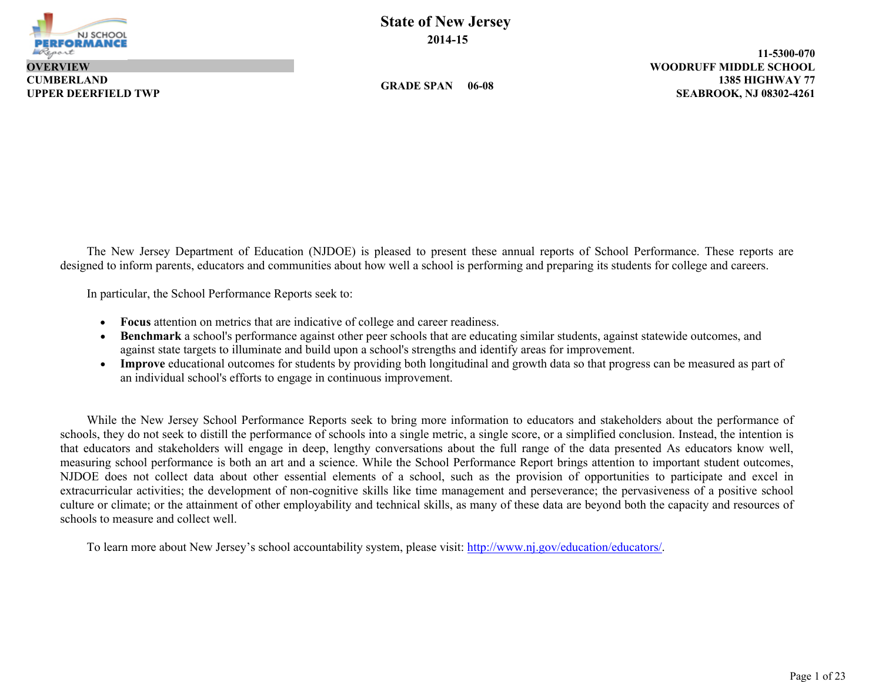# State of New Jersey

**2014-15**

**OVERVIEW**

**CUMBERLAND**
**UPPER DEERFIELD TWP**

**GRADE SPAN 06-08**

**11-5300-070**
**WOODRUFF MIDDLE SCHOOL**
**1385 HIGHWAY 77**
**SEABROOK, NJ 08302-4261**

The New Jersey Department of Education (NJDOE) is pleased to present these annual reports of School Performance. These reports are designed to inform parents, educators and communities about how well a school is performing and preparing its students for college and careers.

In particular, the School Performance Reports seek to:

- **Focus** attention on metrics that are indicative of college and career readiness.
- **Benchmark** a school's performance against other peer schools that are educating similar students, against statewide outcomes, and against state targets to illuminate and build upon a school's strengths and identify areas for improvement.
- **Improve** educational outcomes for students by providing both longitudinal and growth data so that progress can be measured as part of an individual school's efforts to engage in continuous improvement.

While the New Jersey School Performance Reports seek to bring more information to educators and stakeholders about the performance of schools, they do not seek to distill the performance of schools into a single metric, a single score, or a simplified conclusion. Instead, the intention is that educators and stakeholders will engage in deep, lengthy conversations about the full range of the data presented As educators know well, measuring school performance is both an art and a science. While the School Performance Report brings attention to important student outcomes, NJDOE does not collect data about other essential elements of a school, such as the provision of opportunities to participate and excel in extracurricular activities; the development of non-cognitive skills like time management and perseverance; the pervasiveness of a positive school culture or climate; or the attainment of other employability and technical skills, as many of these data are beyond both the capacity and resources of schools to measure and collect well.

To learn more about New Jersey's school accountability system, please visit: http://www.nj.gov/education/educators/.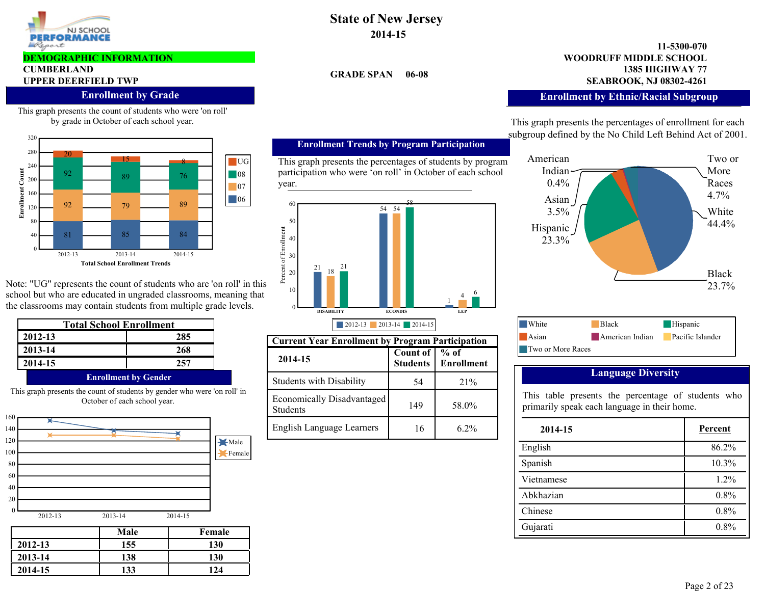# State of New Jersey

**2014-15**

**DEMOGRAPHIC INFORMATION**

**CUMBERLAND**

**UPPER DEERFIELD TWP**

**GRADE SPAN 06-08**

**11-5300-070**
**WOODRUFF MIDDLE SCHOOL**
**1385 HIGHWAY 77**
**SEABROOK, NJ 08302-4261**

## Enrollment by Grade

This graph presents the count of students who were 'on roll' by grade in October of each school year.

**Total School Enrollment Trends**

| Grade | 2012-13 | 2013-14 | 2014-15 |
|---|---|---|---|
| UG | 20 | 15 | 8 |
| 08 | 92 | 89 | 76 |
| 07 | 92 | 79 | 89 |
| 06 | 81 | 85 | 84 |

Note: "UG" represents the count of students who are 'on roll' in this school but who are educated in ungraded classrooms, meaning that the classrooms may contain students from multiple grade levels.

| Total School Enrollment | |
|---|---|
| 2012-13 | 285 |
| 2013-14 | 268 |
| 2014-15 | 257 |

## Enrollment by Gender

This graph presents the count of students by gender who were 'on roll' in October of each school year.

| | Male | Female |
|---|---|---|
| 2012-13 | 155 | 130 |
| 2013-14 | 138 | 130 |
| 2014-15 | 133 | 124 |

## Enrollment Trends by Program Participation

This graph presents the percentages of students by program participation who were 'on roll' in October of each school year.

| Percent of Enrollment | 2012-13 | 2013-14 | 2014-15 |
|---|---|---|---|
| DISABILITY | 21 | 18 | 21 |
| ECONDIS | 54 | 54 | 58 |
| LEP | 1 | 4 | 6 |

### Current Year Enrollment by Program Participation

| 2014-15 | Count of Students | % of Enrollment |
|---|---|---|
| Students with Disability | 54 | 21% |
| Economically Disadvantaged Students | 149 | 58.0% |
| English Language Learners | 16 | 6.2% |

## Enrollment by Ethnic/Racial Subgroup

This graph presents the percentages of enrollment for each subgroup defined by the No Child Left Behind Act of 2001.

| Subgroup | Percent |
|---|---|
| White | 44.4% |
| Black | 23.7% |
| Hispanic | 23.3% |
| Asian | 3.5% |
| American Indian | 0.4% |
| Two or More Races | 4.7% |

## Language Diversity

This table presents the percentage of students who primarily speak each language in their home.

| 2014-15 | Percent |
|---|---|
| English | 86.2% |
| Spanish | 10.3% |
| Vietnamese | 1.2% |
| Abkhazian | 0.8% |
| Chinese | 0.8% |
| Gujarati | 0.8% |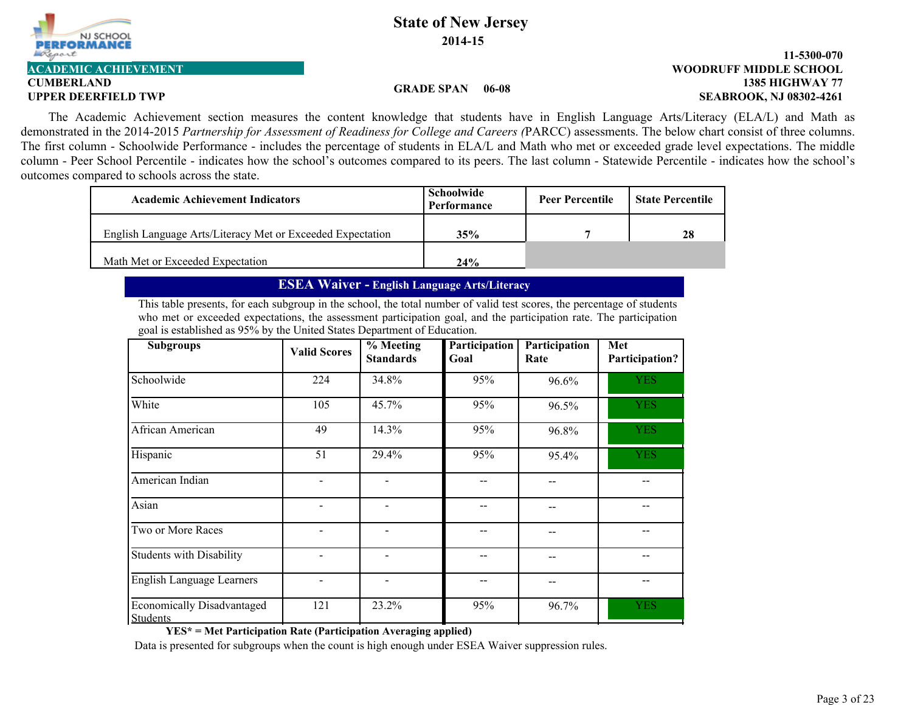# State of New Jersey

**2014-15**

**ACADEMIC ACHIEVEMENT**

**CUMBERLAND**
**UPPER DEERFIELD TWP**

**GRADE SPAN 06-08**

**11-5300-070**
**WOODRUFF MIDDLE SCHOOL**
**1385 HIGHWAY 77**
**SEABROOK, NJ 08302-4261**

The Academic Achievement section measures the content knowledge that students have in English Language Arts/Literacy (ELA/L) and Math as demonstrated in the 2014-2015 *Partnership for Assessment of Readiness for College and Careers (*PARCC) assessments. The below chart consist of three columns. The first column - Schoolwide Performance - includes the percentage of students in ELA/L and Math who met or exceeded grade level expectations. The middle column - Peer School Percentile - indicates how the school's outcomes compared to its peers. The last column - Statewide Percentile - indicates how the school's outcomes compared to schools across the state.

| Academic Achievement Indicators | Schoolwide Performance | Peer Percentile | State Percentile |
|---|---|---|---|
| English Language Arts/Literacy Met or Exceeded Expectation | 35% | 7 | 28 |
| Math Met or Exceeded Expectation | 24% | | |

## ESEA Waiver - English Language Arts/Literacy

This table presents, for each subgroup in the school, the total number of valid test scores, the percentage of students who met or exceeded expectations, the assessment participation goal, and the participation rate. The participation goal is established as 95% by the United States Department of Education.

| Subgroups | Valid Scores | % Meeting Standards | Participation Goal | Participation Rate | Met Participation? |
|---|---|---|---|---|---|
| Schoolwide | 224 | 34.8% | 95% | 96.6% | YES |
| White | 105 | 45.7% | 95% | 96.5% | YES |
| African American | 49 | 14.3% | 95% | 96.8% | YES |
| Hispanic | 51 | 29.4% | 95% | 95.4% | YES |
| American Indian | - | - | -- | -- | -- |
| Asian | - | - | -- | -- | -- |
| Two or More Races | - | - | -- | -- | -- |
| Students with Disability | - | - | -- | -- | -- |
| English Language Learners | - | - | -- | -- | -- |
| Economically Disadvantaged Students | 121 | 23.2% | 95% | 96.7% | YES |

**YES* = Met Participation Rate (Participation Averaging applied)**

Data is presented for subgroups when the count is high enough under ESEA Waiver suppression rules.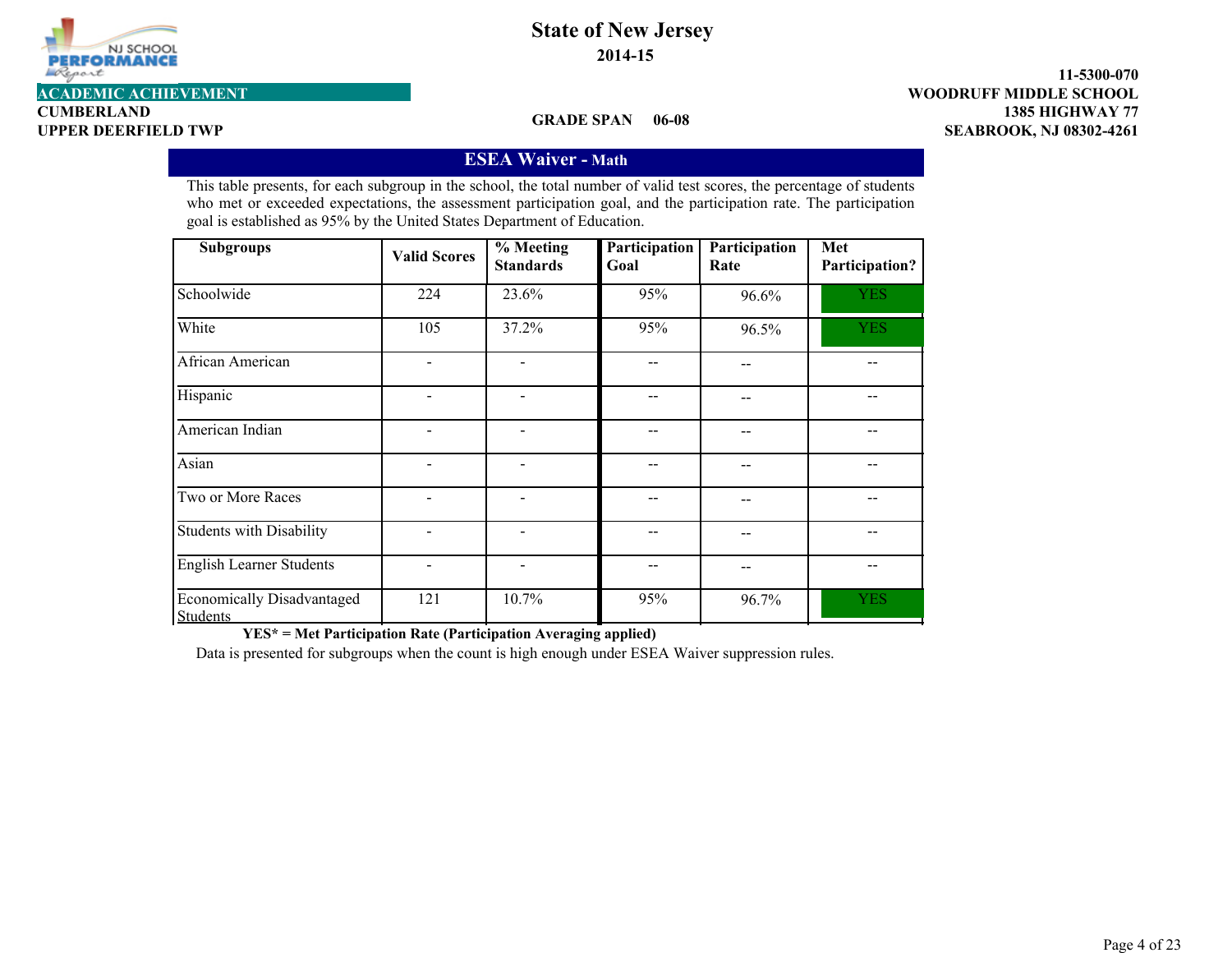State of New Jersey
2014-15

ACADEMIC ACHIEVEMENT

11-5300-070
WOODRUFF MIDDLE SCHOOL
1385 HIGHWAY 77
SEABROOK, NJ 08302-4261

CUMBERLAND
UPPER DEERFIELD TWP

GRADE SPAN 06-08

## ESEA Waiver - Math

This table presents, for each subgroup in the school, the total number of valid test scores, the percentage of students who met or exceeded expectations, the assessment participation goal, and the participation rate. The participation goal is established as 95% by the United States Department of Education.

| Subgroups | Valid Scores | % Meeting Standards | Participation Goal | Participation Rate | Met Participation? |
|---|---|---|---|---|---|
| Schoolwide | 224 | 23.6% | 95% | 96.6% | YES |
| White | 105 | 37.2% | 95% | 96.5% | YES |
| African American | - | - | -- | -- | -- |
| Hispanic | - | - | -- | -- | -- |
| American Indian | - | - | -- | -- | -- |
| Asian | - | - | -- | -- | -- |
| Two or More Races | - | - | -- | -- | -- |
| Students with Disability | - | - | -- | -- | -- |
| English Learner Students | - | - | -- | -- | -- |
| Economically Disadvantaged Students | 121 | 10.7% | 95% | 96.7% | YES |

**YES* = Met Participation Rate (Participation Averaging applied)**

Data is presented for subgroups when the count is high enough under ESEA Waiver suppression rules.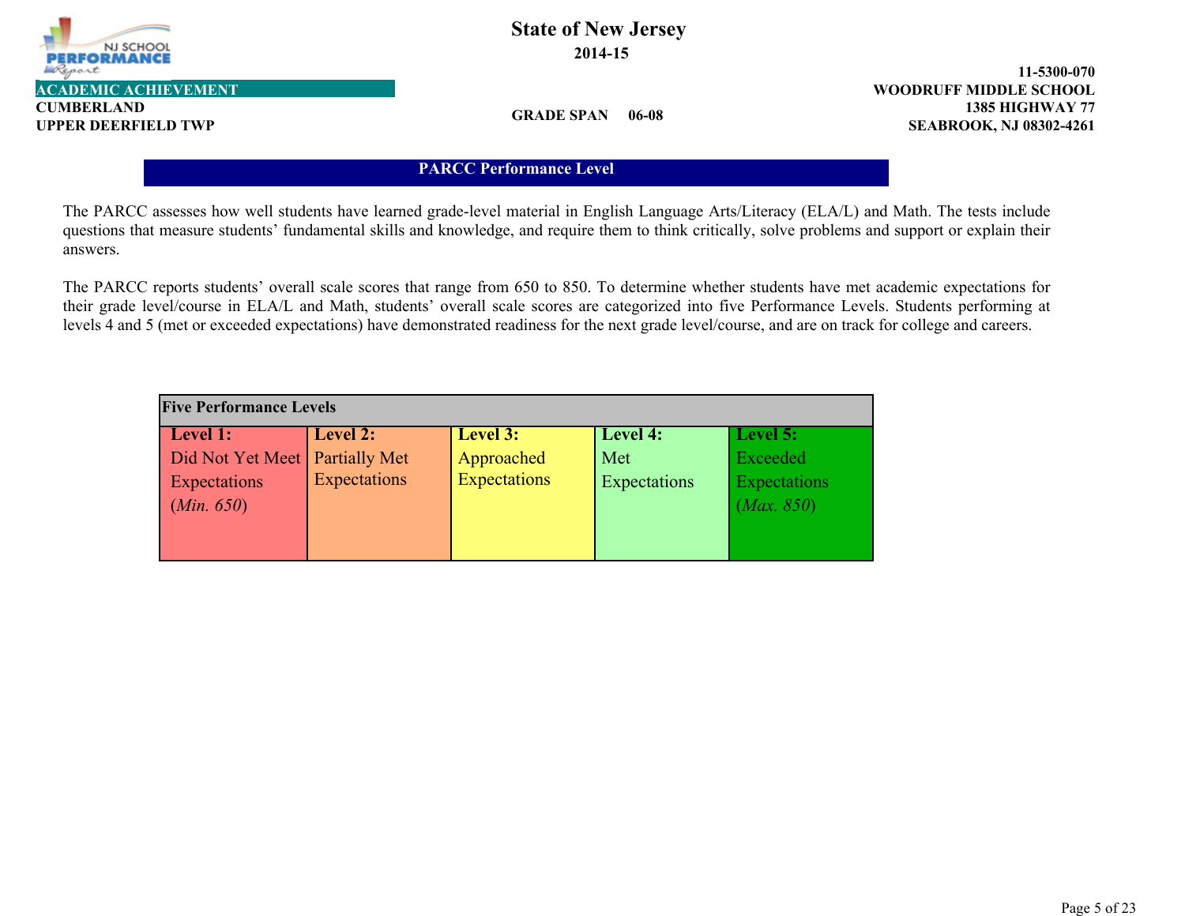# State of New Jersey

**2014-15**

**ACADEMIC ACHIEVEMENT**

**CUMBERLAND**
**UPPER DEERFIELD TWP**

**GRADE SPAN 06-08**

**11-5300-070**
**WOODRUFF MIDDLE SCHOOL**
**1385 HIGHWAY 77**
**SEABROOK, NJ 08302-4261**

## PARCC Performance Level

The PARCC assesses how well students have learned grade-level material in English Language Arts/Literacy (ELA/L) and Math. The tests include questions that measure students' fundamental skills and knowledge, and require them to think critically, solve problems and support or explain their answers.

The PARCC reports students' overall scale scores that range from 650 to 850. To determine whether students have met academic expectations for their grade level/course in ELA/L and Math, students' overall scale scores are categorized into five Performance Levels. Students performing at levels 4 and 5 (met or exceeded expectations) have demonstrated readiness for the next grade level/course, and are on track for college and careers.

| Five Performance Levels | | | | |
|---|---|---|---|---|
| **Level 1:** Did Not Yet Meet Expectations (*Min. 650*) | **Level 2:** Partially Met Expectations | **Level 3:** Approached Expectations | **Level 4:** Met Expectations | **Level 5:** Exceeded Expectations (*Max. 850*) |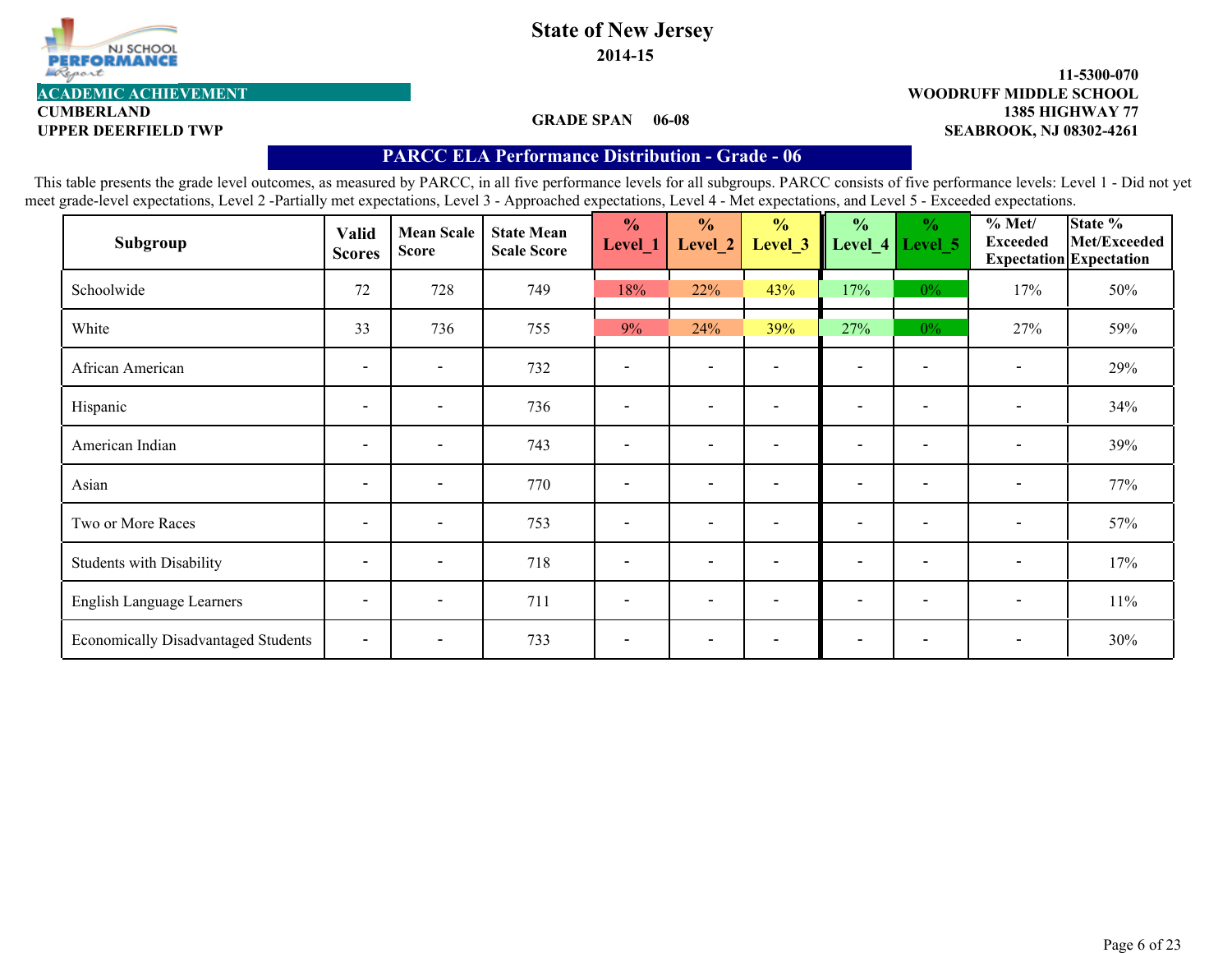# State of New Jersey

**2014-15**

**ACADEMIC ACHIEVEMENT**

**CUMBERLAND**
**UPPER DEERFIELD TWP**

**GRADE SPAN 06-08**

**11-5300-070**
**WOODRUFF MIDDLE SCHOOL**
**1385 HIGHWAY 77**
**SEABROOK, NJ 08302-4261**

## PARCC ELA Performance Distribution - Grade - 06

This table presents the grade level outcomes, as measured by PARCC, in all five performance levels for all subgroups. PARCC consists of five performance levels: Level 1 - Did not yet meet grade-level expectations, Level 2 -Partially met expectations, Level 3 - Approached expectations, Level 4 - Met expectations, and Level 5 - Exceeded expectations.

| Subgroup | Valid Scores | Mean Scale Score | State Mean Scale Score | % Level_1 | % Level_2 | % Level_3 | % Level_4 | % Level_5 | % Met/ Exceeded Expectation | State % Met/Exceeded Expectation |
|---|---|---|---|---|---|---|---|---|---|---|
| Schoolwide | 72 | 728 | 749 | 18% | 22% | 43% | 17% | 0% | 17% | 50% |
| White | 33 | 736 | 755 | 9% | 24% | 39% | 27% | 0% | 27% | 59% |
| African American | - | - | 732 | - | - | - | - | - | - | 29% |
| Hispanic | - | - | 736 | - | - | - | - | - | - | 34% |
| American Indian | - | - | 743 | - | - | - | - | - | - | 39% |
| Asian | - | - | 770 | - | - | - | - | - | - | 77% |
| Two or More Races | - | - | 753 | - | - | - | - | - | - | 57% |
| Students with Disability | - | - | 718 | - | - | - | - | - | - | 17% |
| English Language Learners | - | - | 711 | - | - | - | - | - | - | 11% |
| Economically Disadvantaged Students | - | - | 733 | - | - | - | - | - | - | 30% |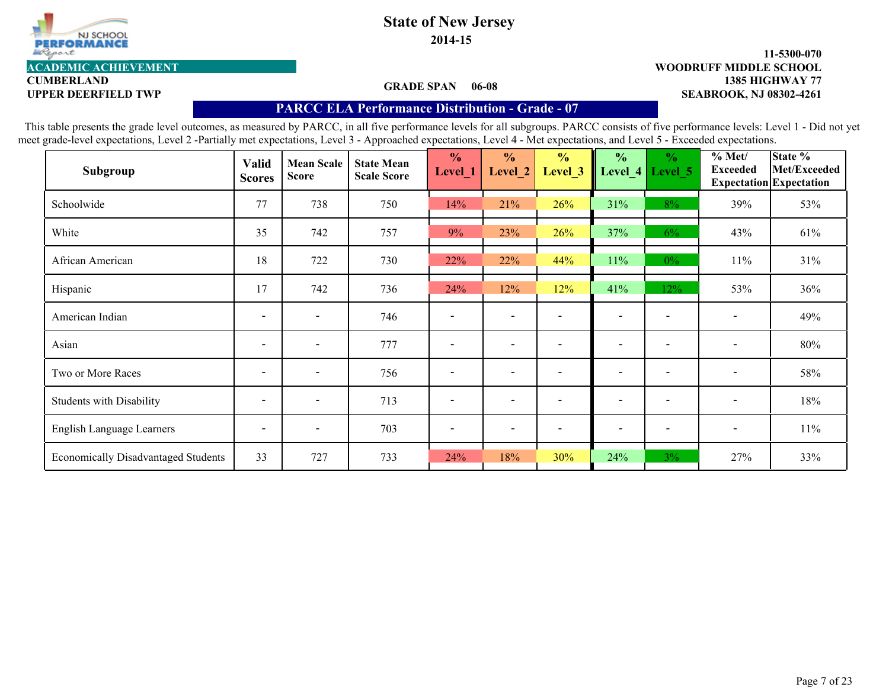# State of New Jersey

**2014-15**

**NJ SCHOOL PERFORMANCE Report**

**ACADEMIC ACHIEVEMENT**

**CUMBERLAND**
**UPPER DEERFIELD TWP**

**GRADE SPAN 06-08**

**11-5300-070**
**WOODRUFF MIDDLE SCHOOL**
**1385 HIGHWAY 77**
**SEABROOK, NJ 08302-4261**

## PARCC ELA Performance Distribution - Grade - 07

This table presents the grade level outcomes, as measured by PARCC, in all five performance levels for all subgroups. PARCC consists of five performance levels: Level 1 - Did not yet meet grade-level expectations, Level 2 -Partially met expectations, Level 3 - Approached expectations, Level 4 - Met expectations, and Level 5 - Exceeded expectations.

| Subgroup | Valid Scores | Mean Scale Score | State Mean Scale Score | % Level_1 | % Level_2 | % Level_3 | % Level_4 | % Level_5 | % Met/ Exceeded Expectation | State % Met/Exceeded Expectation |
|---|---|---|---|---|---|---|---|---|---|---|
| Schoolwide | 77 | 738 | 750 | 14% | 21% | 26% | 31% | 8% | 39% | 53% |
| White | 35 | 742 | 757 | 9% | 23% | 26% | 37% | 6% | 43% | 61% |
| African American | 18 | 722 | 730 | 22% | 22% | 44% | 11% | 0% | 11% | 31% |
| Hispanic | 17 | 742 | 736 | 24% | 12% | 12% | 41% | 12% | 53% | 36% |
| American Indian | - | - | 746 | - | - | - | - | - | - | 49% |
| Asian | - | - | 777 | - | - | - | - | - | - | 80% |
| Two or More Races | - | - | 756 | - | - | - | - | - | - | 58% |
| Students with Disability | - | - | 713 | - | - | - | - | - | - | 18% |
| English Language Learners | - | - | 703 | - | - | - | - | - | - | 11% |
| Economically Disadvantaged Students | 33 | 727 | 733 | 24% | 18% | 30% | 24% | 3% | 27% | 33% |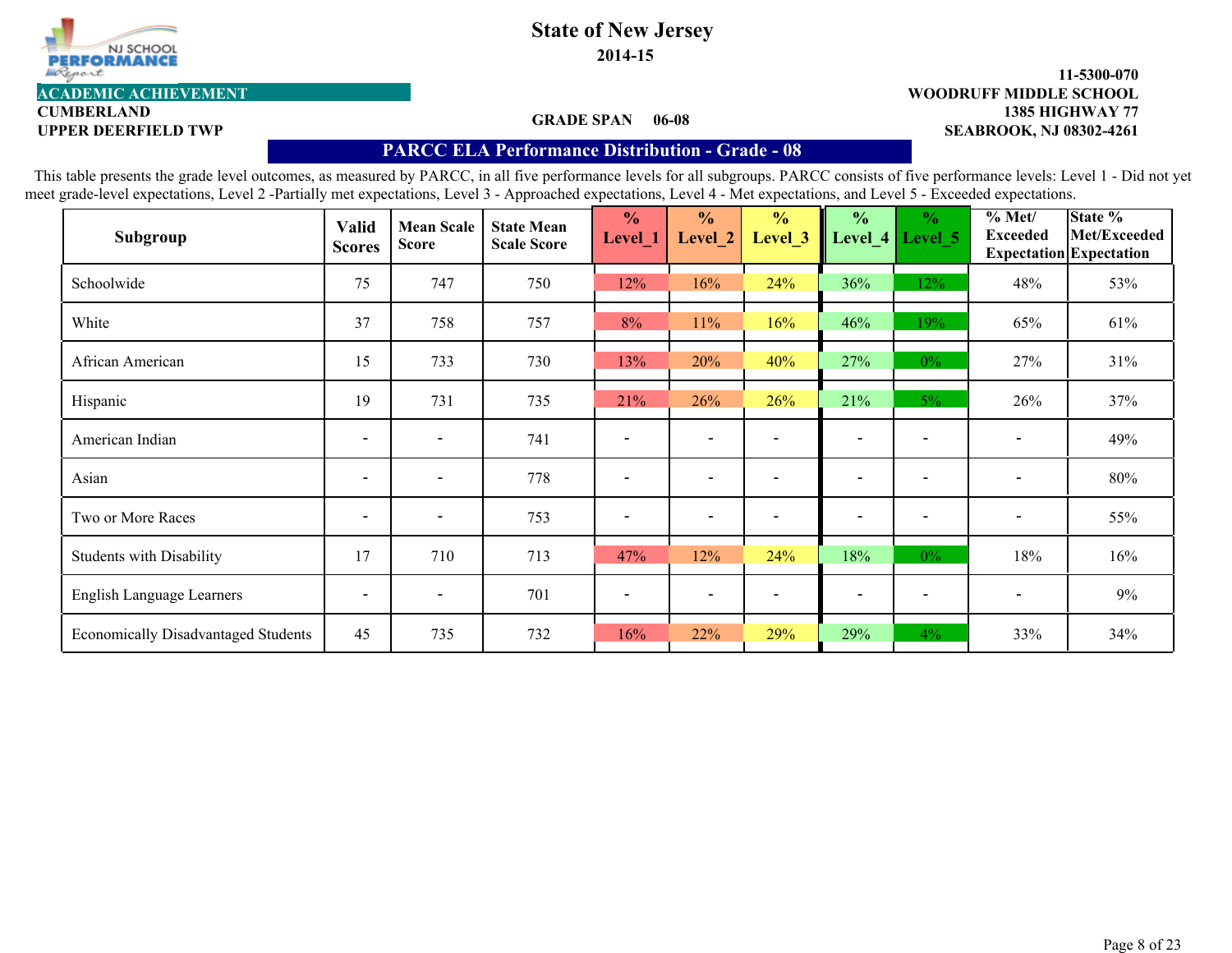# State of New Jersey

**2014-15**

**ACADEMIC ACHIEVEMENT**

**CUMBERLAND**
**UPPER DEERFIELD TWP**

**GRADE SPAN 06-08**

**11-5300-070**
**WOODRUFF MIDDLE SCHOOL**
**1385 HIGHWAY 77**
**SEABROOK, NJ 08302-4261**

## PARCC ELA Performance Distribution - Grade - 08

This table presents the grade level outcomes, as measured by PARCC, in all five performance levels for all subgroups. PARCC consists of five performance levels: Level 1 - Did not yet meet grade-level expectations, Level 2 -Partially met expectations, Level 3 - Approached expectations, Level 4 - Met expectations, and Level 5 - Exceeded expectations.

| Subgroup | Valid Scores | Mean Scale Score | State Mean Scale Score | % Level_1 | % Level_2 | % Level_3 | % Level_4 | % Level_5 | % Met/ Exceeded Expectation | State % Met/Exceeded Expectation |
|---|---|---|---|---|---|---|---|---|---|---|
| Schoolwide | 75 | 747 | 750 | 12% | 16% | 24% | 36% | 12% | 48% | 53% |
| White | 37 | 758 | 757 | 8% | 11% | 16% | 46% | 19% | 65% | 61% |
| African American | 15 | 733 | 730 | 13% | 20% | 40% | 27% | 0% | 27% | 31% |
| Hispanic | 19 | 731 | 735 | 21% | 26% | 26% | 21% | 5% | 26% | 37% |
| American Indian | - | - | 741 | - | - | - | - | - | - | 49% |
| Asian | - | - | 778 | - | - | - | - | - | - | 80% |
| Two or More Races | - | - | 753 | - | - | - | - | - | - | 55% |
| Students with Disability | 17 | 710 | 713 | 47% | 12% | 24% | 18% | 0% | 18% | 16% |
| English Language Learners | - | - | 701 | - | - | - | - | - | - | 9% |
| Economically Disadvantaged Students | 45 | 735 | 732 | 16% | 22% | 29% | 29% | 4% | 33% | 34% |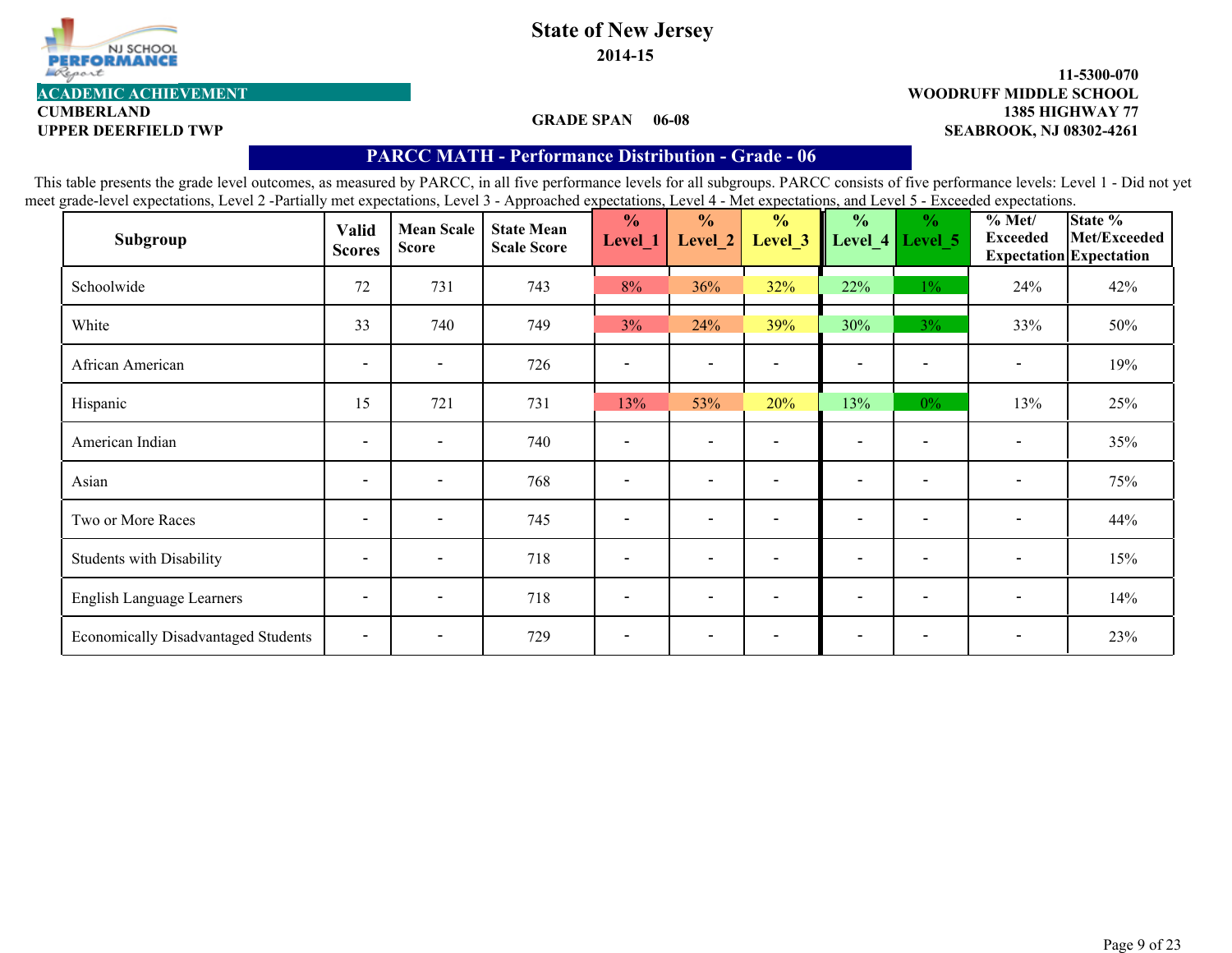NJ SCHOOL PERFORMANCE Report

# State of New Jersey

**2014-15**

**ACADEMIC ACHIEVEMENT**

**CUMBERLAND**
**UPPER DEERFIELD TWP**

**GRADE SPAN 06-08**

**11-5300-070**
**WOODRUFF MIDDLE SCHOOL**
**1385 HIGHWAY 77**
**SEABROOK, NJ 08302-4261**

## PARCC MATH - Performance Distribution - Grade - 06

This table presents the grade level outcomes, as measured by PARCC, in all five performance levels for all subgroups. PARCC consists of five performance levels: Level 1 - Did not yet meet grade-level expectations, Level 2 -Partially met expectations, Level 3 - Approached expectations, Level 4 - Met expectations, and Level 5 - Exceeded expectations.

| Subgroup | Valid Scores | Mean Scale Score | State Mean Scale Score | % Level_1 | % Level_2 | % Level_3 | % Level_4 | % Level_5 | % Met/ Exceeded Expectation | State % Met/Exceeded Expectation |
|---|---|---|---|---|---|---|---|---|---|---|
| Schoolwide | 72 | 731 | 743 | 8% | 36% | 32% | 22% | 1% | 24% | 42% |
| White | 33 | 740 | 749 | 3% | 24% | 39% | 30% | 3% | 33% | 50% |
| African American | - | - | 726 | - | - | - | - | - | - | 19% |
| Hispanic | 15 | 721 | 731 | 13% | 53% | 20% | 13% | 0% | 13% | 25% |
| American Indian | - | - | 740 | - | - | - | - | - | - | 35% |
| Asian | - | - | 768 | - | - | - | - | - | - | 75% |
| Two or More Races | - | - | 745 | - | - | - | - | - | - | 44% |
| Students with Disability | - | - | 718 | - | - | - | - | - | - | 15% |
| English Language Learners | - | - | 718 | - | - | - | - | - | - | 14% |
| Economically Disadvantaged Students | - | - | 729 | - | - | - | - | - | - | 23% |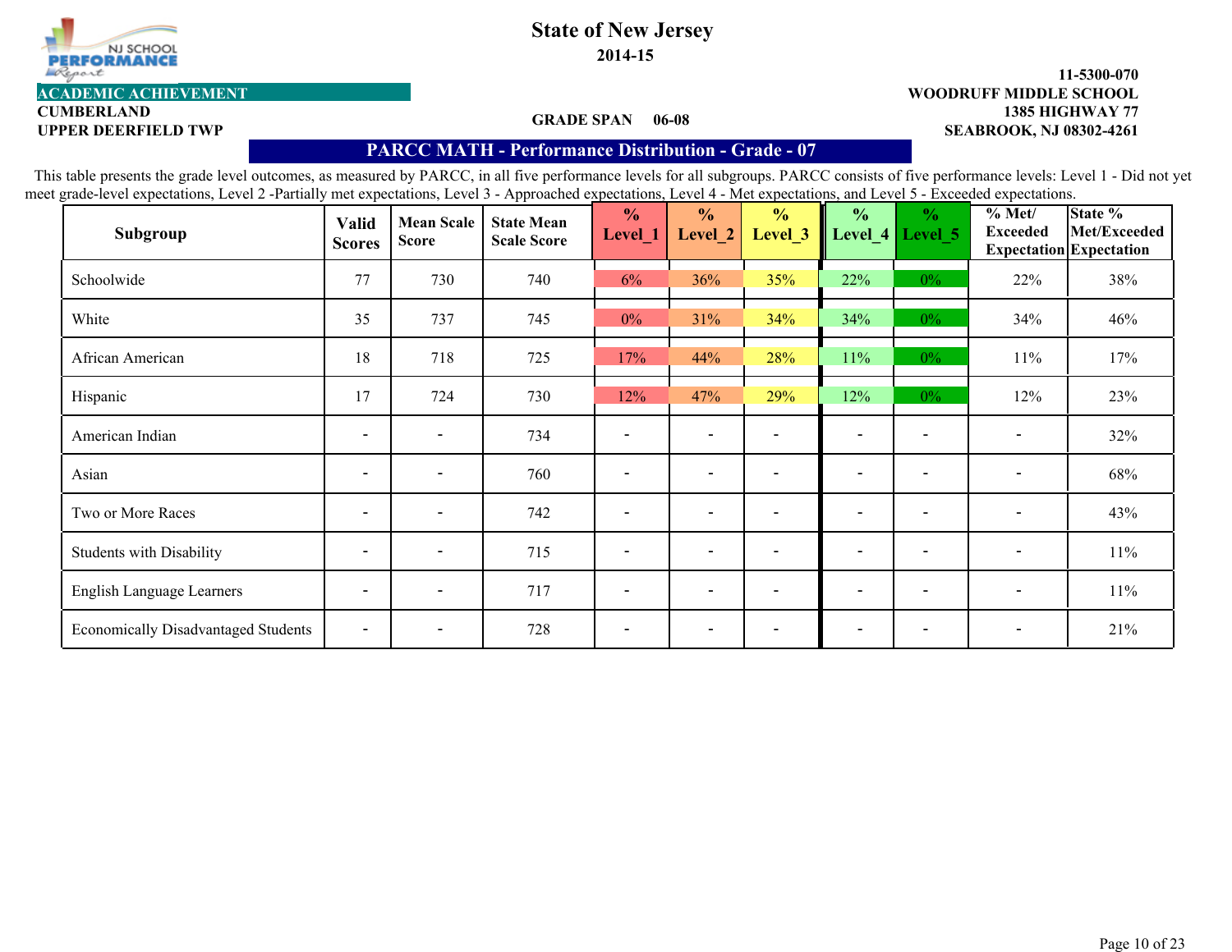# State of New Jersey

**2014-15**

**ACADEMIC ACHIEVEMENT**

**CUMBERLAND**
**UPPER DEERFIELD TWP**

**GRADE SPAN 06-08**

**11-5300-070**
**WOODRUFF MIDDLE SCHOOL**
**1385 HIGHWAY 77**
**SEABROOK, NJ 08302-4261**

## PARCC MATH - Performance Distribution - Grade - 07

This table presents the grade level outcomes, as measured by PARCC, in all five performance levels for all subgroups. PARCC consists of five performance levels: Level 1 - Did not yet meet grade-level expectations, Level 2 -Partially met expectations, Level 3 - Approached expectations, Level 4 - Met expectations, and Level 5 - Exceeded expectations.

| Subgroup | Valid Scores | Mean Scale Score | State Mean Scale Score | % Level_1 | % Level_2 | % Level_3 | % Level_4 | % Level_5 | % Met/ Exceeded Expectation | State % Met/Exceeded Expectation |
|---|---|---|---|---|---|---|---|---|---|---|
| Schoolwide | 77 | 730 | 740 | 6% | 36% | 35% | 22% | 0% | 22% | 38% |
| White | 35 | 737 | 745 | 0% | 31% | 34% | 34% | 0% | 34% | 46% |
| African American | 18 | 718 | 725 | 17% | 44% | 28% | 11% | 0% | 11% | 17% |
| Hispanic | 17 | 724 | 730 | 12% | 47% | 29% | 12% | 0% | 12% | 23% |
| American Indian | - | - | 734 | - | - | - | - | - | - | 32% |
| Asian | - | - | 760 | - | - | - | - | - | - | 68% |
| Two or More Races | - | - | 742 | - | - | - | - | - | - | 43% |
| Students with Disability | - | - | 715 | - | - | - | - | - | - | 11% |
| English Language Learners | - | - | 717 | - | - | - | - | - | - | 11% |
| Economically Disadvantaged Students | - | - | 728 | - | - | - | - | - | - | 21% |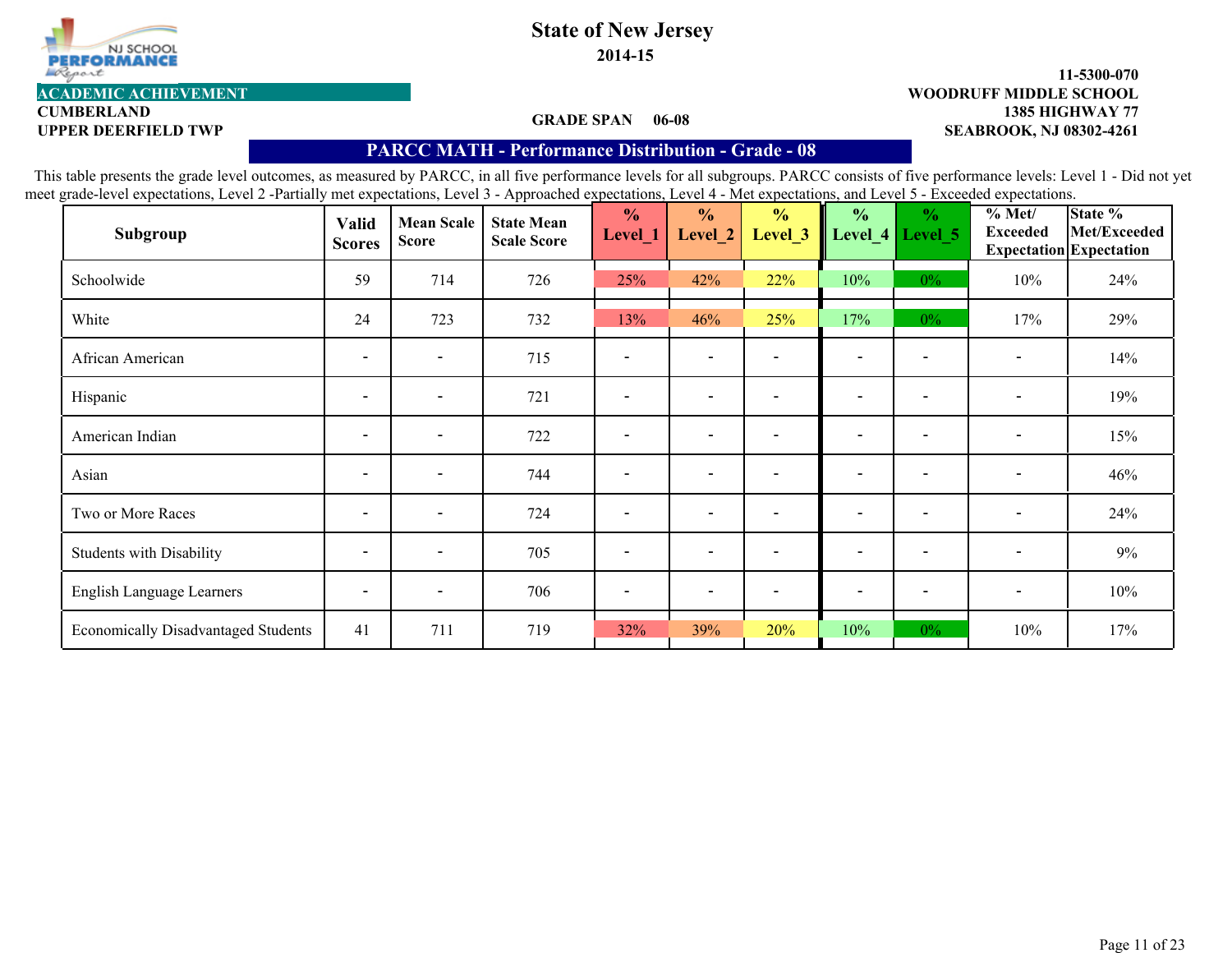**State of New Jersey**

**2014-15**

**ACADEMIC ACHIEVEMENT**

**CUMBERLAND**
**UPPER DEERFIELD TWP**

**GRADE SPAN 06-08**

**11-5300-070**
**WOODRUFF MIDDLE SCHOOL**
**1385 HIGHWAY 77**
**SEABROOK, NJ 08302-4261**

## PARCC MATH - Performance Distribution - Grade - 08

This table presents the grade level outcomes, as measured by PARCC, in all five performance levels for all subgroups. PARCC consists of five performance levels: Level 1 - Did not yet meet grade-level expectations, Level 2 -Partially met expectations, Level 3 - Approached expectations, Level 4 - Met expectations, and Level 5 - Exceeded expectations.

| Subgroup | Valid Scores | Mean Scale Score | State Mean Scale Score | % Level_1 | % Level_2 | % Level_3 | % Level_4 | % Level_5 | % Met/ Exceeded Expectation | State % Met/Exceeded Expectation |
|---|---|---|---|---|---|---|---|---|---|---|
| Schoolwide | 59 | 714 | 726 | 25% | 42% | 22% | 10% | 0% | 10% | 24% |
| White | 24 | 723 | 732 | 13% | 46% | 25% | 17% | 0% | 17% | 29% |
| African American | - | - | 715 | - | - | - | - | - | - | 14% |
| Hispanic | - | - | 721 | - | - | - | - | - | - | 19% |
| American Indian | - | - | 722 | - | - | - | - | - | - | 15% |
| Asian | - | - | 744 | - | - | - | - | - | - | 46% |
| Two or More Races | - | - | 724 | - | - | - | - | - | - | 24% |
| Students with Disability | - | - | 705 | - | - | - | - | - | - | 9% |
| English Language Learners | - | - | 706 | - | - | - | - | - | - | 10% |
| Economically Disadvantaged Students | 41 | 711 | 719 | 32% | 39% | 20% | 10% | 0% | 10% | 17% |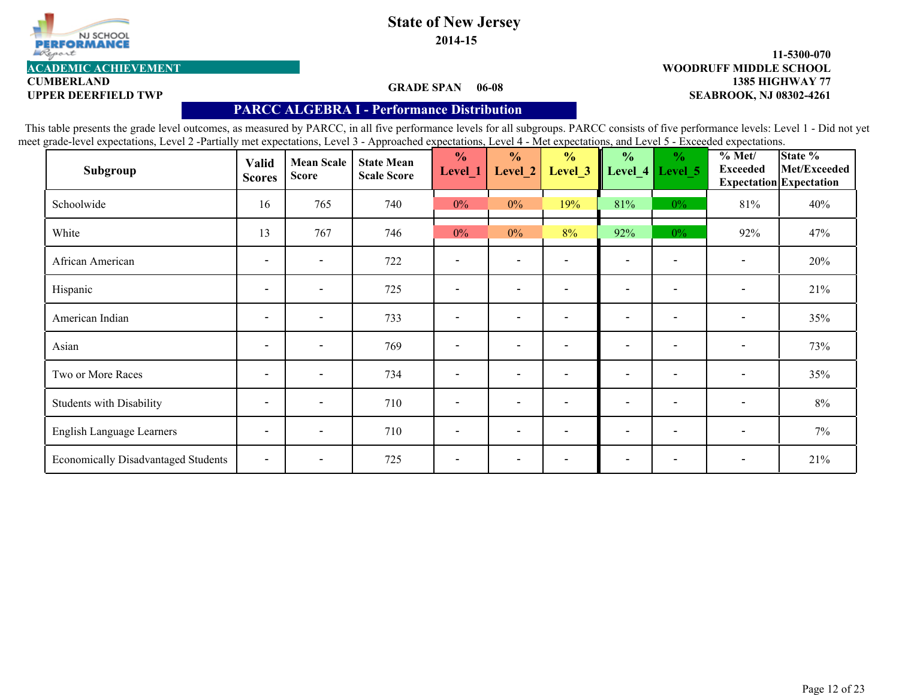**State of New Jersey**

**2014-15**

**ACADEMIC ACHIEVEMENT**

**CUMBERLAND**
**UPPER DEERFIELD TWP**

**GRADE SPAN 06-08**

**11-5300-070**
**WOODRUFF MIDDLE SCHOOL**
**1385 HIGHWAY 77**
**SEABROOK, NJ 08302-4261**

## PARCC ALGEBRA I - Performance Distribution

This table presents the grade level outcomes, as measured by PARCC, in all five performance levels for all subgroups. PARCC consists of five performance levels: Level 1 - Did not yet meet grade-level expectations, Level 2 -Partially met expectations, Level 3 - Approached expectations, Level 4 - Met expectations, and Level 5 - Exceeded expectations.

| Subgroup | Valid Scores | Mean Scale Score | State Mean Scale Score | % Level_1 | % Level_2 | % Level_3 | % Level_4 | % Level_5 | % Met/ Exceeded Expectation | State % Met/Exceeded Expectation |
|---|---|---|---|---|---|---|---|---|---|---|
| Schoolwide | 16 | 765 | 740 | 0% | 0% | 19% | 81% | 0% | 81% | 40% |
| White | 13 | 767 | 746 | 0% | 0% | 8% | 92% | 0% | 92% | 47% |
| African American | - | - | 722 | - | - | - | - | - | - | 20% |
| Hispanic | - | - | 725 | - | - | - | - | - | - | 21% |
| American Indian | - | - | 733 | - | - | - | - | - | - | 35% |
| Asian | - | - | 769 | - | - | - | - | - | - | 73% |
| Two or More Races | - | - | 734 | - | - | - | - | - | - | 35% |
| Students with Disability | - | - | 710 | - | - | - | - | - | - | 8% |
| English Language Learners | - | - | 710 | - | - | - | - | - | - | 7% |
| Economically Disadvantaged Students | - | - | 725 | - | - | - | - | - | - | 21% |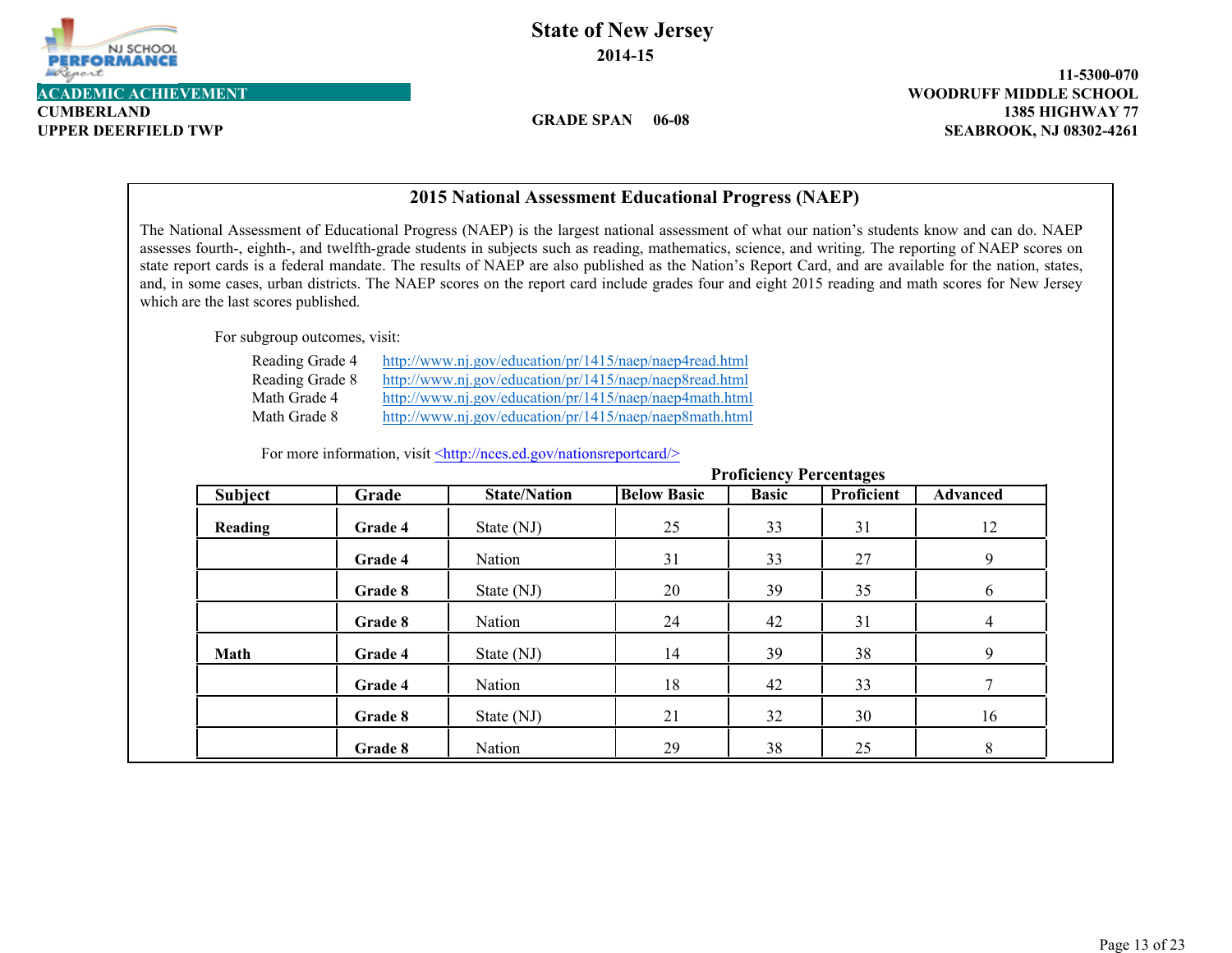**State of New Jersey**

**2014-15**

**ACADEMIC ACHIEVEMENT**

**CUMBERLAND**
**UPPER DEERFIELD TWP**

**GRADE SPAN 06-08**

**11-5300-070**
**WOODRUFF MIDDLE SCHOOL**
**1385 HIGHWAY 77**
**SEABROOK, NJ 08302-4261**

## 2015 National Assessment Educational Progress (NAEP)

The National Assessment of Educational Progress (NAEP) is the largest national assessment of what our nation's students know and can do. NAEP assesses fourth-, eighth-, and twelfth-grade students in subjects such as reading, mathematics, science, and writing. The reporting of NAEP scores on state report cards is a federal mandate. The results of NAEP are also published as the Nation's Report Card, and are available for the nation, states, and, in some cases, urban districts. The NAEP scores on the report card include grades four and eight 2015 reading and math scores for New Jersey which are the last scores published.

For subgroup outcomes, visit:

- Reading Grade 4 http://www.nj.gov/education/pr/1415/naep/naep4read.html
- Reading Grade 8 http://www.nj.gov/education/pr/1415/naep/naep8read.html
- Math Grade 4 http://www.nj.gov/education/pr/1415/naep/naep4math.html
- Math Grade 8 http://www.nj.gov/education/pr/1415/naep/naep8math.html

For more information, visit <http://nces.ed.gov/nationsreportcard/>

| Subject | Grade | State/Nation | Proficiency Percentages | | | |
|---|---|---|---|---|---|---|
| | | | Below Basic | Basic | Proficient | Advanced |
| **Reading** | **Grade 4** | State (NJ) | 25 | 33 | 31 | 12 |
| | **Grade 4** | Nation | 31 | 33 | 27 | 9 |
| | **Grade 8** | State (NJ) | 20 | 39 | 35 | 6 |
| | **Grade 8** | Nation | 24 | 42 | 31 | 4 |
| **Math** | **Grade 4** | State (NJ) | 14 | 39 | 38 | 9 |
| | **Grade 4** | Nation | 18 | 42 | 33 | 7 |
| | **Grade 8** | State (NJ) | 21 | 32 | 30 | 16 |
| | **Grade 8** | Nation | 29 | 38 | 25 | 8 |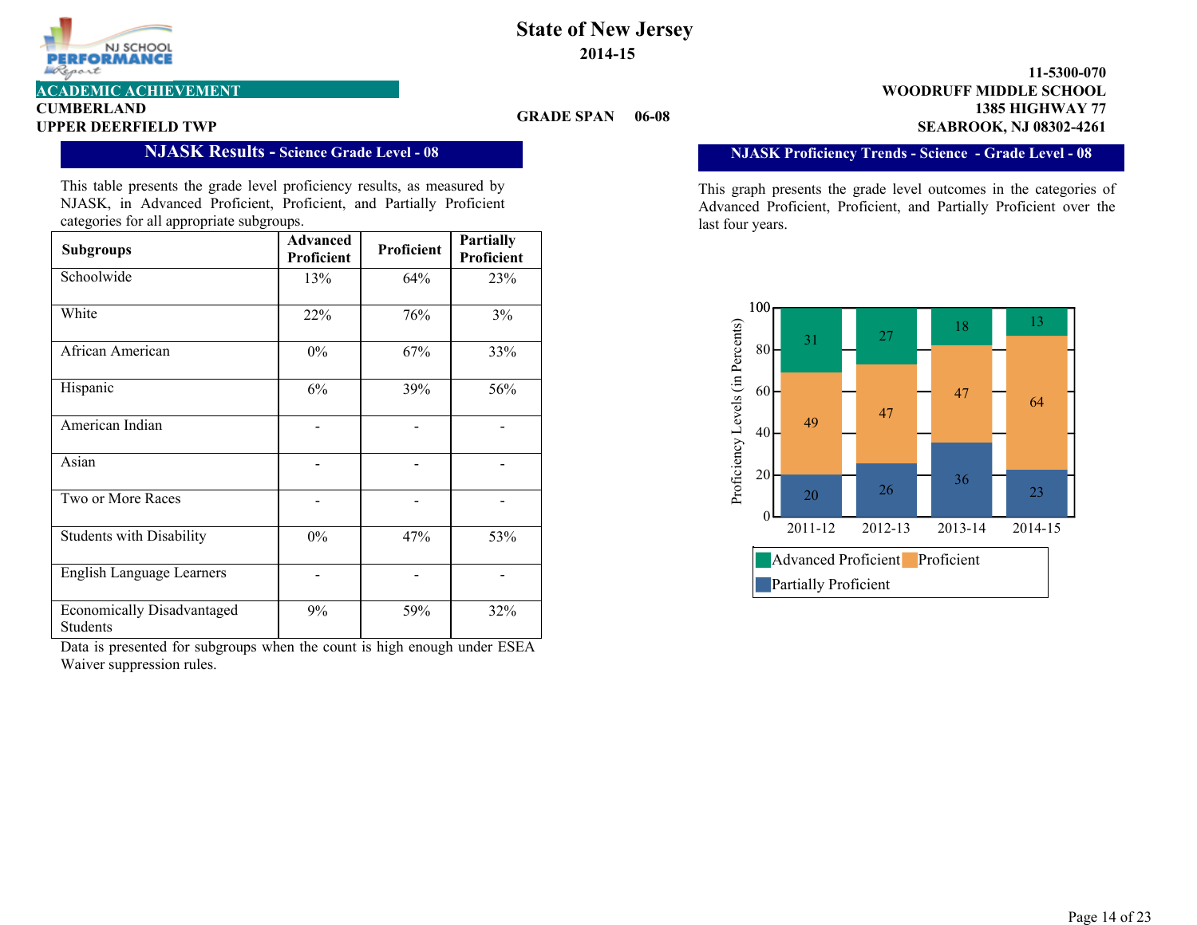# State of New Jersey

**2014-15**

NJ SCHOOL PERFORMANCE Report

**ACADEMIC ACHIEVEMENT**

**CUMBERLAND**
**UPPER DEERFIELD TWP**

**GRADE SPAN 06-08**

**11-5300-070**
**WOODRUFF MIDDLE SCHOOL**
**1385 HIGHWAY 77**
**SEABROOK, NJ 08302-4261**

## NJASK Results - Science Grade Level - 08

This table presents the grade level proficiency results, as measured by NJASK, in Advanced Proficient, Proficient, and Partially Proficient categories for all appropriate subgroups.

| Subgroups | Advanced Proficient | Proficient | Partially Proficient |
|---|---|---|---|
| Schoolwide | 13% | 64% | 23% |
| White | 22% | 76% | 3% |
| African American | 0% | 67% | 33% |
| Hispanic | 6% | 39% | 56% |
| American Indian | - | - | - |
| Asian | - | - | - |
| Two or More Races | - | - | - |
| Students with Disability | 0% | 47% | 53% |
| English Language Learners | - | - | - |
| Economically Disadvantaged Students | 9% | 59% | 32% |

Data is presented for subgroups when the count is high enough under ESEA Waiver suppression rules.

## NJASK Proficiency Trends - Science - Grade Level - 08

This graph presents the grade level outcomes in the categories of Advanced Proficient, Proficient, and Partially Proficient over the last four years.

| Year | Advanced Proficient | Proficient | Partially Proficient |
|---|---|---|---|
| 2011-12 | 31 | 49 | 20 |
| 2012-13 | 27 | 47 | 26 |
| 2013-14 | 18 | 47 | 36 |
| 2014-15 | 13 | 64 | 23 |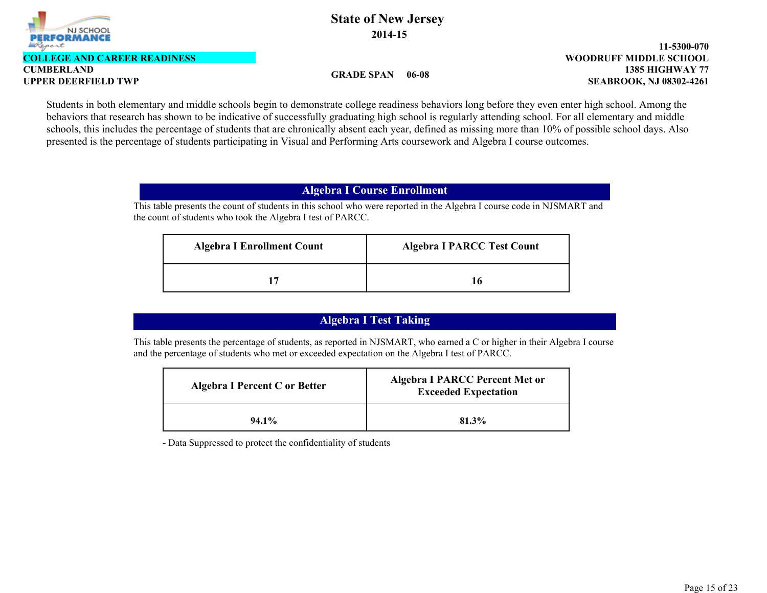State of New Jersey

2014-15

**COLLEGE AND CAREER READINESS**
**CUMBERLAND**
**UPPER DEERFIELD TWP**

**GRADE SPAN 06-08**

**11-5300-070**
**WOODRUFF MIDDLE SCHOOL**
**1385 HIGHWAY 77**
**SEABROOK, NJ 08302-4261**

Students in both elementary and middle schools begin to demonstrate college readiness behaviors long before they even enter high school. Among the behaviors that research has shown to be indicative of successfully graduating high school is regularly attending school. For all elementary and middle schools, this includes the percentage of students that are chronically absent each year, defined as missing more than 10% of possible school days. Also presented is the percentage of students participating in Visual and Performing Arts coursework and Algebra I course outcomes.

## Algebra I Course Enrollment

This table presents the count of students in this school who were reported in the Algebra I course code in NJSMART and the count of students who took the Algebra I test of PARCC.

| Algebra I Enrollment Count | Algebra I PARCC Test Count |
|---|---|
| 17 | 16 |

## Algebra I Test Taking

This table presents the percentage of students, as reported in NJSMART, who earned a C or higher in their Algebra I course and the percentage of students who met or exceeded expectation on the Algebra I test of PARCC.

| Algebra I Percent C or Better | Algebra I PARCC Percent Met or Exceeded Expectation |
|---|---|
| 94.1% | 81.3% |

- Data Suppressed to protect the confidentiality of students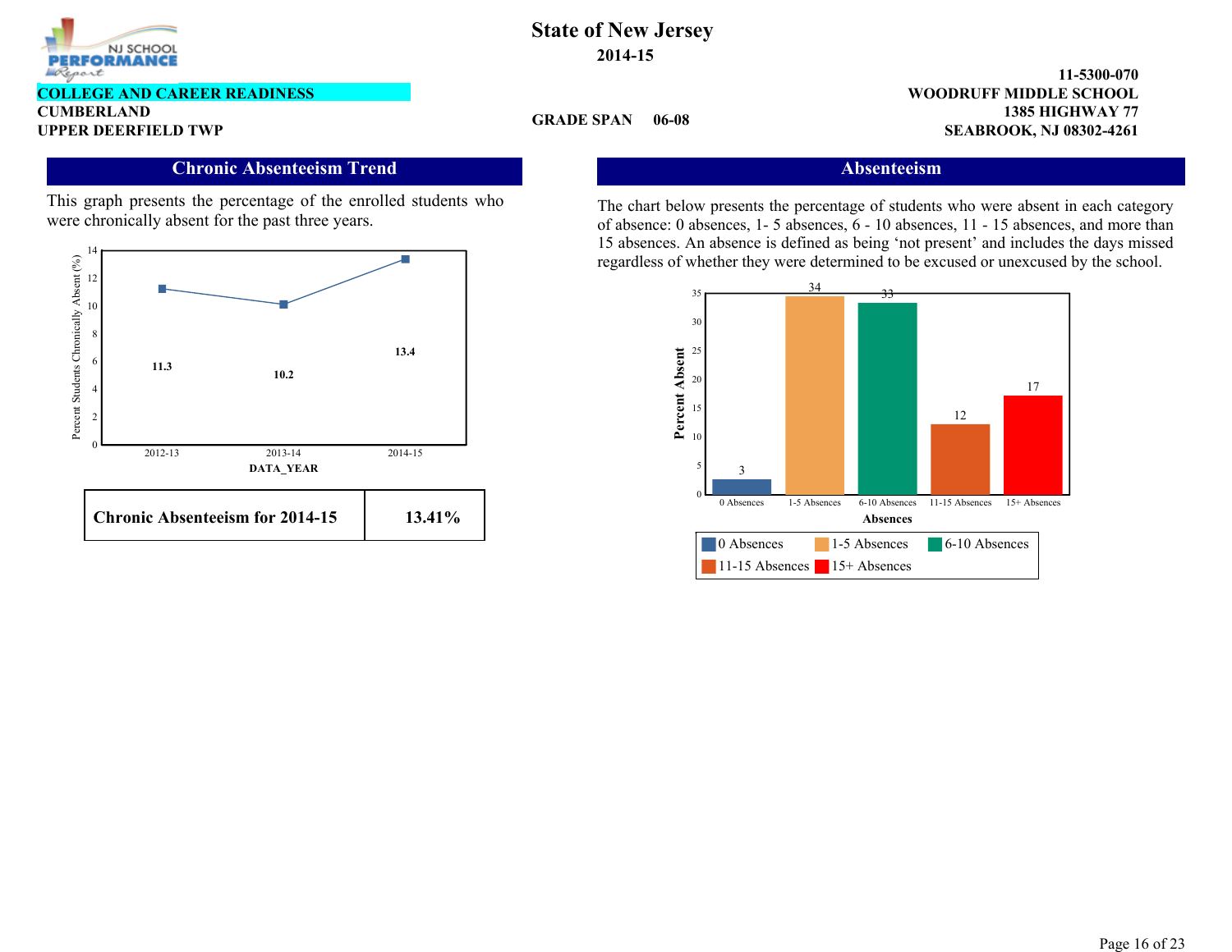# State of New Jersey

**2014-15**

**COLLEGE AND CAREER READINESS**
**CUMBERLAND**
**UPPER DEERFIELD TWP**

**GRADE SPAN 06-08**

**11-5300-070**
**WOODRUFF MIDDLE SCHOOL**
**1385 HIGHWAY 77**
**SEABROOK, NJ 08302-4261**

## Chronic Absenteeism Trend

This graph presents the percentage of the enrolled students who were chronically absent for the past three years.

| DATA_YEAR | Percent Students Chronically Absent (%) |
| --- | --- |
| 2012-13 | 11.3 |
| 2013-14 | 10.2 |
| 2014-15 | 13.4 |

| Chronic Absenteeism for 2014-15 | 13.41% |
| --- | --- |

## Absenteeism

The chart below presents the percentage of students who were absent in each category of absence: 0 absences, 1- 5 absences, 6 - 10 absences, 11 - 15 absences, and more than 15 absences. An absence is defined as being 'not present' and includes the days missed regardless of whether they were determined to be excused or unexcused by the school.

| Absences | Percent Absent |
| --- | --- |
| 0 Absences | 3 |
| 1-5 Absences | 34 |
| 6-10 Absences | 33 |
| 11-15 Absences | 12 |
| 15+ Absences | 17 |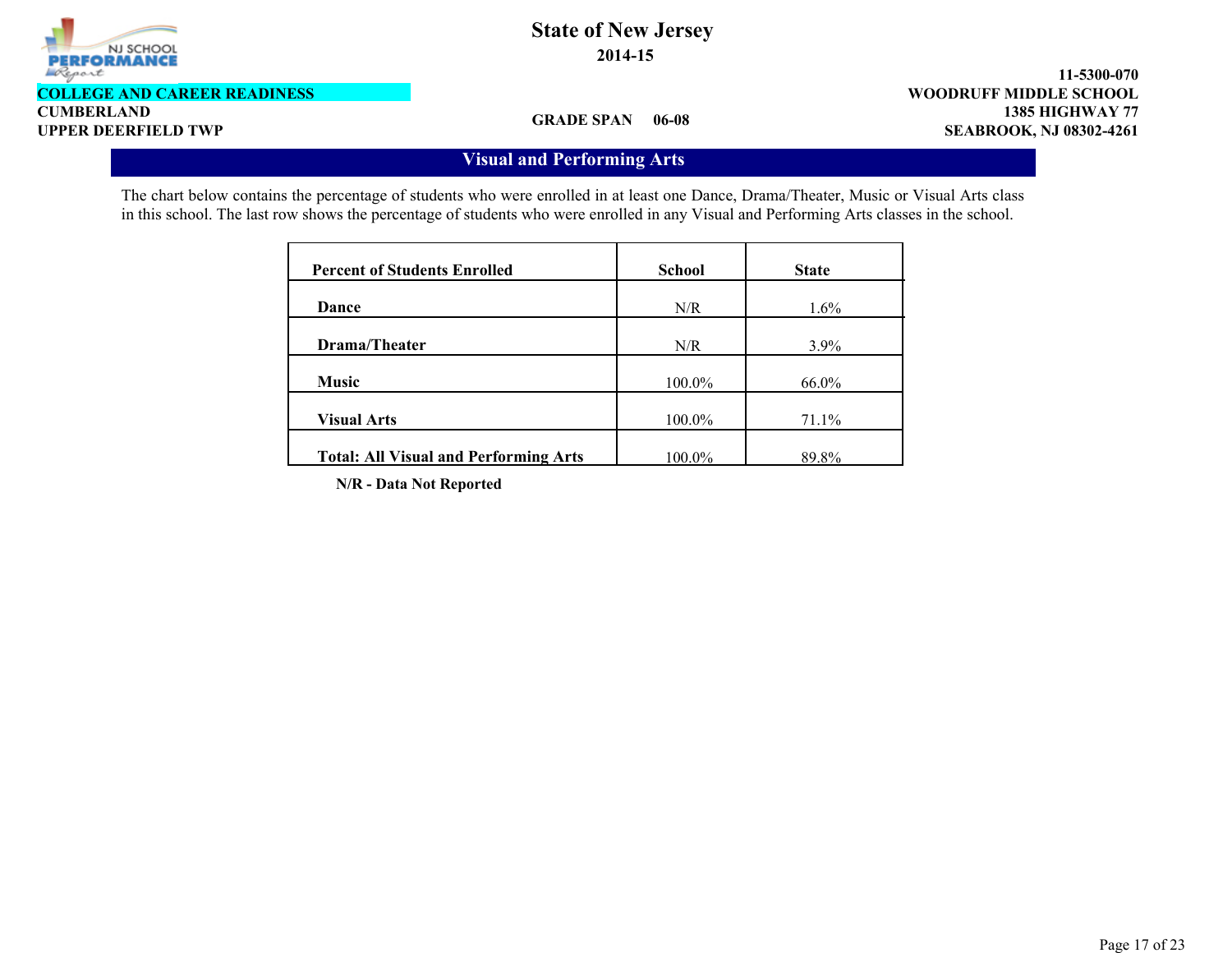# State of New Jersey

**2014-15**

**11-5300-070**

**COLLEGE AND CAREER READINESS** | **WOODRUFF MIDDLE SCHOOL**

**CUMBERLAND** | **1385 HIGHWAY 77**

**UPPER DEERFIELD TWP** | **GRADE SPAN 06-08** | **SEABROOK, NJ 08302-4261**

## Visual and Performing Arts

The chart below contains the percentage of students who were enrolled in at least one Dance, Drama/Theater, Music or Visual Arts class in this school. The last row shows the percentage of students who were enrolled in any Visual and Performing Arts classes in the school.

| Percent of Students Enrolled | School | State |
|---|---|---|
| **Dance** | N/R | 1.6% |
| **Drama/Theater** | N/R | 3.9% |
| **Music** | 100.0% | 66.0% |
| **Visual Arts** | 100.0% | 71.1% |
| **Total: All Visual and Performing Arts** | 100.0% | 89.8% |

**N/R - Data Not Reported**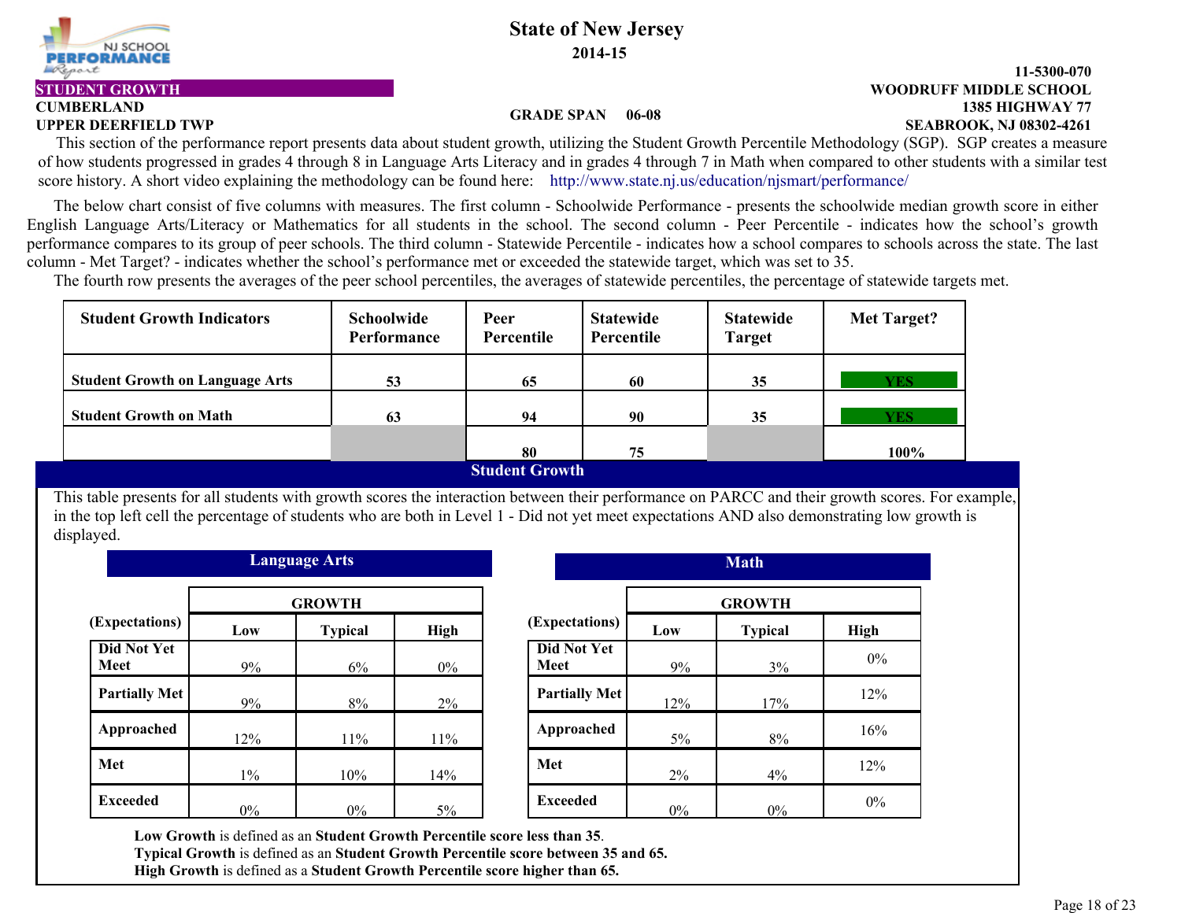# State of New Jersey

**2014-15**

**STUDENT GROWTH**

**CUMBERLAND**
**UPPER DEERFIELD TWP**

**GRADE SPAN 06-08**

**11-5300-070**
**WOODRUFF MIDDLE SCHOOL**
**1385 HIGHWAY 77**
**SEABROOK, NJ 08302-4261**

This section of the performance report presents data about student growth, utilizing the Student Growth Percentile Methodology (SGP). SGP creates a measure of how students progressed in grades 4 through 8 in Language Arts Literacy and in grades 4 through 7 in Math when compared to other students with a similar test score history. A short video explaining the methodology can be found here: http://www.state.nj.us/education/njsmart/performance/

The below chart consist of five columns with measures. The first column - Schoolwide Performance - presents the schoolwide median growth score in either English Language Arts/Literacy or Mathematics for all students in the school. The second column - Peer Percentile - indicates how the school's growth performance compares to its group of peer schools. The third column - Statewide Percentile - indicates how a school compares to schools across the state. The last column - Met Target? - indicates whether the school's performance met or exceeded the statewide target, which was set to 35.

The fourth row presents the averages of the peer school percentiles, the averages of statewide percentiles, the percentage of statewide targets met.

| Student Growth Indicators | Schoolwide Performance | Peer Percentile | Statewide Percentile | Statewide Target | Met Target? |
|---|---|---|---|---|---|
| Student Growth on Language Arts | 53 | 65 | 60 | 35 | YES |
| Student Growth on Math | 63 | 94 | 90 | 35 | YES |
| | | 80 | 75 | | 100% |

## Student Growth

This table presents for all students with growth scores the interaction between their performance on PARCC and their growth scores. For example, in the top left cell the percentage of students who are both in Level 1 - Did not yet meet expectations AND also demonstrating low growth is displayed.

### Language Arts

| (Expectations) | GROWTH | | |
|---|---|---|---|
| | Low | Typical | High |
| Did Not Yet Meet | 9% | 6% | 0% |
| Partially Met | 9% | 8% | 2% |
| Approached | 12% | 11% | 11% |
| Met | 1% | 10% | 14% |
| Exceeded | 0% | 0% | 5% |

### Math

| (Expectations) | GROWTH | | |
|---|---|---|---|
| | Low | Typical | High |
| Did Not Yet Meet | 9% | 3% | 0% |
| Partially Met | 12% | 17% | 12% |
| Approached | 5% | 8% | 16% |
| Met | 2% | 4% | 12% |
| Exceeded | 0% | 0% | 0% |

**Low Growth** is defined as an **Student Growth Percentile score less than 35**.
**Typical Growth** is defined as an **Student Growth Percentile score between 35 and 65.**
**High Growth** is defined as a **Student Growth Percentile score higher than 65.**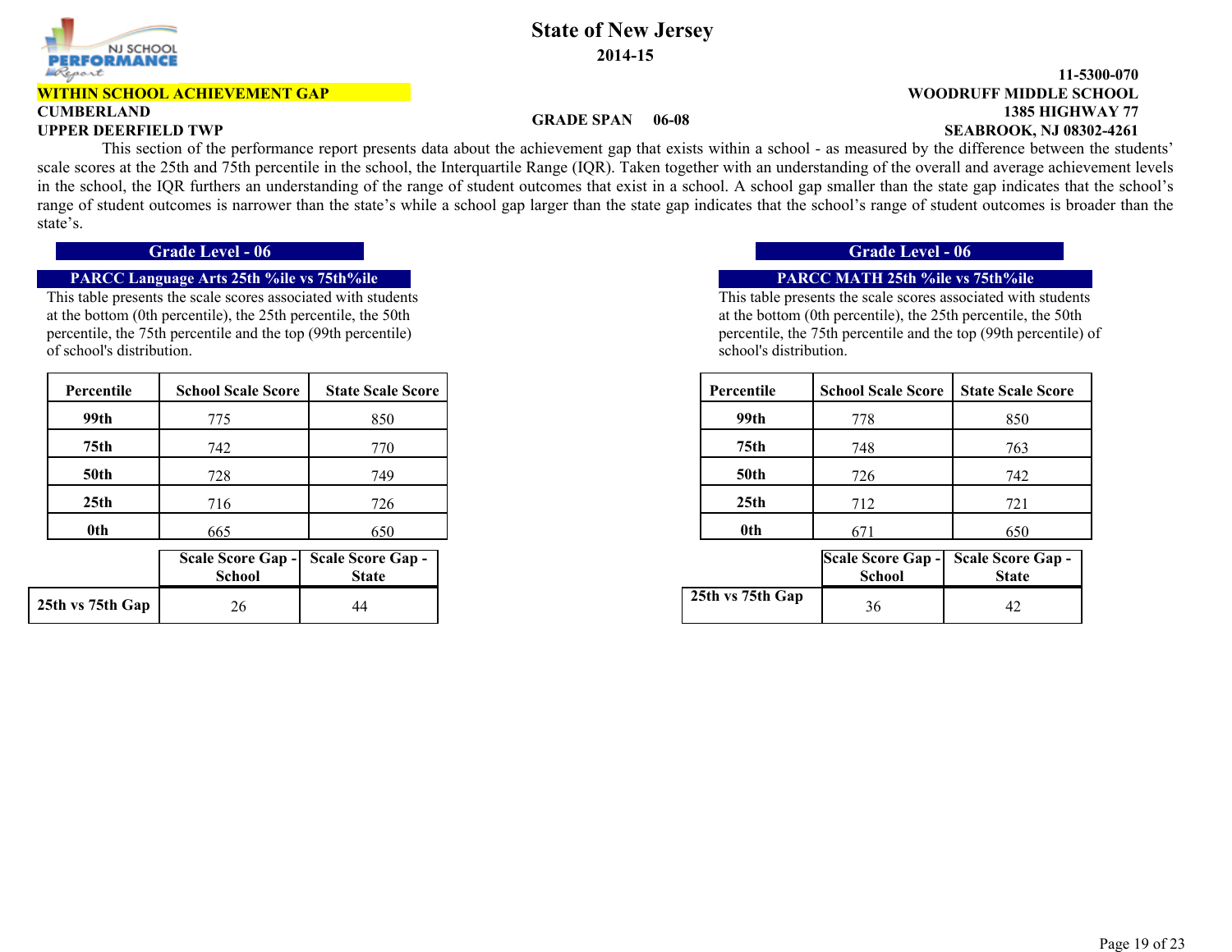# State of New Jersey

**2014-15**

**WITHIN SCHOOL ACHIEVEMENT GAP**

**CUMBERLAND**
**UPPER DEERFIELD TWP**

**GRADE SPAN 06-08**

**11-5300-070**
**WOODRUFF MIDDLE SCHOOL**
**1385 HIGHWAY 77**
**SEABROOK, NJ 08302-4261**

This section of the performance report presents data about the achievement gap that exists within a school - as measured by the difference between the students' scale scores at the 25th and 75th percentile in the school, the Interquartile Range (IQR). Taken together with an understanding of the overall and average achievement levels in the school, the IQR furthers an understanding of the range of student outcomes that exist in a school. A school gap smaller than the state gap indicates that the school's range of student outcomes is narrower than the state's while a school gap larger than the state gap indicates that the school's range of student outcomes is broader than the state's.

## Grade Level - 06

### PARCC Language Arts 25th %ile vs 75th%ile

This table presents the scale scores associated with students at the bottom (0th percentile), the 25th percentile, the 50th percentile, the 75th percentile and the top (99th percentile) of school's distribution.

| Percentile | School Scale Score | State Scale Score |
|---|---|---|
| 99th | 775 | 850 |
| 75th | 742 | 770 |
| 50th | 728 | 749 |
| 25th | 716 | 726 |
| 0th | 665 | 650 |

| | Scale Score Gap - School | Scale Score Gap - State |
|---|---|---|
| 25th vs 75th Gap | 26 | 44 |

## Grade Level - 06

### PARCC MATH 25th %ile vs 75th%ile

This table presents the scale scores associated with students at the bottom (0th percentile), the 25th percentile, the 50th percentile, the 75th percentile and the top (99th percentile) of school's distribution.

| Percentile | School Scale Score | State Scale Score |
|---|---|---|
| 99th | 778 | 850 |
| 75th | 748 | 763 |
| 50th | 726 | 742 |
| 25th | 712 | 721 |
| 0th | 671 | 650 |

| | Scale Score Gap - School | Scale Score Gap - State |
|---|---|---|
| 25th vs 75th Gap | 36 | 42 |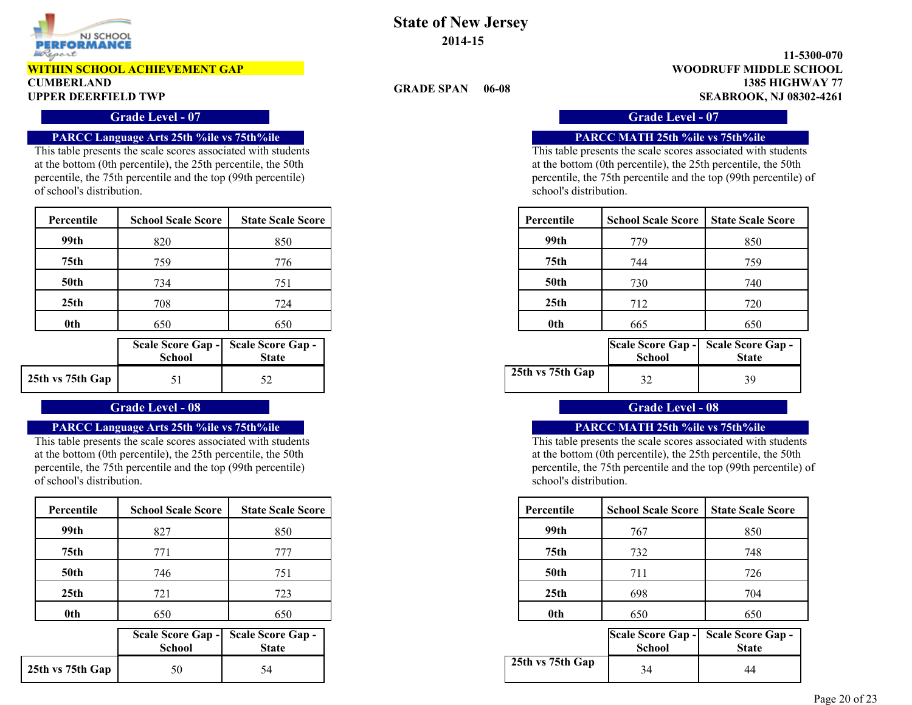# State of New Jersey

**2014-15**

**WITHIN SCHOOL ACHIEVEMENT GAP**

**CUMBERLAND**
**UPPER DEERFIELD TWP**

**GRADE SPAN 06-08**

**11-5300-070**
**WOODRUFF MIDDLE SCHOOL**
**1385 HIGHWAY 77**
**SEABROOK, NJ 08302-4261**

## Grade Level - 07

### PARCC Language Arts 25th %ile vs 75th%ile

This table presents the scale scores associated with students at the bottom (0th percentile), the 25th percentile, the 50th percentile, the 75th percentile and the top (99th percentile) of school's distribution.

| Percentile | School Scale Score | State Scale Score |
|---|---|---|
| 99th | 820 | 850 |
| 75th | 759 | 776 |
| 50th | 734 | 751 |
| 25th | 708 | 724 |
| 0th | 650 | 650 |

| | Scale Score Gap - School | Scale Score Gap - State |
|---|---|---|
| 25th vs 75th Gap | 51 | 52 |

### PARCC MATH 25th %ile vs 75th%ile

This table presents the scale scores associated with students at the bottom (0th percentile), the 25th percentile, the 50th percentile, the 75th percentile and the top (99th percentile) of school's distribution.

| Percentile | School Scale Score | State Scale Score |
|---|---|---|
| 99th | 779 | 850 |
| 75th | 744 | 759 |
| 50th | 730 | 740 |
| 25th | 712 | 720 |
| 0th | 665 | 650 |

| | Scale Score Gap - School | Scale Score Gap - State |
|---|---|---|
| 25th vs 75th Gap | 32 | 39 |

## Grade Level - 08

### PARCC Language Arts 25th %ile vs 75th%ile

This table presents the scale scores associated with students at the bottom (0th percentile), the 25th percentile, the 50th percentile, the 75th percentile and the top (99th percentile) of school's distribution.

| Percentile | School Scale Score | State Scale Score |
|---|---|---|
| 99th | 827 | 850 |
| 75th | 771 | 777 |
| 50th | 746 | 751 |
| 25th | 721 | 723 |
| 0th | 650 | 650 |

| | Scale Score Gap - School | Scale Score Gap - State |
|---|---|---|
| 25th vs 75th Gap | 50 | 54 |

### PARCC MATH 25th %ile vs 75th%ile

This table presents the scale scores associated with students at the bottom (0th percentile), the 25th percentile, the 50th percentile, the 75th percentile and the top (99th percentile) of school's distribution.

| Percentile | School Scale Score | State Scale Score |
|---|---|---|
| 99th | 767 | 850 |
| 75th | 732 | 748 |
| 50th | 711 | 726 |
| 25th | 698 | 704 |
| 0th | 650 | 650 |

| | Scale Score Gap - School | Scale Score Gap - State |
|---|---|---|
| 25th vs 75th Gap | 34 | 44 |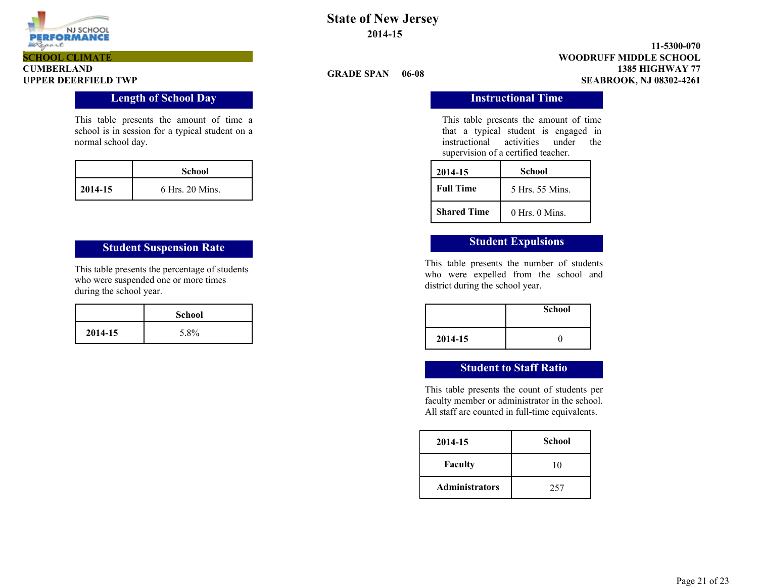# State of New Jersey

**2014-15**

**SCHOOL CLIMATE**
**CUMBERLAND**
**UPPER DEERFIELD TWP**

**GRADE SPAN 06-08**

**11-5300-070**
**WOODRUFF MIDDLE SCHOOL**
**1385 HIGHWAY 77**
**SEABROOK, NJ 08302-4261**

## Length of School Day

This table presents the amount of time a school is in session for a typical student on a normal school day.

| | School |
|---|---|
| **2014-15** | 6 Hrs. 20 Mins. |

## Instructional Time

This table presents the amount of time that a typical student is engaged in instructional activities under the supervision of a certified teacher.

| 2014-15 | School |
|---|---|
| **Full Time** | 5 Hrs. 55 Mins. |
| **Shared Time** | 0 Hrs. 0 Mins. |

## Student Suspension Rate

This table presents the percentage of students who were suspended one or more times during the school year.

| | School |
|---|---|
| **2014-15** | 5.8% |

## Student Expulsions

This table presents the number of students who were expelled from the school and district during the school year.

| | School |
|---|---|
| **2014-15** | 0 |

## Student to Staff Ratio

This table presents the count of students per faculty member or administrator in the school. All staff are counted in full-time equivalents.

| 2014-15 | School |
|---|---|
| **Faculty** | 10 |
| **Administrators** | 257 |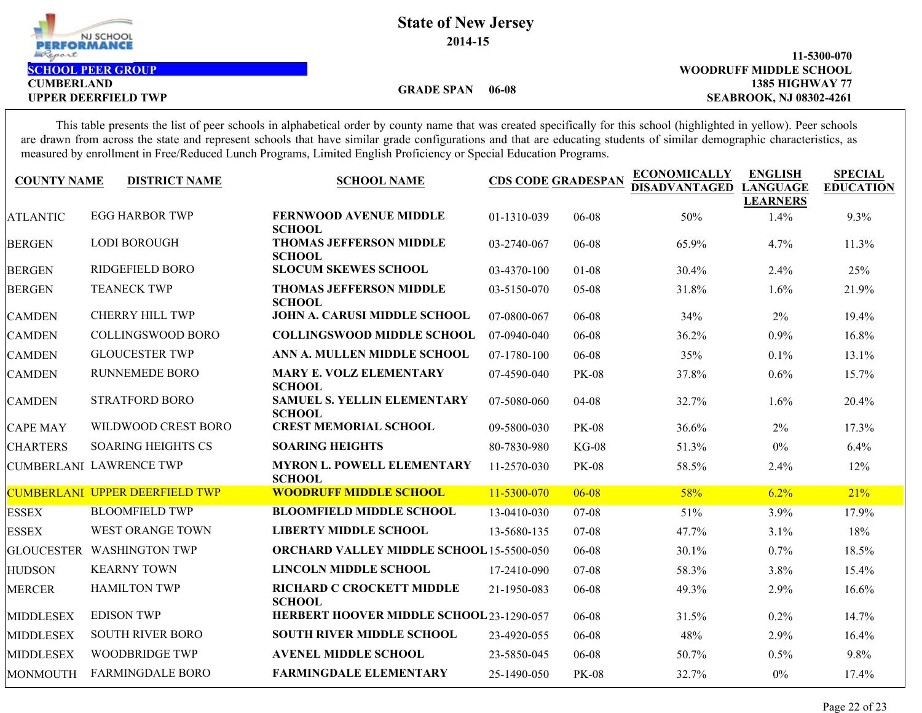NJ SCHOOL PERFORMANCE Report

# State of New Jersey

## 2014-15

**SCHOOL PEER GROUP**

**CUMBERLAND**
**UPPER DEERFIELD TWP**

**GRADE SPAN 06-08**

**11-5300-070**
**WOODRUFF MIDDLE SCHOOL**
**1385 HIGHWAY 77**
**SEABROOK, NJ 08302-4261**

This table presents the list of peer schools in alphabetical order by county name that was created specifically for this school (highlighted in yellow). Peer schools are drawn from across the state and represent schools that have similar grade configurations and that are educating students of similar demographic characteristics, as measured by enrollment in Free/Reduced Lunch Programs, Limited English Proficiency or Special Education Programs.

| COUNTY NAME | DISTRICT NAME | SCHOOL NAME | CDS CODE | GRADESPAN | ECONOMICALLY DISADVANTAGED | ENGLISH LANGUAGE LEARNERS | SPECIAL EDUCATION |
|---|---|---|---|---|---|---|---|
| ATLANTIC | EGG HARBOR TWP | FERNWOOD AVENUE MIDDLE SCHOOL | 01-1310-039 | 06-08 | 50% | 1.4% | 9.3% |
| BERGEN | LODI BOROUGH | THOMAS JEFFERSON MIDDLE SCHOOL | 03-2740-067 | 06-08 | 65.9% | 4.7% | 11.3% |
| BERGEN | RIDGEFIELD BORO | SLOCUM SKEWES SCHOOL | 03-4370-100 | 01-08 | 30.4% | 2.4% | 25% |
| BERGEN | TEANECK TWP | THOMAS JEFFERSON MIDDLE SCHOOL | 03-5150-070 | 05-08 | 31.8% | 1.6% | 21.9% |
| CAMDEN | CHERRY HILL TWP | JOHN A. CARUSI MIDDLE SCHOOL | 07-0800-067 | 06-08 | 34% | 2% | 19.4% |
| CAMDEN | COLLINGSWOOD BORO | COLLINGSWOOD MIDDLE SCHOOL | 07-0940-040 | 06-08 | 36.2% | 0.9% | 16.8% |
| CAMDEN | GLOUCESTER TWP | ANN A. MULLEN MIDDLE SCHOOL | 07-1780-100 | 06-08 | 35% | 0.1% | 13.1% |
| CAMDEN | RUNNEMEDE BORO | MARY E. VOLZ ELEMENTARY SCHOOL | 07-4590-040 | PK-08 | 37.8% | 0.6% | 15.7% |
| CAMDEN | STRATFORD BORO | SAMUEL S. YELLIN ELEMENTARY SCHOOL | 07-5080-060 | 04-08 | 32.7% | 1.6% | 20.4% |
| CAPE MAY | WILDWOOD CREST BORO | CREST MEMORIAL SCHOOL | 09-5800-030 | PK-08 | 36.6% | 2% | 17.3% |
| CHARTERS | SOARING HEIGHTS CS | SOARING HEIGHTS | 80-7830-980 | KG-08 | 51.3% | 0% | 6.4% |
| CUMBERLAND | LAWRENCE TWP | MYRON L. POWELL ELEMENTARY SCHOOL | 11-2570-030 | PK-08 | 58.5% | 2.4% | 12% |
| CUMBERLAND | UPPER DEERFIELD TWP | WOODRUFF MIDDLE SCHOOL | 11-5300-070 | 06-08 | 58% | 6.2% | 21% |
| ESSEX | BLOOMFIELD TWP | BLOOMFIELD MIDDLE SCHOOL | 13-0410-030 | 07-08 | 51% | 3.9% | 17.9% |
| ESSEX | WEST ORANGE TOWN | LIBERTY MIDDLE SCHOOL | 13-5680-135 | 07-08 | 47.7% | 3.1% | 18% |
| GLOUCESTER | WASHINGTON TWP | ORCHARD VALLEY MIDDLE SCHOOL | 15-5500-050 | 06-08 | 30.1% | 0.7% | 18.5% |
| HUDSON | KEARNY TOWN | LINCOLN MIDDLE SCHOOL | 17-2410-090 | 07-08 | 58.3% | 3.8% | 15.4% |
| MERCER | HAMILTON TWP | RICHARD C CROCKETT MIDDLE SCHOOL | 21-1950-083 | 06-08 | 49.3% | 2.9% | 16.6% |
| MIDDLESEX | EDISON TWP | HERBERT HOOVER MIDDLE SCHOOL | 23-1290-057 | 06-08 | 31.5% | 0.2% | 14.7% |
| MIDDLESEX | SOUTH RIVER BORO | SOUTH RIVER MIDDLE SCHOOL | 23-4920-055 | 06-08 | 48% | 2.9% | 16.4% |
| MIDDLESEX | WOODBRIDGE TWP | AVENEL MIDDLE SCHOOL | 23-5850-045 | 06-08 | 50.7% | 0.5% | 9.8% |
| MONMOUTH | FARMINGDALE BORO | FARMINGDALE ELEMENTARY | 25-1490-050 | PK-08 | 32.7% | 0% | 17.4% |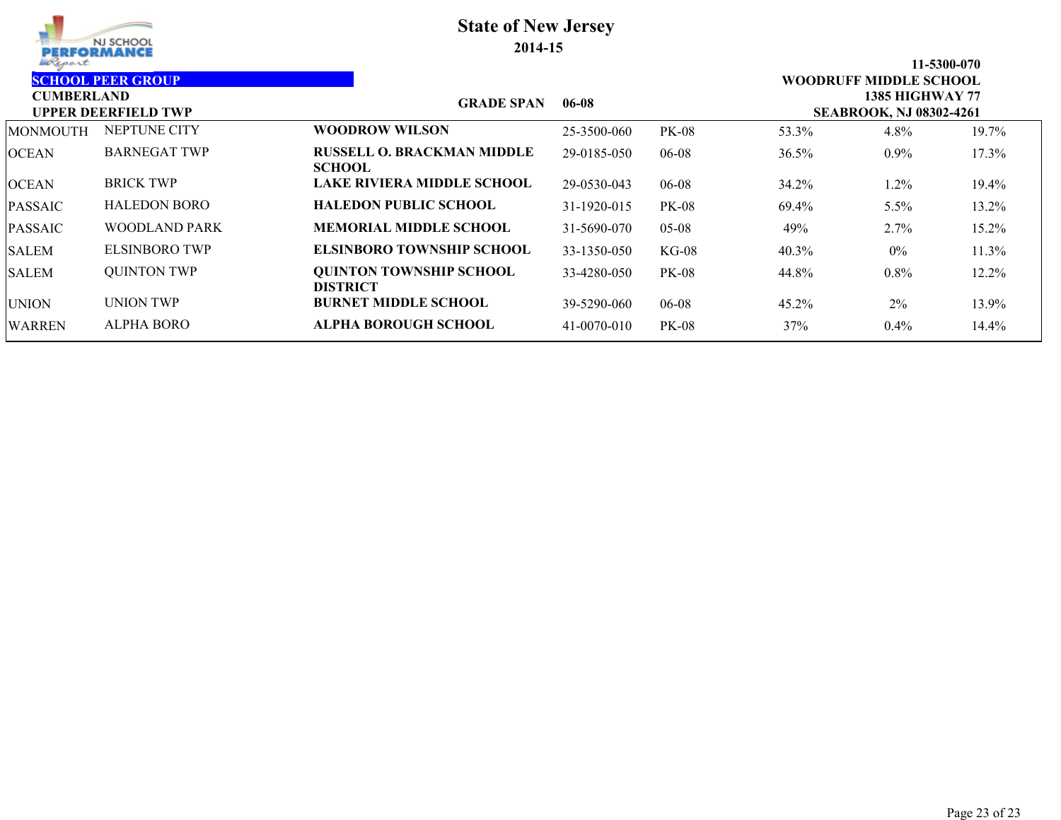# State of New Jersey

## 2014-15

**SCHOOL PEER GROUP**

**CUMBERLAND**
**UPPER DEERFIELD TWP**

**GRADE SPAN** **06-08**

**11-5300-070**
**WOODRUFF MIDDLE SCHOOL**
**1385 HIGHWAY 77**
**SEABROOK, NJ 08302-4261**

| | | | | | | | |
|---|---|---|---|---|---|---|---|
| MONMOUTH | NEPTUNE CITY | **WOODROW WILSON** | 25-3500-060 | PK-08 | 53.3% | 4.8% | 19.7% |
| OCEAN | BARNEGAT TWP | **RUSSELL O. BRACKMAN MIDDLE SCHOOL** | 29-0185-050 | 06-08 | 36.5% | 0.9% | 17.3% |
| OCEAN | BRICK TWP | **LAKE RIVIERA MIDDLE SCHOOL** | 29-0530-043 | 06-08 | 34.2% | 1.2% | 19.4% |
| PASSAIC | HALEDON BORO | **HALEDON PUBLIC SCHOOL** | 31-1920-015 | PK-08 | 69.4% | 5.5% | 13.2% |
| PASSAIC | WOODLAND PARK | **MEMORIAL MIDDLE SCHOOL** | 31-5690-070 | 05-08 | 49% | 2.7% | 15.2% |
| SALEM | ELSINBORO TWP | **ELSINBORO TOWNSHIP SCHOOL** | 33-1350-050 | KG-08 | 40.3% | 0% | 11.3% |
| SALEM | QUINTON TWP | **QUINTON TOWNSHIP SCHOOL DISTRICT** | 33-4280-050 | PK-08 | 44.8% | 0.8% | 12.2% |
| UNION | UNION TWP | **BURNET MIDDLE SCHOOL** | 39-5290-060 | 06-08 | 45.2% | 2% | 13.9% |
| WARREN | ALPHA BORO | **ALPHA BOROUGH SCHOOL** | 41-0070-010 | PK-08 | 37% | 0.4% | 14.4% |